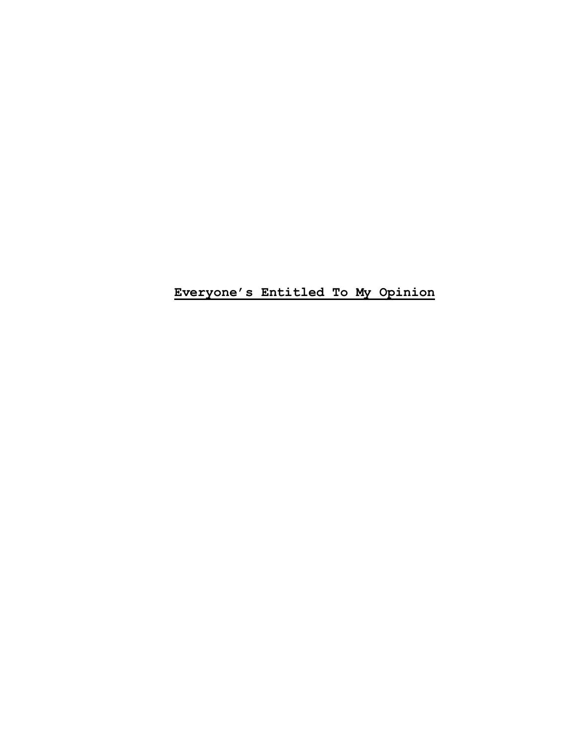# **Everyone's Entitled To My Opinion**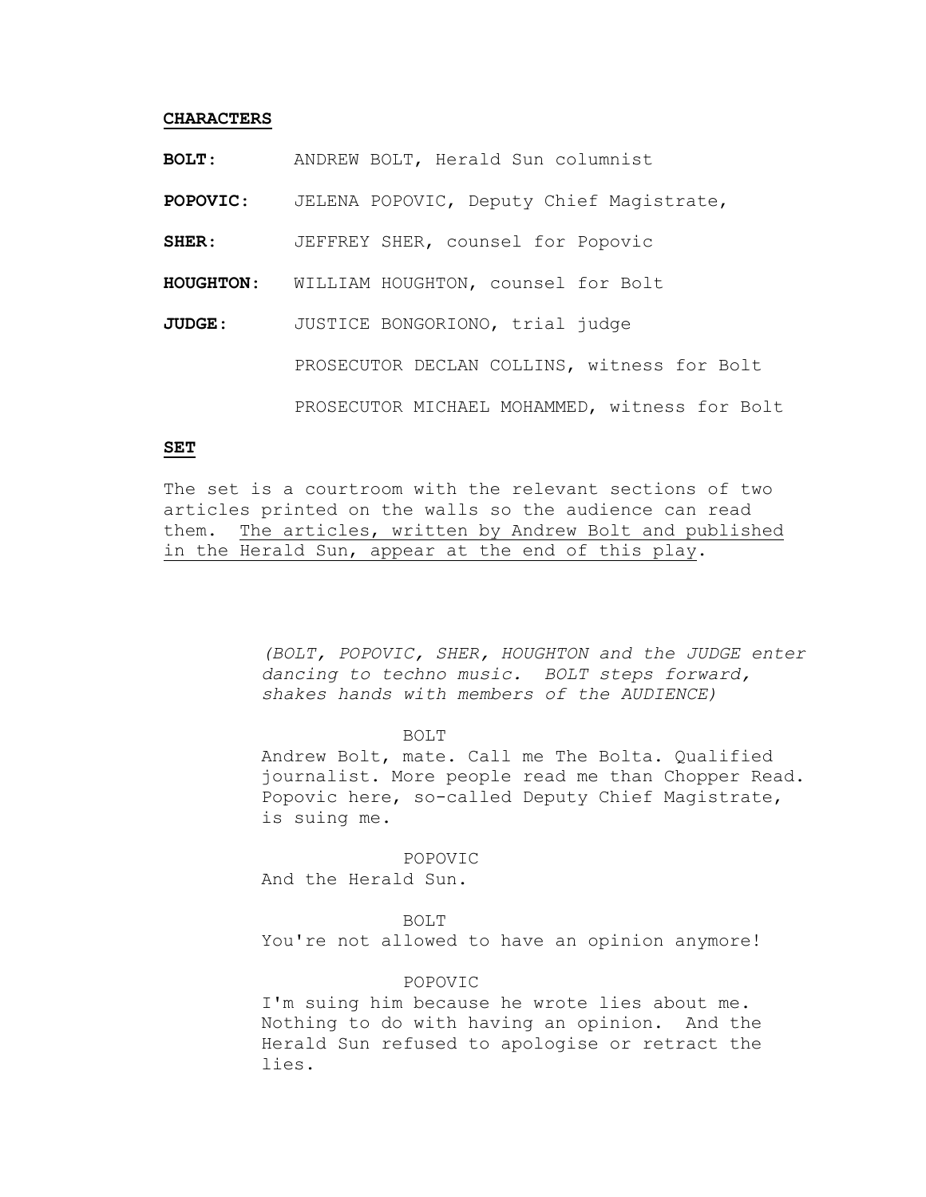**CHARACTERS**

**BOLT:** ANDREW BOLT, Herald Sun columnist

**POPOVIC:** JELENA POPOVIC, Deputy Chief Magistrate,

**SHER:** JEFFREY SHER, counsel for Popovic

**HOUGHTON:** WILLIAM HOUGHTON, counsel for Bolt

**JUDGE:** JUSTICE BONGORIONO, trial judge

PROSECUTOR DECLAN COLLINS, witness for Bolt

PROSECUTOR MICHAEL MOHAMMED, witness for Bolt

**SET**

The set is a courtroom with the relevant sections of two articles printed on the walls so the audience can read them. The articles, written by Andrew Bolt and published in the Herald Sun, appear at the end of this play.

*(BOLT, POPOVIC, SHER, HOUGHTON and the JUDGE enter dancing to techno music. BOLT steps forward, shakes hands with members of the AUDIENCE)*

BOLT

Andrew Bolt, mate. Call me The Bolta. Qualified journalist. More people read me than Chopper Read. Popovic here, so-called Deputy Chief Magistrate, is suing me.

POPOVIC

And the Herald Sun.

BOLT

You're not allowed to have an opinion anymore!

POPOVIC

I'm suing him because he wrote lies about me. Nothing to do with having an opinion. And the Herald Sun refused to apologise or retract the lies.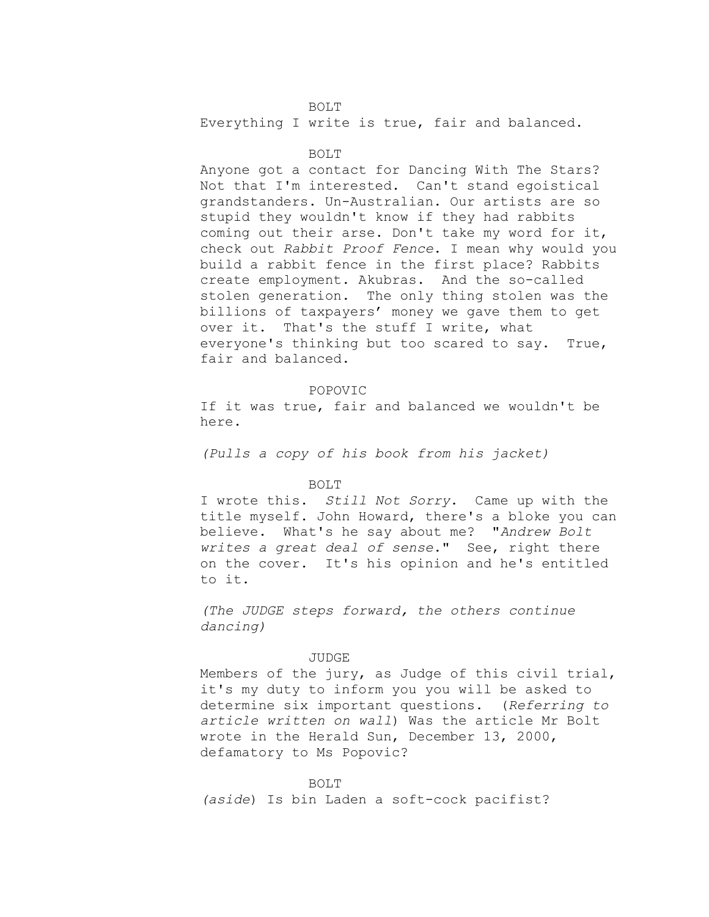BOLT

Everything I write is true, fair and balanced.

BOLT

Anyone got a contact for Dancing With The Stars? Not that I'm interested. Can't stand egoistical grandstanders. Un-Australian. Our artists are so stupid they wouldn't know if they had rabbits coming out their arse. Don't take my word for it, check out *Rabbit Proof Fence*. I mean why would you build a rabbit fence in the first place? Rabbits create employment. Akubras. And the so-called stolen generation. The only thing stolen was the billions of taxpayers' money we gave them to get over it. That's the stuff I write, what everyone's thinking but too scared to say. True, fair and balanced.

POPOVIC

If it was true, fair and balanced we wouldn't be here.

*(Pulls a copy of his book from his jacket)*

BOLT

I wrote this. *Still Not Sorry*. Came up with the title myself. John Howard, there's a bloke you can believe. What's he say about me? "*Andrew Bolt writes a great deal of sense*." See, right there on the cover. It's his opinion and he's entitled to it.

*(The JUDGE steps forward, the others continue dancing)*

JUDGE

Members of the jury, as Judge of this civil trial, it's my duty to inform you you will be asked to determine six important questions. (*Referring to article written on wall*) Was the article Mr Bolt wrote in the Herald Sun, December 13, 2000, defamatory to Ms Popovic?

BOLT

*(aside*) Is bin Laden a soft-cock pacifist?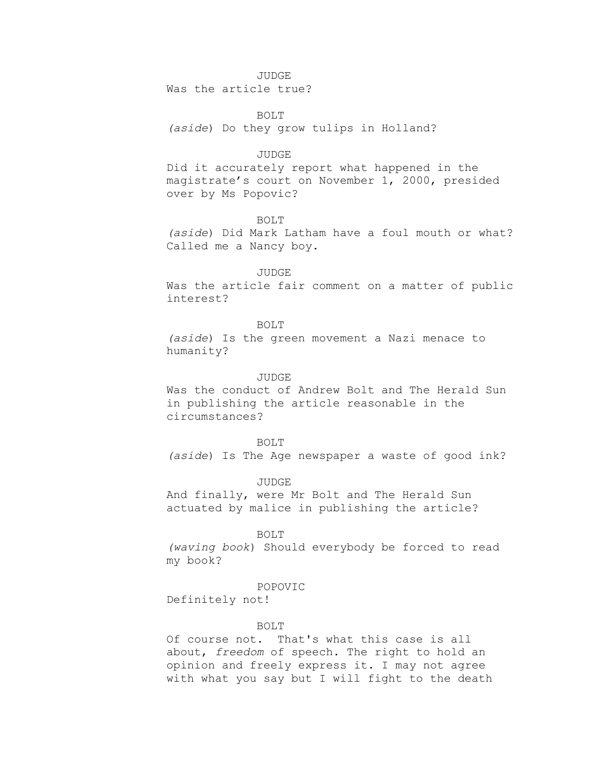JUDGE

Was the article true?

BOLT

*(aside)* Do they grow tulips in Holland?

JUDGE

Did it accurately report what happened in the magistrate's court on November 1, 2000, presided over by Ms Popovic?

BOLT

*(aside)* Did Mark Latham have a foul mouth or what? Called me a Nancy boy.

JUDGE

Was the article fair comment on a matter of public interest?

BOLT

*(aside)* Is the green movement a Nazi menace to humanity?

JUDGE

Was the conduct of Andrew Bolt and The Herald Sun in publishing the article reasonable in the circumstances?

BOLT

*(aside)* Is The Age newspaper a waste of good ink?

JUDGE

And finally, were Mr Bolt and The Herald Sun actuated by malice in publishing the article?

BOLT

*(waving book)* Should everybody be forced to read my book?

POPOVIC

Definitely not!

BOLT

Of course not. That's what this case is all about, *freedom* of speech. The right to hold an opinion and freely express it. I may not agree with what you say but I will fight to the death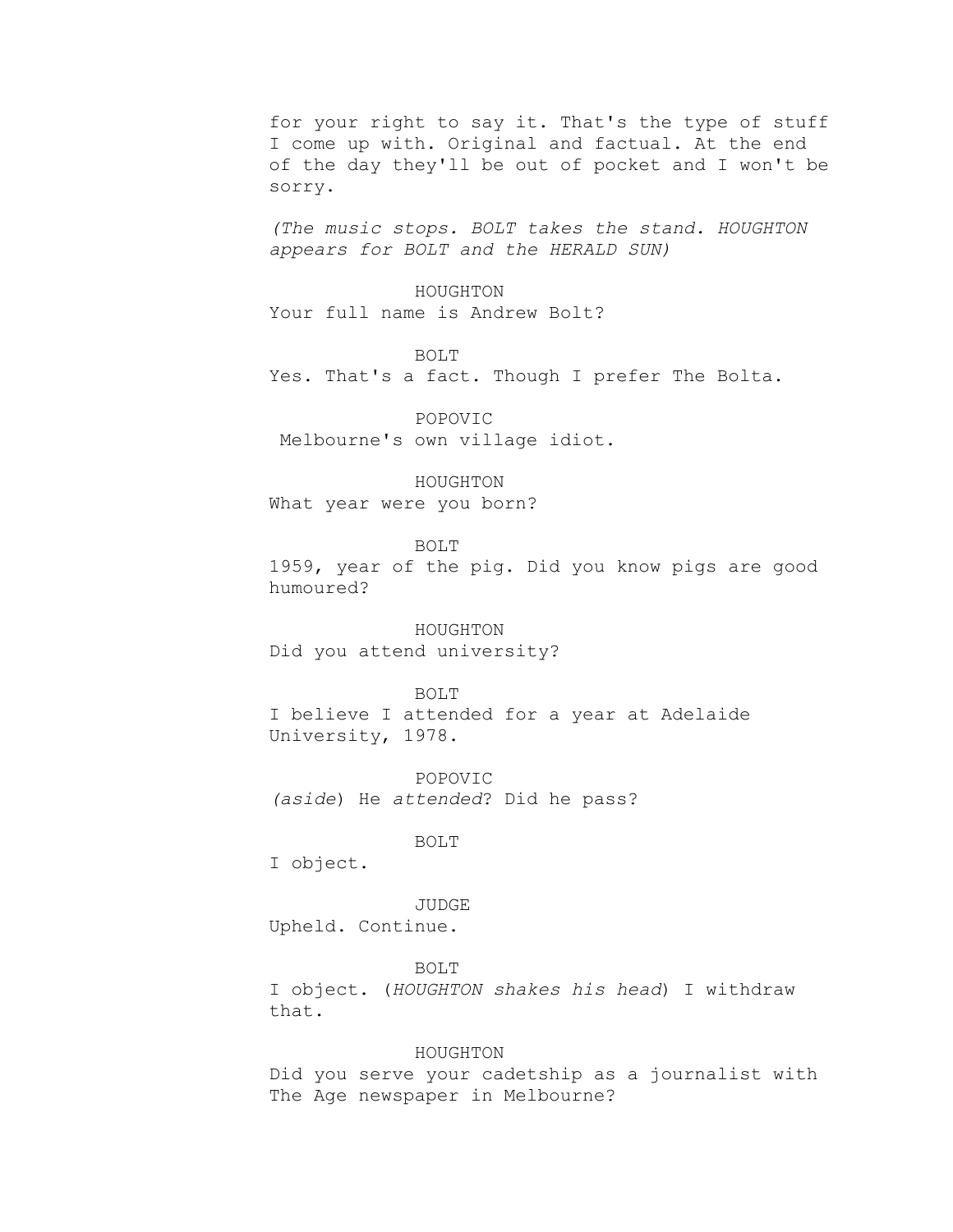for your right to say it. That's the type of stuff I come up with. Original and factual. At the end of the day they'll be out of pocket and I won't be sorry.

*(The music stops. BOLT takes the stand. HOUGHTON appears for BOLT and the HERALD SUN)*

HOUGHTON
Your full name is Andrew Bolt?

BOLT
Yes. That's a fact. Though I prefer The Bolta.

POPOVIC
Melbourne's own village idiot.

HOUGHTON
What year were you born?

BOLT
1959, year of the pig. Did you know pigs are good humoured?

HOUGHTON
Did you attend university?

BOLT
I believe I attended for a year at Adelaide University, 1978.

POPOVIC
*(aside)* He *attended*? Did he pass?

BOLT
I object.

JUDGE
Upheld. Continue.

BOLT
I object. (*HOUGHTON shakes his head*) I withdraw that.

HOUGHTON
Did you serve your cadetship as a journalist with The Age newspaper in Melbourne?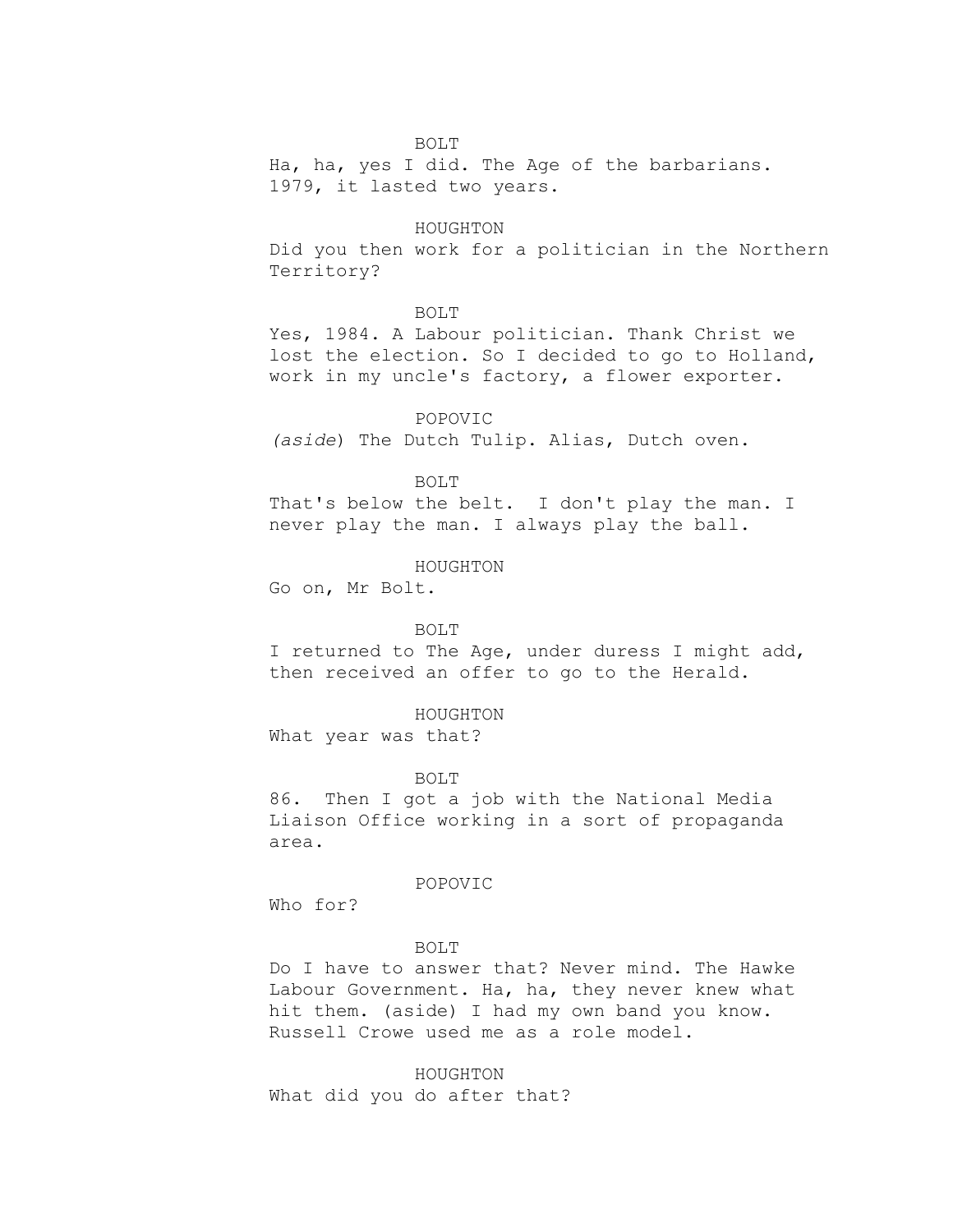BOLT

Ha, ha, yes I did. The Age of the barbarians. 1979, it lasted two years.

HOUGHTON

Did you then work for a politician in the Northern Territory?

BOLT

Yes, 1984. A Labour politician. Thank Christ we lost the election. So I decided to go to Holland, work in my uncle's factory, a flower exporter.

POPOVIC

*(aside)* The Dutch Tulip. Alias, Dutch oven.

BOLT

That's below the belt. I don't play the man. I never play the man. I always play the ball.

HOUGHTON

Go on, Mr Bolt.

BOLT

I returned to The Age, under duress I might add, then received an offer to go to the Herald.

HOUGHTON

What year was that?

BOLT

86. Then I got a job with the National Media Liaison Office working in a sort of propaganda area.

POPOVIC

Who for?

BOLT

Do I have to answer that? Never mind. The Hawke Labour Government. Ha, ha, they never knew what hit them. (aside) I had my own band you know. Russell Crowe used me as a role model.

HOUGHTON

What did you do after that?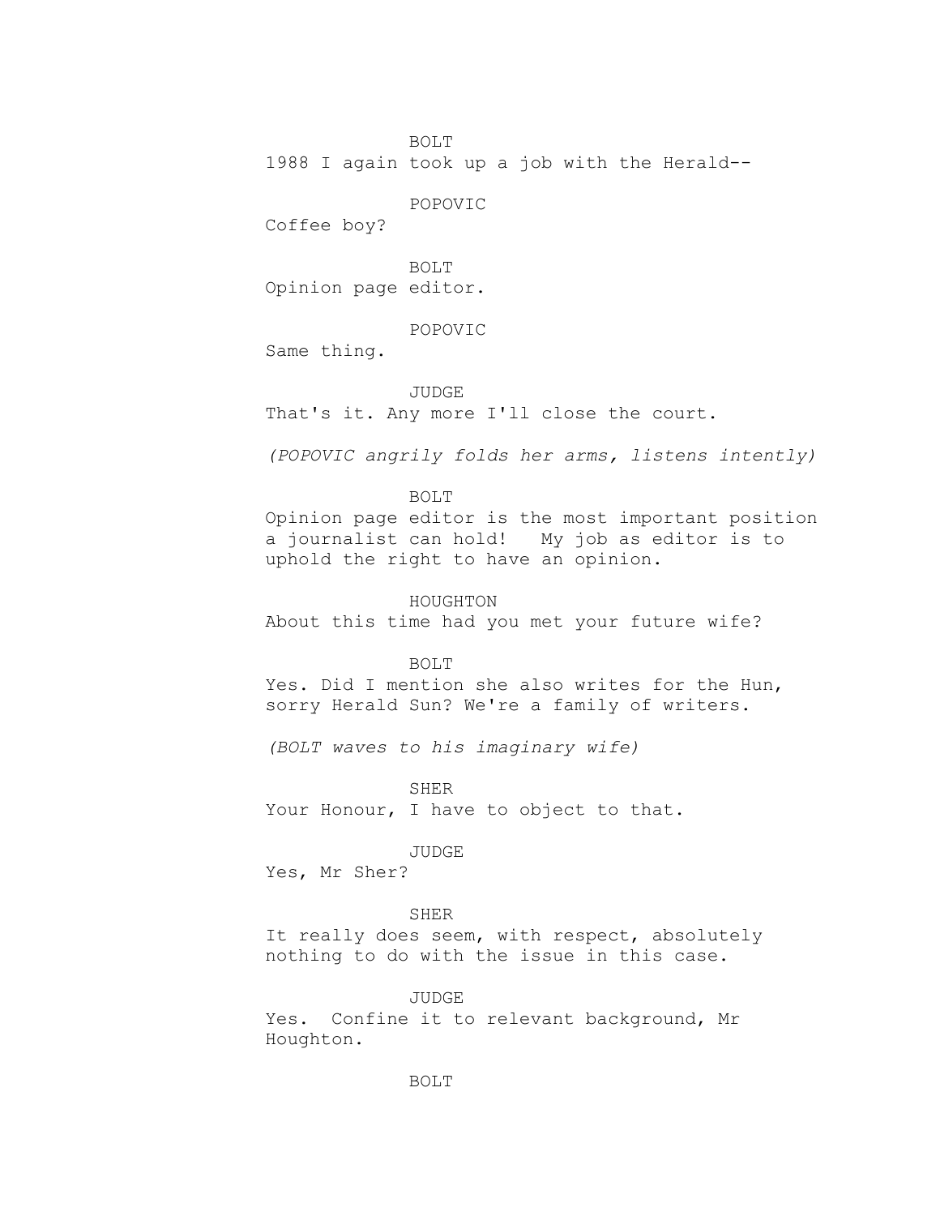BOLT
1988 I again took up a job with the Herald--

POPOVIC
Coffee boy?

BOLT
Opinion page editor.

POPOVIC
Same thing.

JUDGE
That's it. Any more I'll close the court.

*(POPOVIC angrily folds her arms, listens intently)*

BOLT
Opinion page editor is the most important position a journalist can hold! My job as editor is to uphold the right to have an opinion.

HOUGHTON
About this time had you met your future wife?

BOLT
Yes. Did I mention she also writes for the Hun, sorry Herald Sun? We're a family of writers.

*(BOLT waves to his imaginary wife)*

SHER
Your Honour, I have to object to that.

JUDGE
Yes, Mr Sher?

SHER
It really does seem, with respect, absolutely nothing to do with the issue in this case.

JUDGE
Yes. Confine it to relevant background, Mr Houghton.

BOLT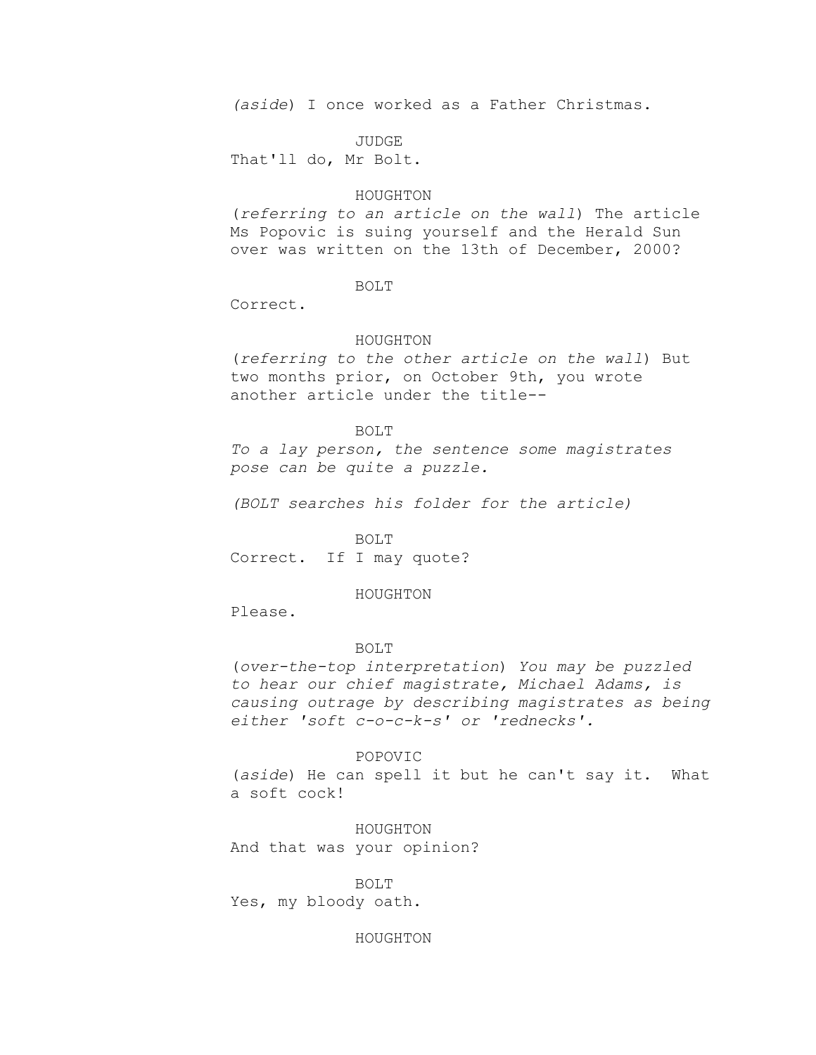*(aside)* I once worked as a Father Christmas.

JUDGE

That'll do, Mr Bolt.

HOUGHTON

(*referring to an article on the wall*) The article Ms Popovic is suing yourself and the Herald Sun over was written on the 13th of December, 2000?

BOLT

Correct.

HOUGHTON

(*referring to the other article on the wall*) But two months prior, on October 9th, you wrote another article under the title--

BOLT

*To a lay person, the sentence some magistrates pose can be quite a puzzle.*

*(BOLT searches his folder for the article)*

BOLT

Correct. If I may quote?

HOUGHTON

Please.

BOLT

(*over-the-top interpretation*) *You may be puzzled to hear our chief magistrate, Michael Adams, is causing outrage by describing magistrates as being either 'soft c-o-c-k-s' or 'rednecks'.*

POPOVIC

(*aside*) He can spell it but he can't say it. What a soft cock!

HOUGHTON

And that was your opinion?

BOLT

Yes, my bloody oath.

HOUGHTON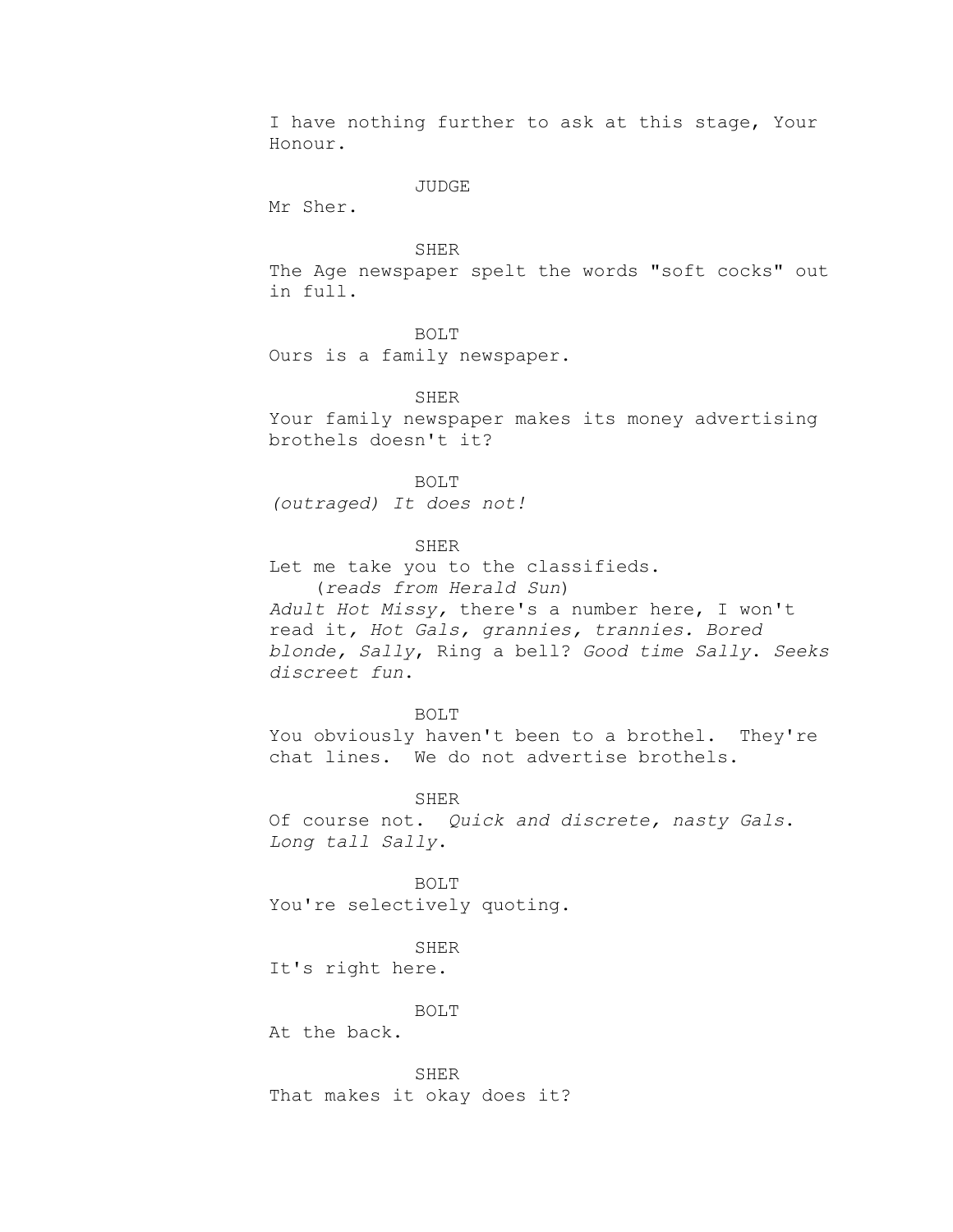I have nothing further to ask at this stage, Your Honour.

JUDGE

Mr Sher.

SHER

The Age newspaper spelt the words "soft cocks" out in full.

BOLT

Ours is a family newspaper.

SHER

Your family newspaper makes its money advertising brothels doesn't it?

BOLT

*(outraged) It does not!*

SHER

Let me take you to the classifieds.

(*reads from Herald Sun*)

*Adult Hot Missy,* there's a number here, I won't read it, *Hot Gals, grannies, trannies. Bored blonde, Sally*, Ring a bell? *Good time Sally*. *Seeks discreet fun*.

BOLT

You obviously haven't been to a brothel. They're chat lines. We do not advertise brothels.

SHER

Of course not. *Quick and discrete, nasty Gals*. *Long tall Sally*.

BOLT

You're selectively quoting.

SHER

It's right here.

BOLT

At the back.

SHER

That makes it okay does it?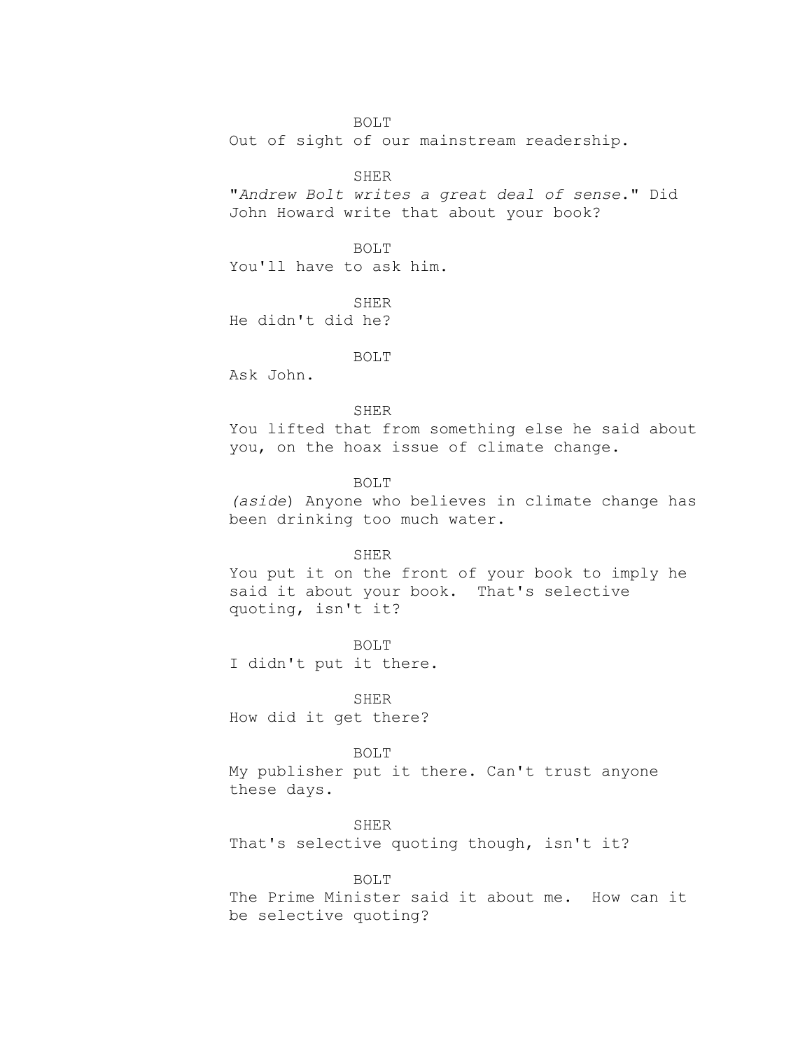BOLT

Out of sight of our mainstream readership.

SHER

"*Andrew Bolt writes a great deal of sense*." Did John Howard write that about your book?

BOLT

You'll have to ask him.

SHER

He didn't did he?

BOLT

Ask John.

SHER

You lifted that from something else he said about you, on the hoax issue of climate change.

BOLT

(*aside*) Anyone who believes in climate change has been drinking too much water.

SHER

You put it on the front of your book to imply he said it about your book. That's selective quoting, isn't it?

BOLT

I didn't put it there.

SHER

How did it get there?

BOLT

My publisher put it there. Can't trust anyone these days.

SHER

That's selective quoting though, isn't it?

BOLT

The Prime Minister said it about me. How can it be selective quoting?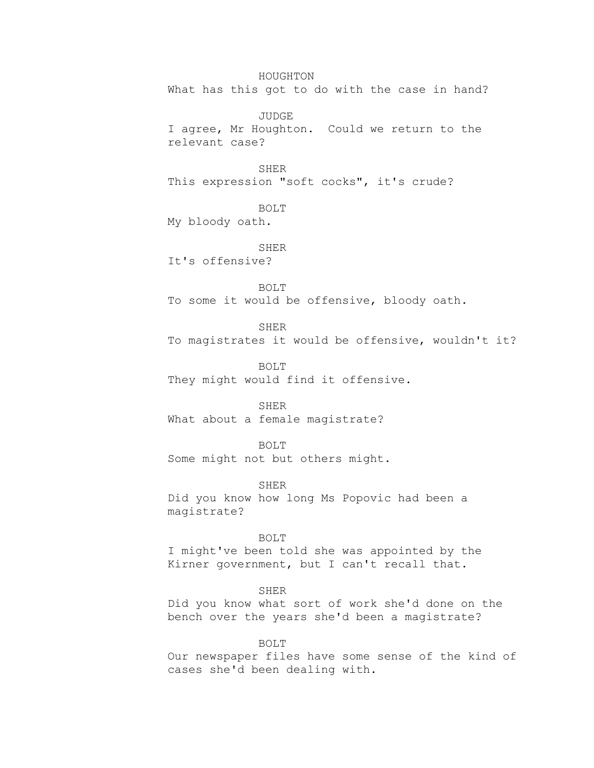HOUGHTON

What has this got to do with the case in hand?

JUDGE

I agree, Mr Houghton. Could we return to the relevant case?

SHER

This expression "soft cocks", it's crude?

BOLT

My bloody oath.

SHER

It's offensive?

BOLT

To some it would be offensive, bloody oath.

SHER

To magistrates it would be offensive, wouldn't it?

BOLT

They might would find it offensive.

SHER

What about a female magistrate?

BOLT

Some might not but others might.

SHER

Did you know how long Ms Popovic had been a magistrate?

BOLT

I might've been told she was appointed by the Kirner government, but I can't recall that.

SHER

Did you know what sort of work she'd done on the bench over the years she'd been a magistrate?

BOLT

Our newspaper files have some sense of the kind of cases she'd been dealing with.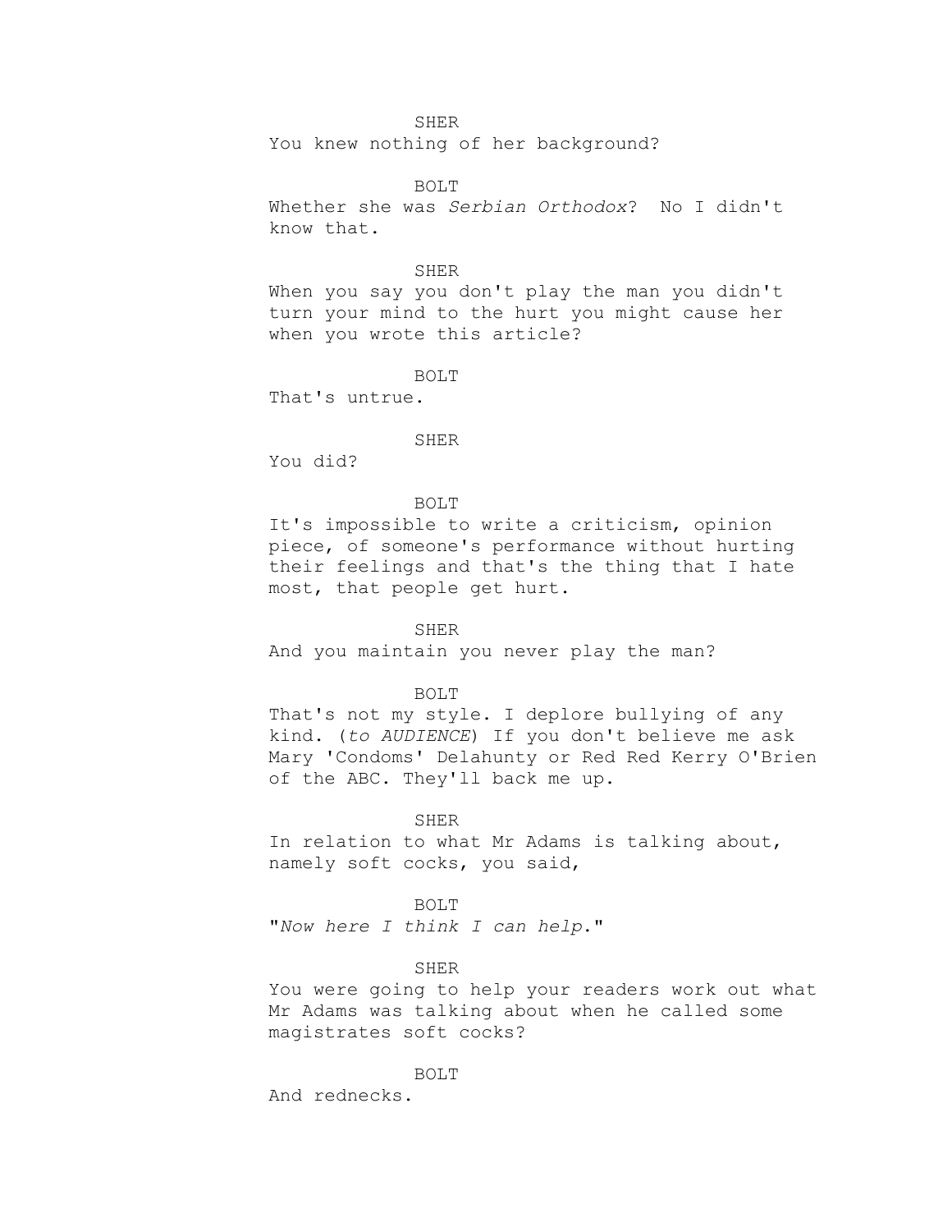SHER

You knew nothing of her background?

BOLT

Whether she was *Serbian Orthodox*? No I didn't know that.

SHER

When you say you don't play the man you didn't turn your mind to the hurt you might cause her when you wrote this article?

BOLT

That's untrue.

SHER

You did?

BOLT

It's impossible to write a criticism, opinion piece, of someone's performance without hurting their feelings and that's the thing that I hate most, that people get hurt.

SHER

And you maintain you never play the man?

BOLT

That's not my style. I deplore bullying of any kind. (*to AUDIENCE*) If you don't believe me ask Mary 'Condoms' Delahunty or Red Red Kerry O'Brien of the ABC. They'll back me up.

SHER

In relation to what Mr Adams is talking about, namely soft cocks, you said,

BOLT

"*Now here I think I can help*."

SHER

You were going to help your readers work out what Mr Adams was talking about when he called some magistrates soft cocks?

BOLT

And rednecks.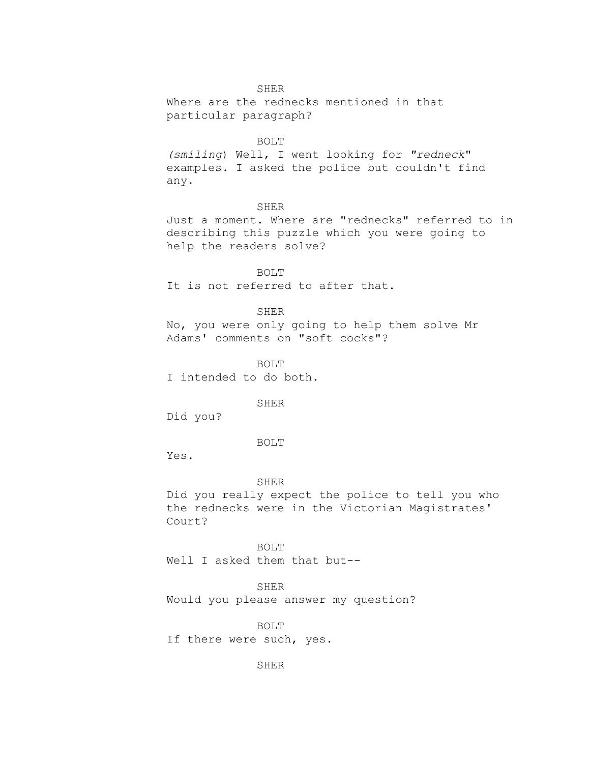SHER

Where are the rednecks mentioned in that particular paragraph?

BOLT

*(smiling)* Well, I went looking for *"redneck"* examples. I asked the police but couldn't find any.

SHER

Just a moment. Where are "rednecks" referred to in describing this puzzle which you were going to help the readers solve?

BOLT

It is not referred to after that.

SHER

No, you were only going to help them solve Mr Adams' comments on "soft cocks"?

BOLT

I intended to do both.

SHER

Did you?

BOLT

Yes.

SHER

Did you really expect the police to tell you who the rednecks were in the Victorian Magistrates' Court?

BOLT

Well I asked them that but--

SHER

Would you please answer my question?

BOLT

If there were such, yes.

SHER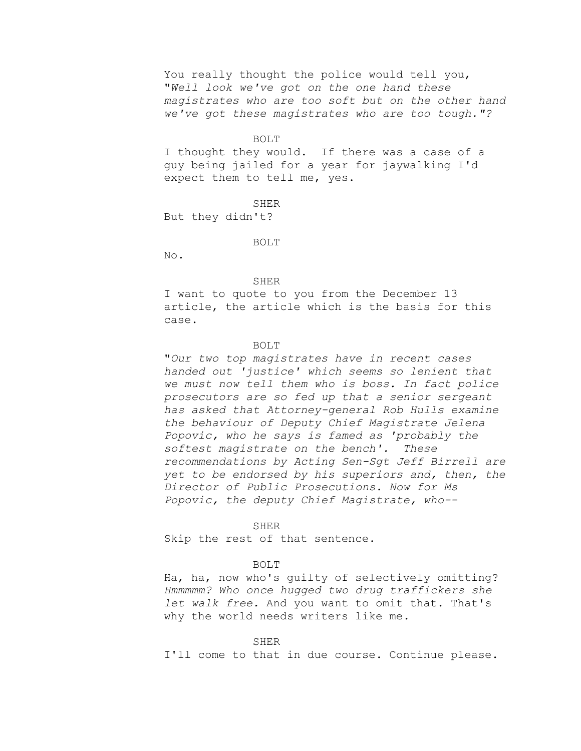You really thought the police would tell you, "*Well look we've got on the one hand these magistrates who are too soft but on the other hand we've got these magistrates who are too tough.*"?

BOLT

I thought they would. If there was a case of a guy being jailed for a year for jaywalking I'd expect them to tell me, yes.

SHER

But they didn't?

BOLT

No.

SHER

I want to quote to you from the December 13 article, the article which is the basis for this case.

BOLT

"*Our two top magistrates have in recent cases handed out 'justice' which seems so lenient that we must now tell them who is boss. In fact police prosecutors are so fed up that a senior sergeant has asked that Attorney-general Rob Hulls examine the behaviour of Deputy Chief Magistrate Jelena Popovic, who he says is famed as 'probably the softest magistrate on the bench'. These recommendations by Acting Sen-Sgt Jeff Birrell are yet to be endorsed by his superiors and, then, the Director of Public Prosecutions. Now for Ms Popovic, the deputy Chief Magistrate, who--*

SHER

Skip the rest of that sentence.

BOLT

Ha, ha, now who's guilty of selectively omitting? *Hmmmmm? Who once hugged two drug traffickers she let walk free.* And you want to omit that. That's why the world needs writers like me.

SHER

I'll come to that in due course. Continue please.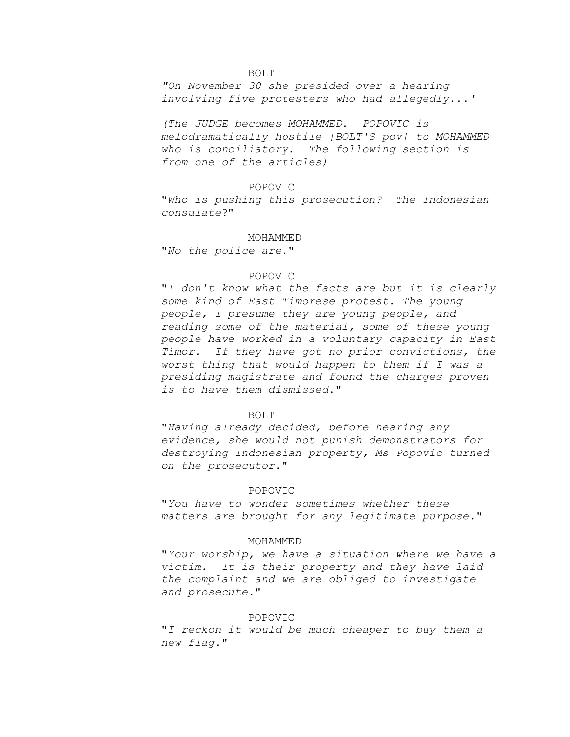BOLT

*"On November 30 she presided over a hearing involving five protesters who had allegedly...'*

*(The JUDGE becomes MOHAMMED. POPOVIC is melodramatically hostile [BOLT'S pov] to MOHAMMED who is conciliatory. The following section is from one of the articles)*

POPOVIC

"*Who is pushing this prosecution? The Indonesian consulate*?"

MOHAMMED

"*No the police are*."

POPOVIC

"*I don't know what the facts are but it is clearly some kind of East Timorese protest. The young people, I presume they are young people, and reading some of the material, some of these young people have worked in a voluntary capacity in East Timor. If they have got no prior convictions, the worst thing that would happen to them if I was a presiding magistrate and found the charges proven is to have them dismissed*."

BOLT

"*Having already decided, before hearing any evidence, she would not punish demonstrators for destroying Indonesian property, Ms Popovic turned on the prosecutor*."

POPOVIC

"*You have to wonder sometimes whether these matters are brought for any legitimate purpose.*"

MOHAMMED

"*Your worship, we have a situation where we have a victim. It is their property and they have laid the complaint and we are obliged to investigate and prosecute.*"

POPOVIC

"*I reckon it would be much cheaper to buy them a new flag.*"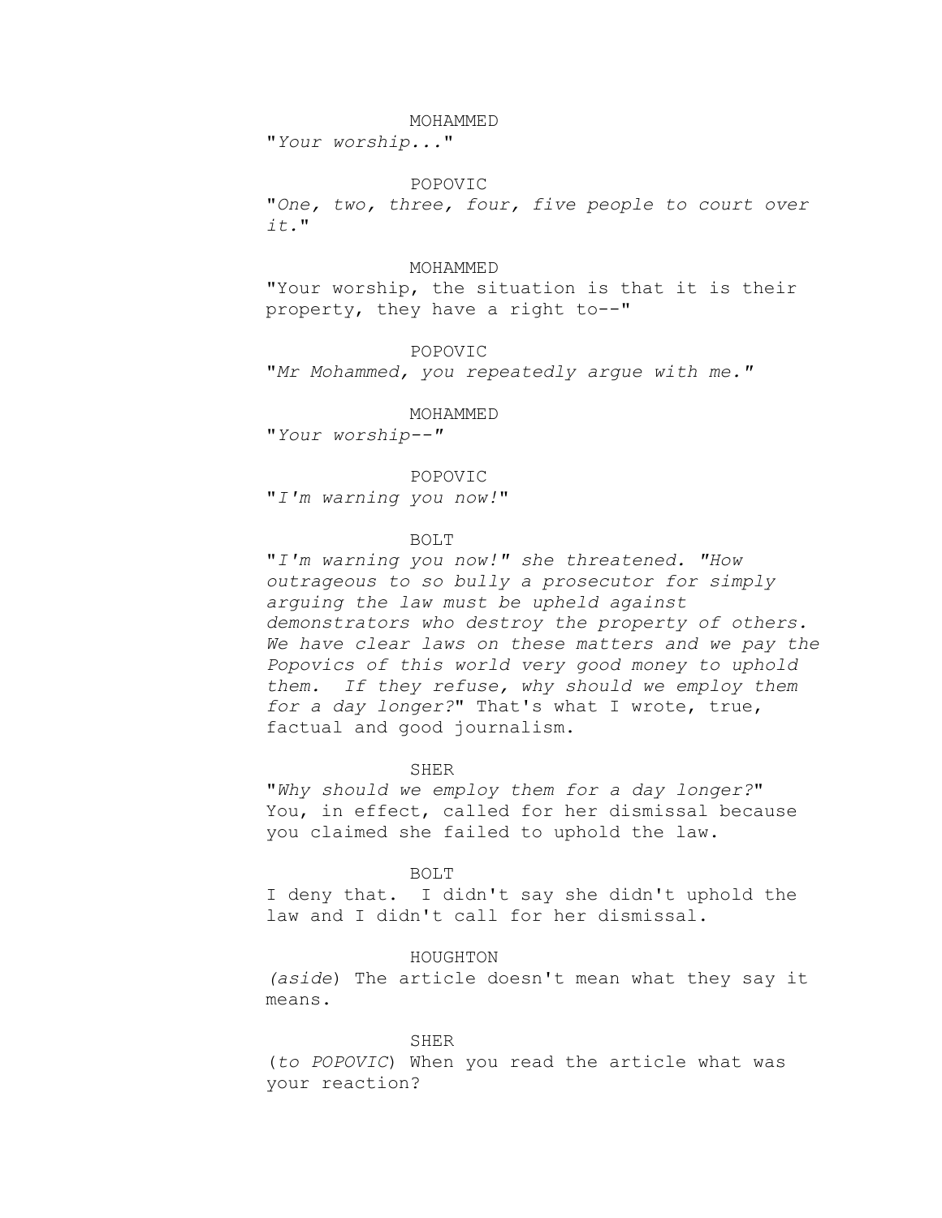MOHAMMED

"*Your worship...*"

POPOVIC

"*One, two, three, four, five people to court over it.*"

MOHAMMED

"Your worship, the situation is that it is their property, they have a right to--"

POPOVIC

"*Mr Mohammed, you repeatedly argue with me.*"

MOHAMMED

"*Your worship--*"

POPOVIC

"*I'm warning you now!*"

BOLT

"*I'm warning you now!" she threatened. "How outrageous to so bully a prosecutor for simply arguing the law must be upheld against demonstrators who destroy the property of others. We have clear laws on these matters and we pay the Popovics of this world very good money to uphold them. If they refuse, why should we employ them for a day longer?*" That's what I wrote, true, factual and good journalism.

SHER

"*Why should we employ them for a day longer?*" You, in effect, called for her dismissal because you claimed she failed to uphold the law.

BOLT

I deny that. I didn't say she didn't uphold the law and I didn't call for her dismissal.

HOUGHTON

(*aside*) The article doesn't mean what they say it means.

SHER

(*to POPOVIC*) When you read the article what was your reaction?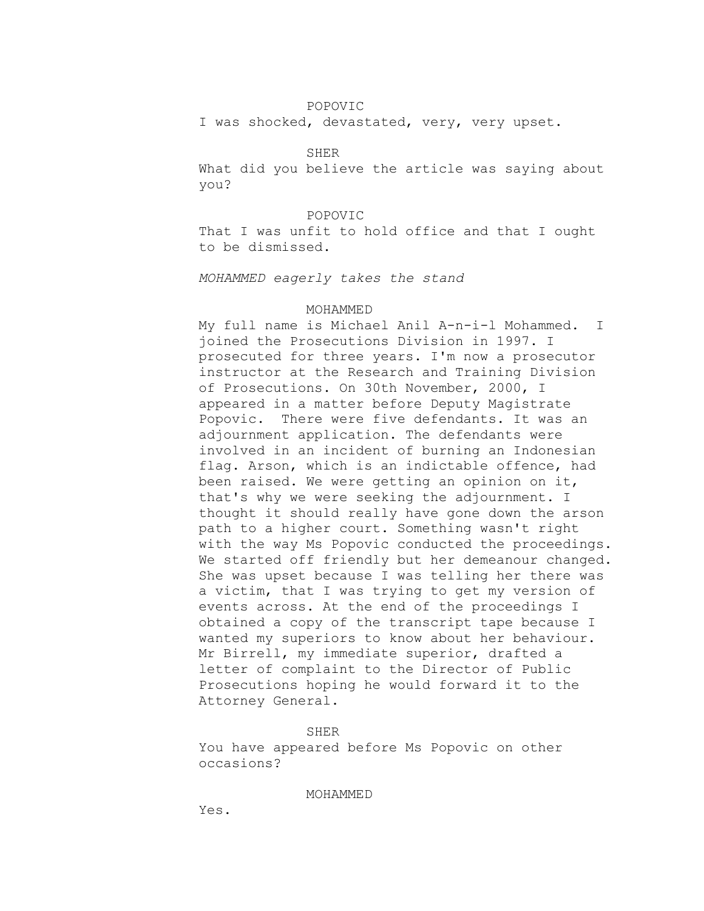POPOVIC

I was shocked, devastated, very, very upset.

SHER

What did you believe the article was saying about you?

POPOVIC

That I was unfit to hold office and that I ought to be dismissed.

*MOHAMMED eagerly takes the stand*

MOHAMMED

My full name is Michael Anil A-n-i-l Mohammed. I joined the Prosecutions Division in 1997. I prosecuted for three years. I'm now a prosecutor instructor at the Research and Training Division of Prosecutions. On 30th November, 2000, I appeared in a matter before Deputy Magistrate Popovic. There were five defendants. It was an adjournment application. The defendants were involved in an incident of burning an Indonesian flag. Arson, which is an indictable offence, had been raised. We were getting an opinion on it, that's why we were seeking the adjournment. I thought it should really have gone down the arson path to a higher court. Something wasn't right with the way Ms Popovic conducted the proceedings. We started off friendly but her demeanour changed. She was upset because I was telling her there was a victim, that I was trying to get my version of events across. At the end of the proceedings I obtained a copy of the transcript tape because I wanted my superiors to know about her behaviour. Mr Birrell, my immediate superior, drafted a letter of complaint to the Director of Public Prosecutions hoping he would forward it to the Attorney General.

SHER

You have appeared before Ms Popovic on other occasions?

MOHAMMED

Yes.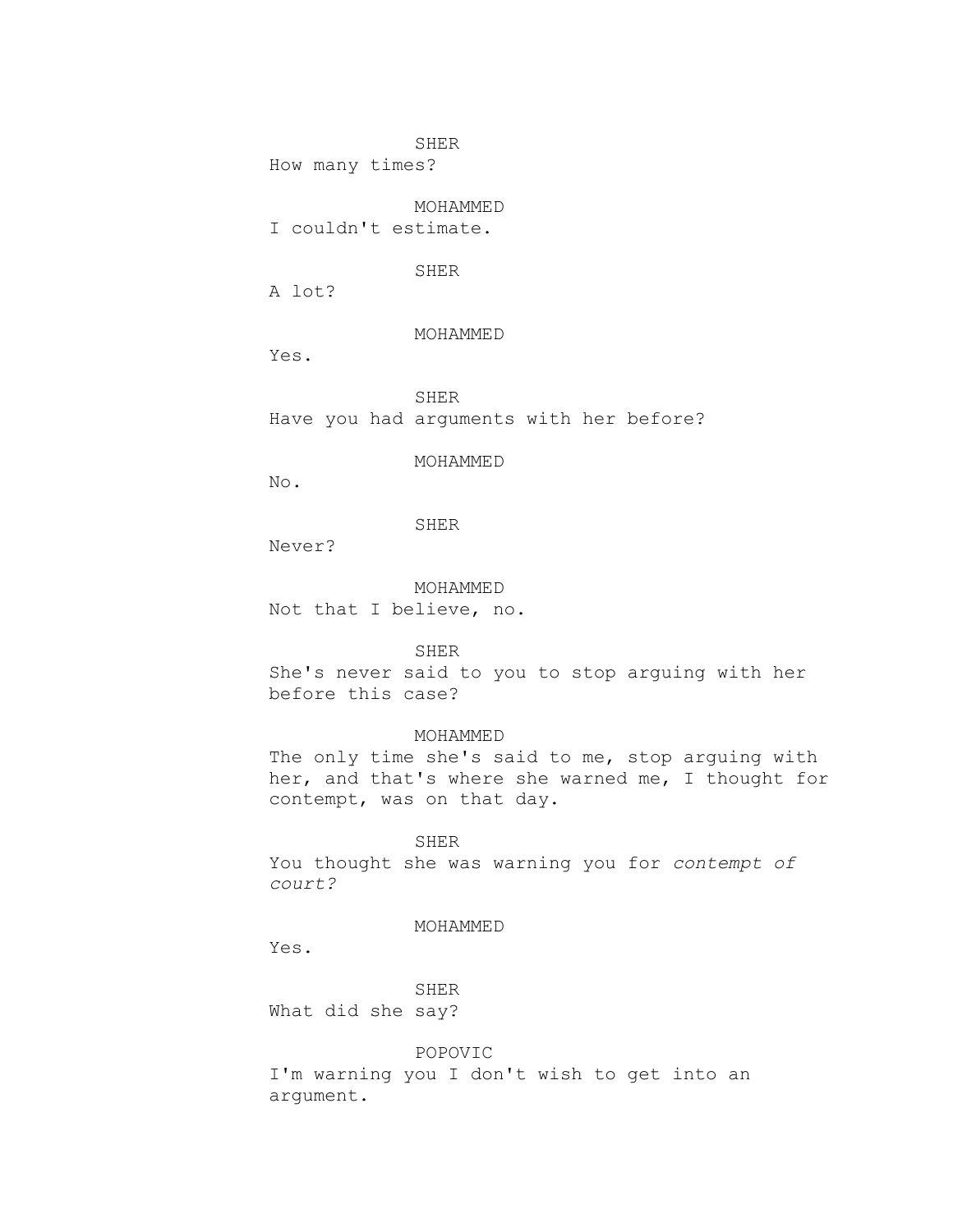SHER
How many times?

MOHAMMED
I couldn't estimate.

SHER
A lot?

MOHAMMED
Yes.

SHER
Have you had arguments with her before?

MOHAMMED
No.

SHER
Never?

MOHAMMED
Not that I believe, no.

SHER
She's never said to you to stop arguing with her before this case?

MOHAMMED
The only time she's said to me, stop arguing with her, and that's where she warned me, I thought for contempt, was on that day.

SHER
You thought she was warning you for *contempt of court?*

MOHAMMED
Yes.

SHER
What did she say?

POPOVIC
I'm warning you I don't wish to get into an argument.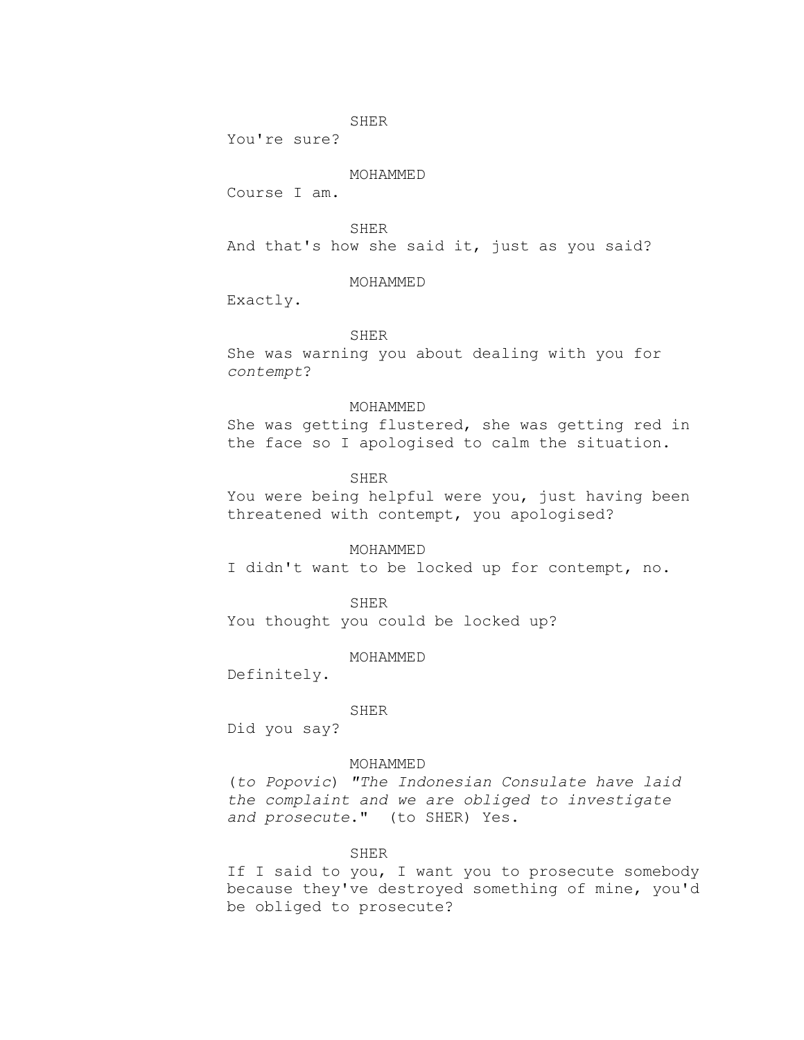SHER

You're sure?

MOHAMMED

Course I am.

SHER

And that's how she said it, just as you said?

MOHAMMED

Exactly.

SHER

She was warning you about dealing with you for *contempt*?

MOHAMMED

She was getting flustered, she was getting red in the face so I apologised to calm the situation.

SHER

You were being helpful were you, just having been threatened with contempt, you apologised?

MOHAMMED

I didn't want to be locked up for contempt, no.

SHER

You thought you could be locked up?

MOHAMMED

Definitely.

SHER

Did you say?

MOHAMMED

(*to Popovic*) *"The Indonesian Consulate have laid the complaint and we are obliged to investigate and prosecute*." (to SHER) Yes.

SHER

If I said to you, I want you to prosecute somebody because they've destroyed something of mine, you'd be obliged to prosecute?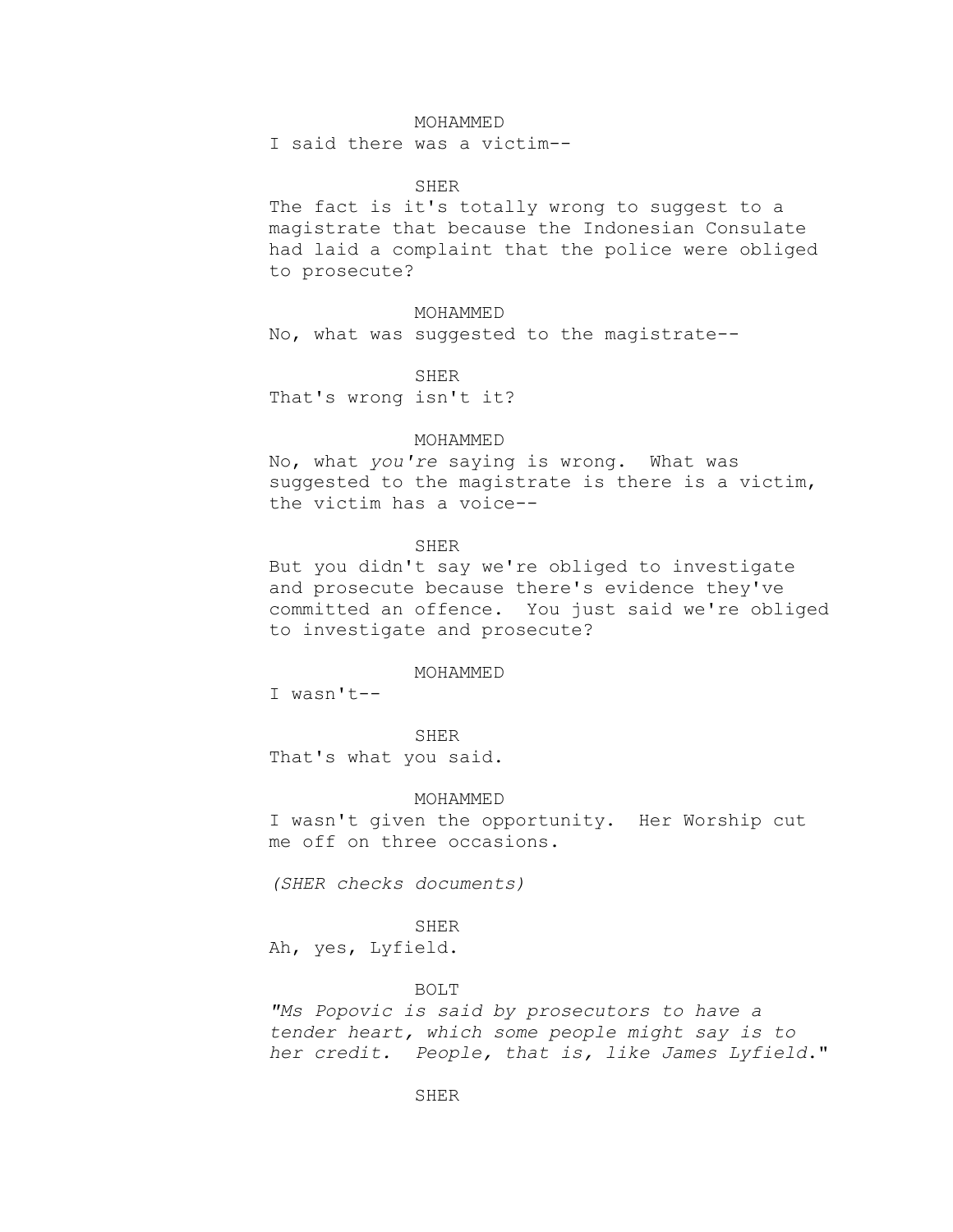MOHAMMED

I said there was a victim--

SHER

The fact is it's totally wrong to suggest to a magistrate that because the Indonesian Consulate had laid a complaint that the police were obliged to prosecute?

MOHAMMED

No, what was suggested to the magistrate--

SHER

That's wrong isn't it?

MOHAMMED

No, what *you're* saying is wrong. What was suggested to the magistrate is there is a victim, the victim has a voice--

SHER

But you didn't say we're obliged to investigate and prosecute because there's evidence they've committed an offence. You just said we're obliged to investigate and prosecute?

MOHAMMED

I wasn't--

SHER

That's what you said.

MOHAMMED

I wasn't given the opportunity. Her Worship cut me off on three occasions.

*(SHER checks documents)*

SHER

Ah, yes, Lyfield.

BOLT

*"Ms Popovic is said by prosecutors to have a tender heart, which some people might say is to her credit. People, that is, like James Lyfield."*

SHER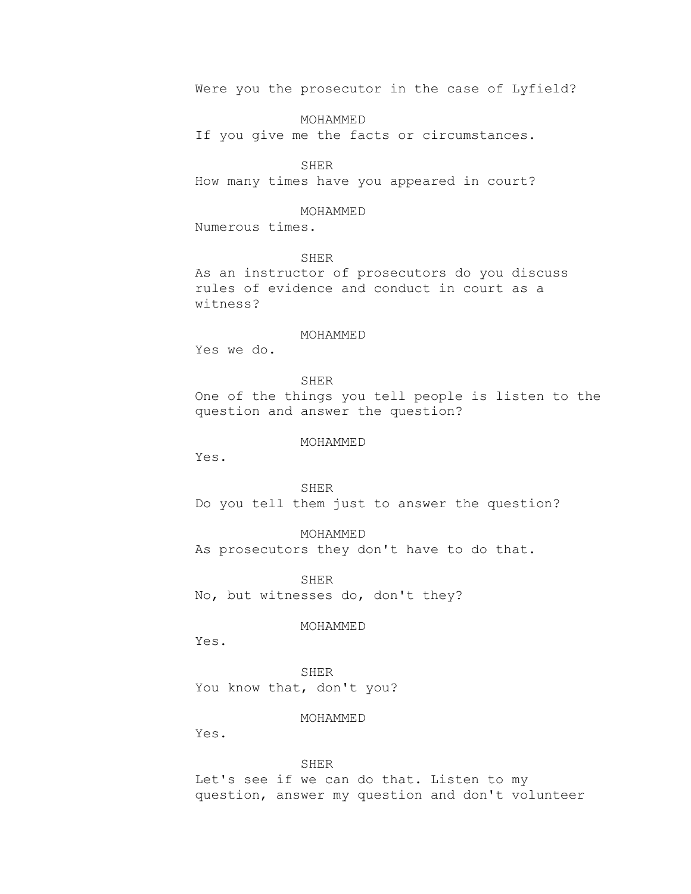Were you the prosecutor in the case of Lyfield?

MOHAMMED
If you give me the facts or circumstances.

SHER
How many times have you appeared in court?

MOHAMMED
Numerous times.

SHER
As an instructor of prosecutors do you discuss rules of evidence and conduct in court as a witness?

MOHAMMED
Yes we do.

SHER
One of the things you tell people is listen to the question and answer the question?

MOHAMMED
Yes.

SHER
Do you tell them just to answer the question?

MOHAMMED
As prosecutors they don't have to do that.

SHER
No, but witnesses do, don't they?

MOHAMMED
Yes.

SHER
You know that, don't you?

MOHAMMED
Yes.

SHER
Let's see if we can do that. Listen to my question, answer my question and don't volunteer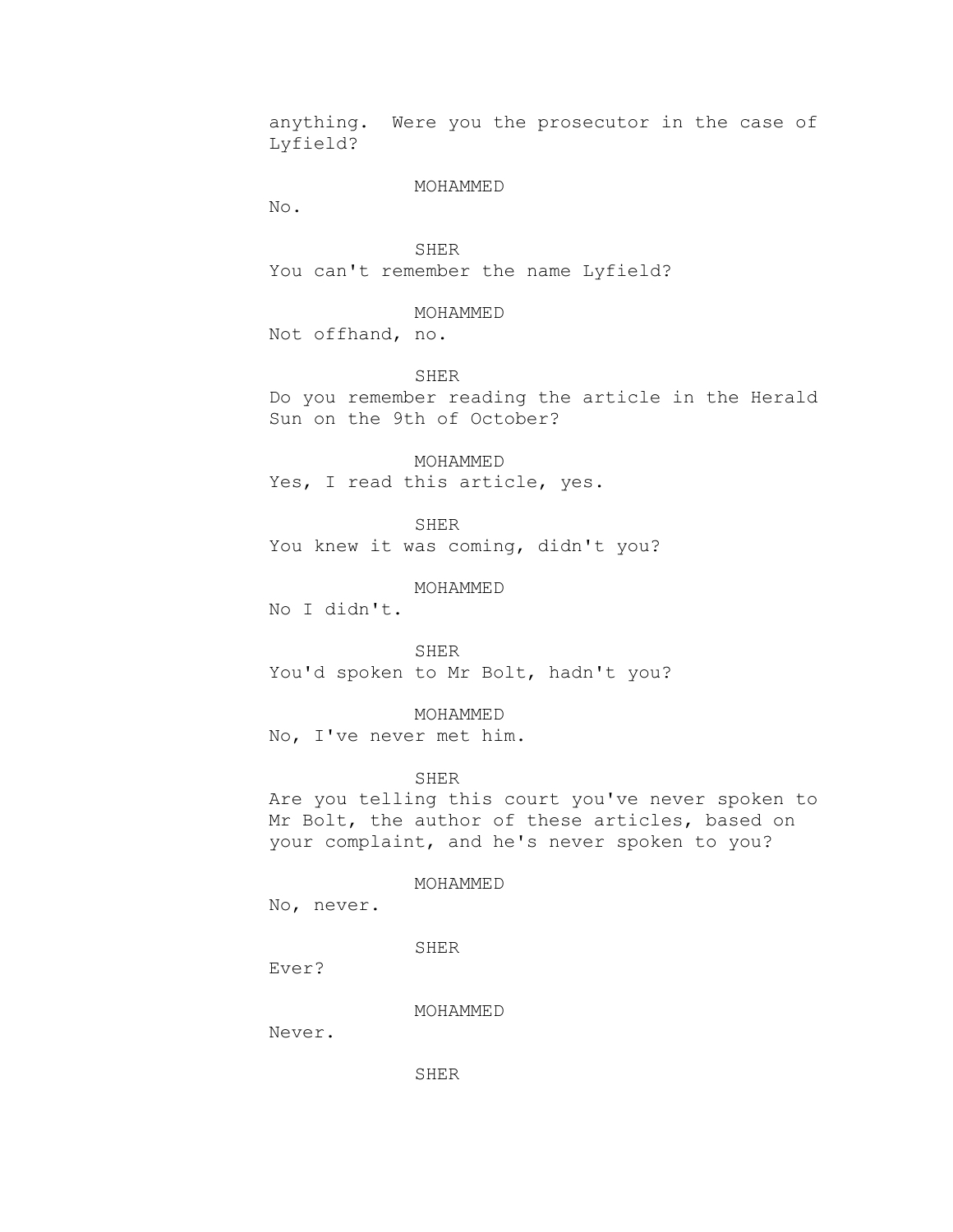anything. Were you the prosecutor in the case of Lyfield?

MOHAMMED

No.

SHER

You can't remember the name Lyfield?

MOHAMMED

Not offhand, no.

SHER

Do you remember reading the article in the Herald Sun on the 9th of October?

MOHAMMED

Yes, I read this article, yes.

SHER

You knew it was coming, didn't you?

MOHAMMED

No I didn't.

SHER

You'd spoken to Mr Bolt, hadn't you?

MOHAMMED

No, I've never met him.

SHER

Are you telling this court you've never spoken to Mr Bolt, the author of these articles, based on your complaint, and he's never spoken to you?

MOHAMMED

No, never.

SHER

Ever?

MOHAMMED

Never.

SHER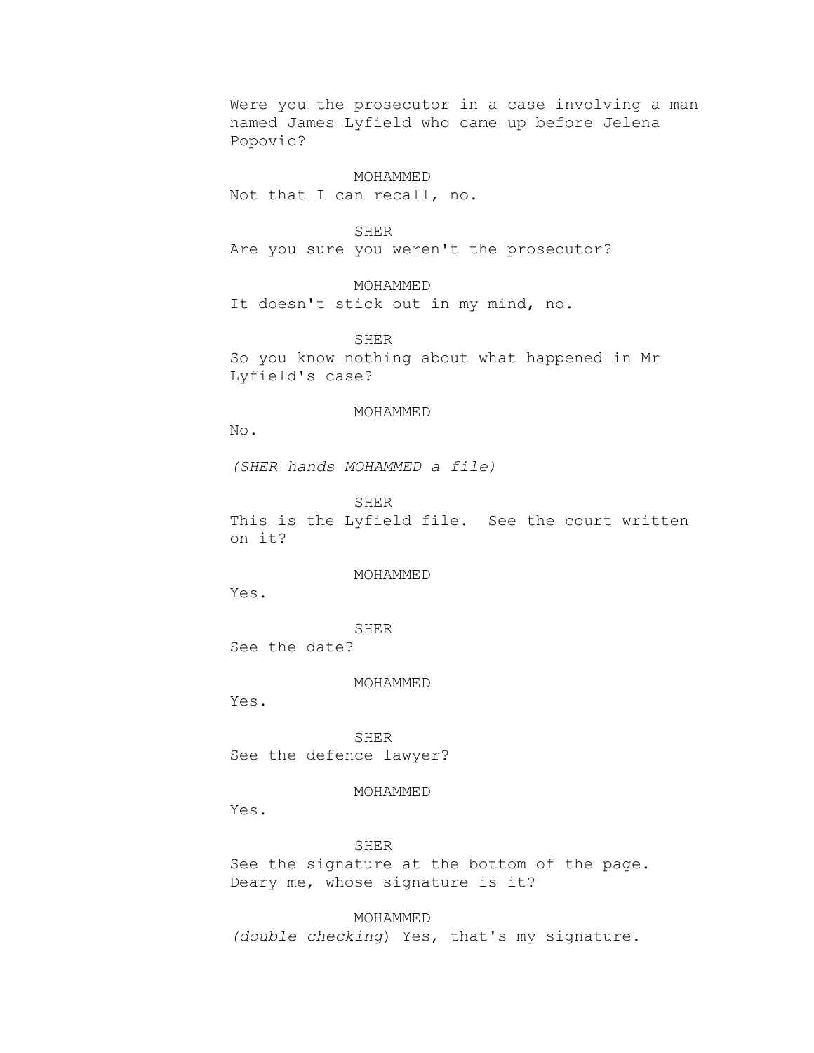Were you the prosecutor in a case involving a man named James Lyfield who came up before Jelena Popovic?

MOHAMMED

Not that I can recall, no.

SHER

Are you sure you weren't the prosecutor?

MOHAMMED

It doesn't stick out in my mind, no.

SHER

So you know nothing about what happened in Mr Lyfield's case?

MOHAMMED

No.

*(SHER hands MOHAMMED a file)*

SHER

This is the Lyfield file. See the court written on it?

MOHAMMED

Yes.

SHER

See the date?

MOHAMMED

Yes.

SHER

See the defence lawyer?

MOHAMMED

Yes.

SHER

See the signature at the bottom of the page. Deary me, whose signature is it?

MOHAMMED

*(double checking)* Yes, that's my signature.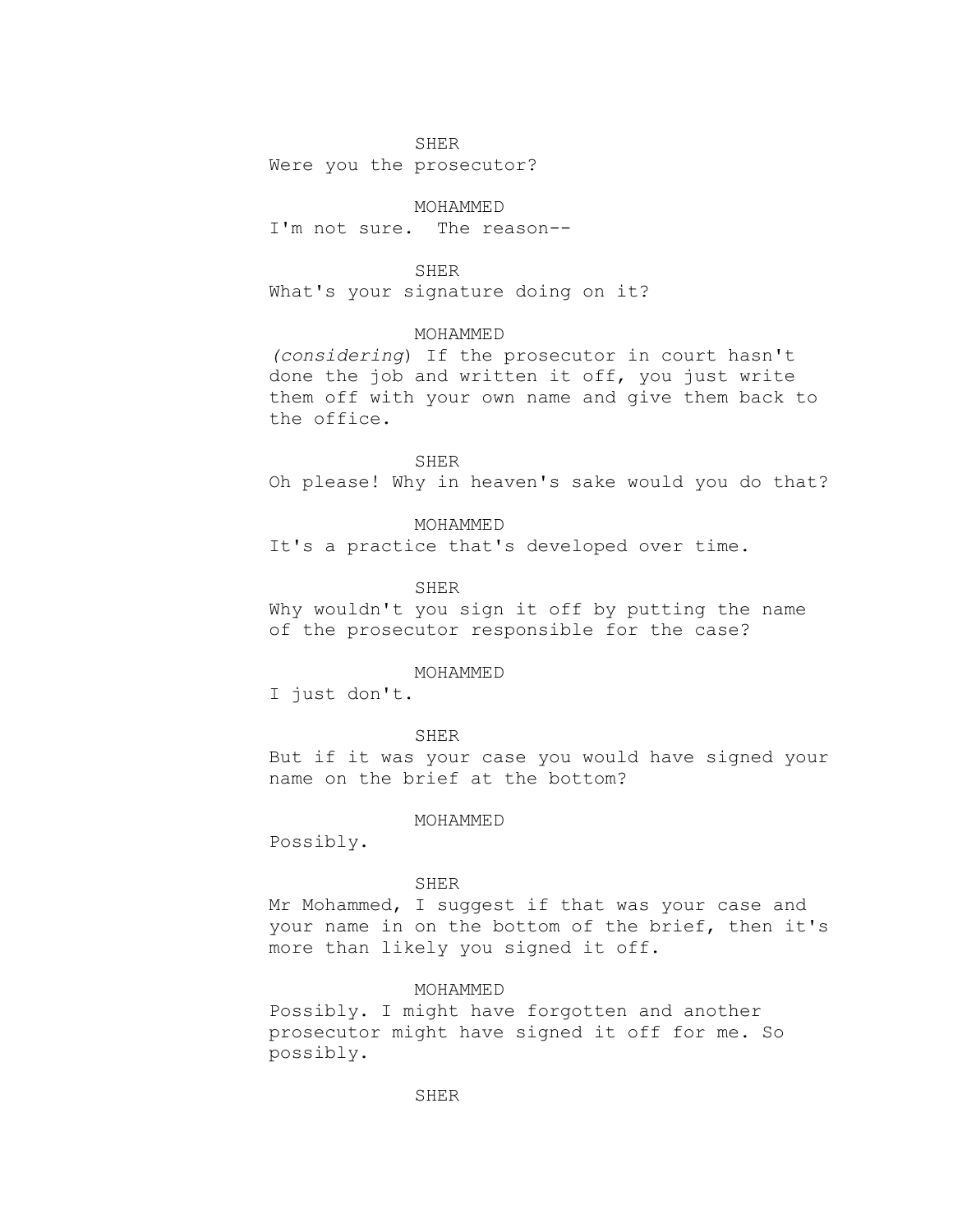SHER

Were you the prosecutor?

MOHAMMED

I'm not sure. The reason--

SHER

What's your signature doing on it?

MOHAMMED

*(considering)* If the prosecutor in court hasn't done the job and written it off, you just write them off with your own name and give them back to the office.

SHER

Oh please! Why in heaven's sake would you do that?

MOHAMMED

It's a practice that's developed over time.

SHER

Why wouldn't you sign it off by putting the name of the prosecutor responsible for the case?

MOHAMMED

I just don't.

SHER

But if it was your case you would have signed your name on the brief at the bottom?

MOHAMMED

Possibly.

SHER

Mr Mohammed, I suggest if that was your case and your name in on the bottom of the brief, then it's more than likely you signed it off.

MOHAMMED

Possibly. I might have forgotten and another prosecutor might have signed it off for me. So possibly.

SHER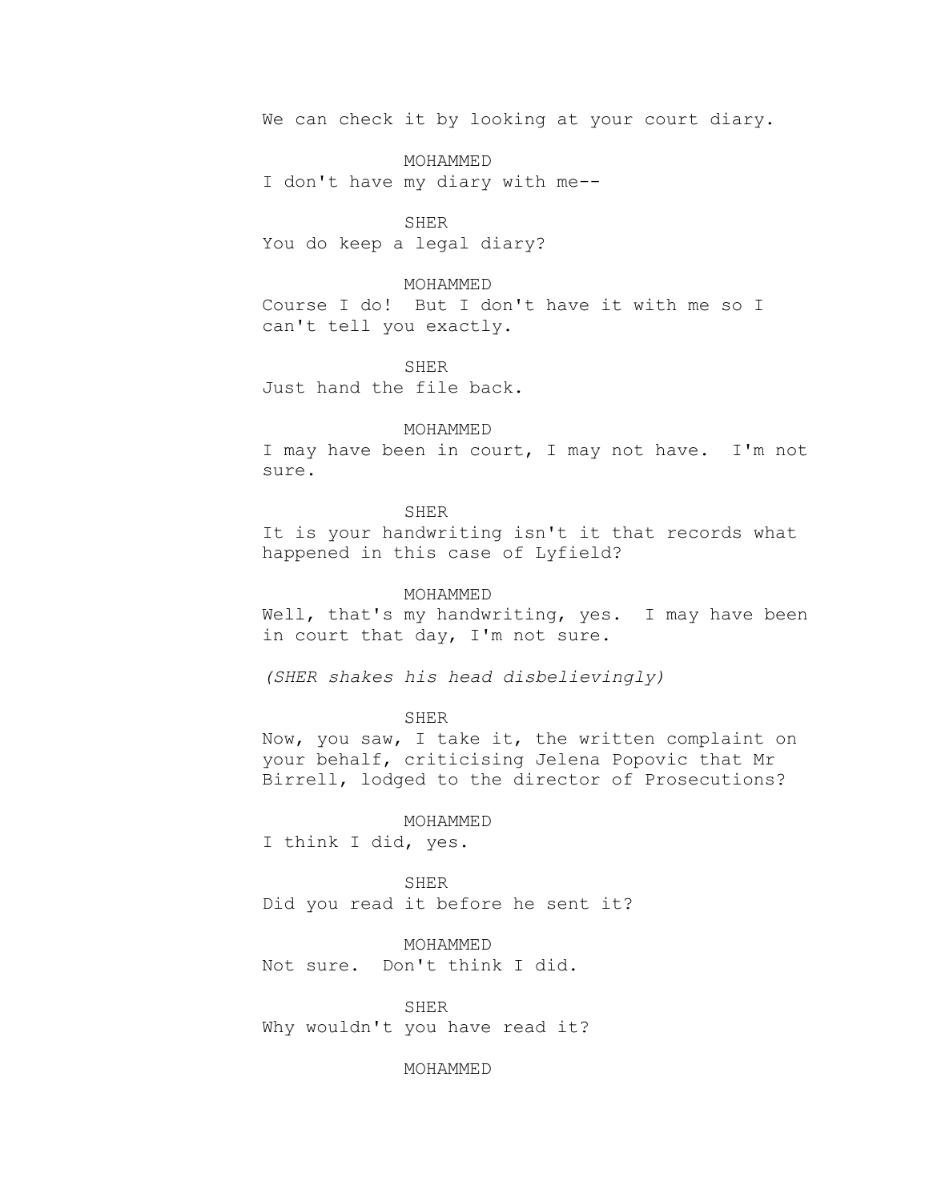We can check it by looking at your court diary.

MOHAMMED

I don't have my diary with me--

SHER

You do keep a legal diary?

MOHAMMED

Course I do!  But I don't have it with me so I can't tell you exactly.

SHER

Just hand the file back.

MOHAMMED

I may have been in court, I may not have.  I'm not sure.

SHER

It is your handwriting isn't it that records what happened in this case of Lyfield?

MOHAMMED

Well, that's my handwriting, yes.  I may have been in court that day, I'm not sure.

*(SHER shakes his head disbelievingly)*

SHER

Now, you saw, I take it, the written complaint on your behalf, criticising Jelena Popovic that Mr Birrell, lodged to the director of Prosecutions?

MOHAMMED

I think I did, yes.

SHER

Did you read it before he sent it?

MOHAMMED

Not sure.  Don't think I did.

SHER

Why wouldn't you have read it?

MOHAMMED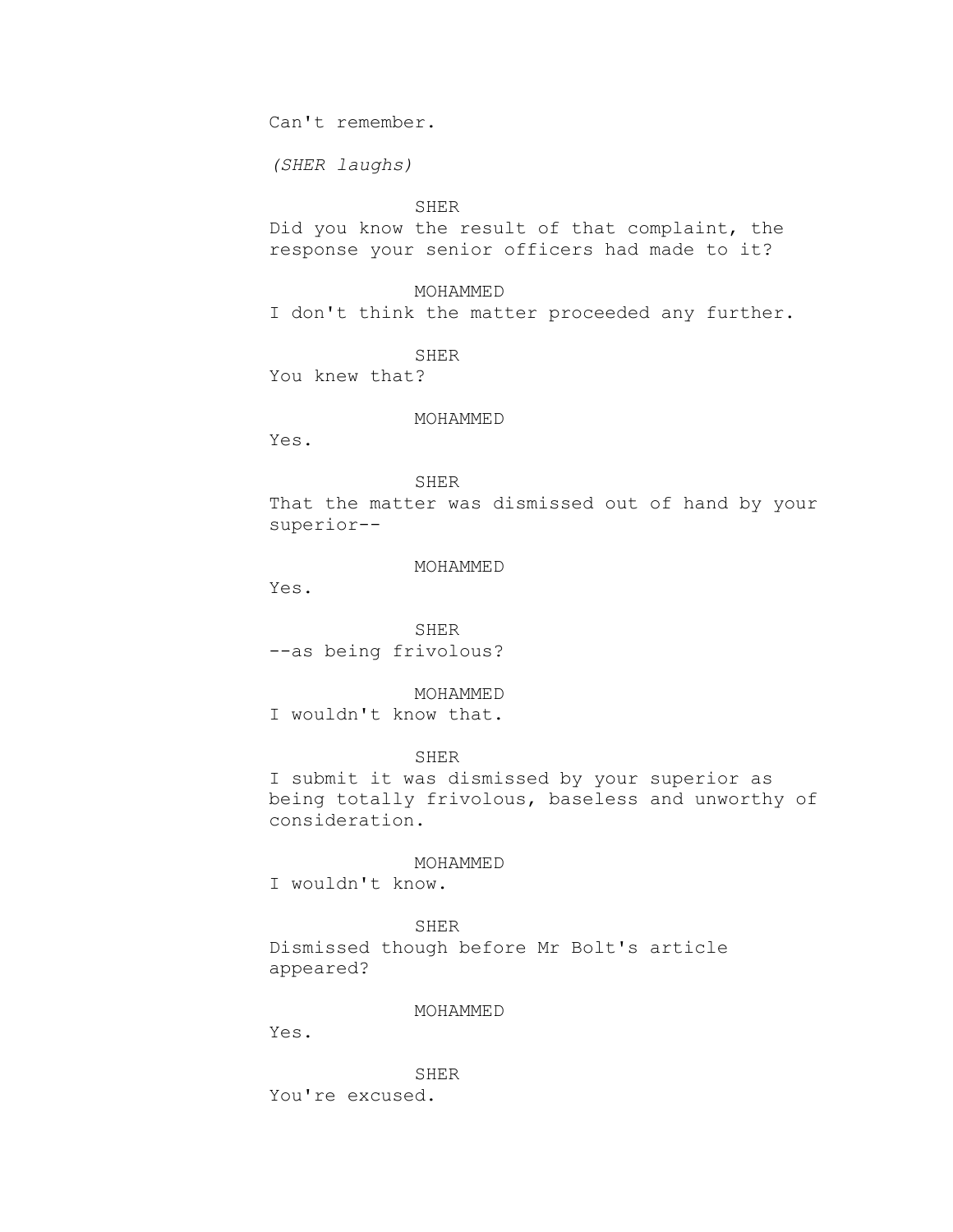Can't remember.

*(SHER laughs)*

SHER

Did you know the result of that complaint, the response your senior officers had made to it?

MOHAMMED

I don't think the matter proceeded any further.

SHER

You knew that?

MOHAMMED

Yes.

SHER

That the matter was dismissed out of hand by your superior--

MOHAMMED

Yes.

SHER

--as being frivolous?

MOHAMMED

I wouldn't know that.

SHER

I submit it was dismissed by your superior as being totally frivolous, baseless and unworthy of consideration.

MOHAMMED

I wouldn't know.

SHER

Dismissed though before Mr Bolt's article appeared?

MOHAMMED

Yes.

SHER

You're excused.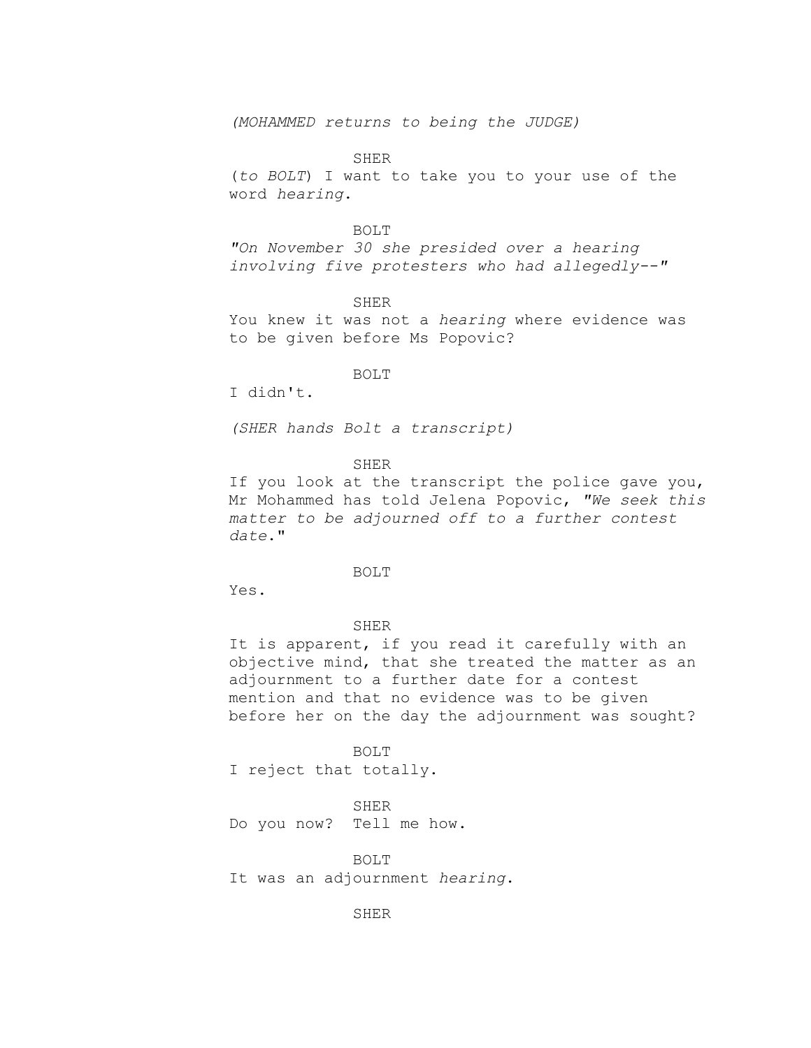*(MOHAMMED returns to being the JUDGE)*

SHER

(*to BOLT*) I want to take you to your use of the word *hearing*.

BOLT

*"On November 30 she presided over a hearing involving five protesters who had allegedly--"*

SHER

You knew it was not a *hearing* where evidence was to be given before Ms Popovic?

BOLT

I didn't.

*(SHER hands Bolt a transcript)*

SHER

If you look at the transcript the police gave you, Mr Mohammed has told Jelena Popovic, *"We seek this matter to be adjourned off to a further contest date."*

BOLT

Yes.

SHER

It is apparent, if you read it carefully with an objective mind, that she treated the matter as an adjournment to a further date for a contest mention and that no evidence was to be given before her on the day the adjournment was sought?

BOLT

I reject that totally.

SHER

Do you now? Tell me how.

BOLT

It was an adjournment *hearing*.

SHER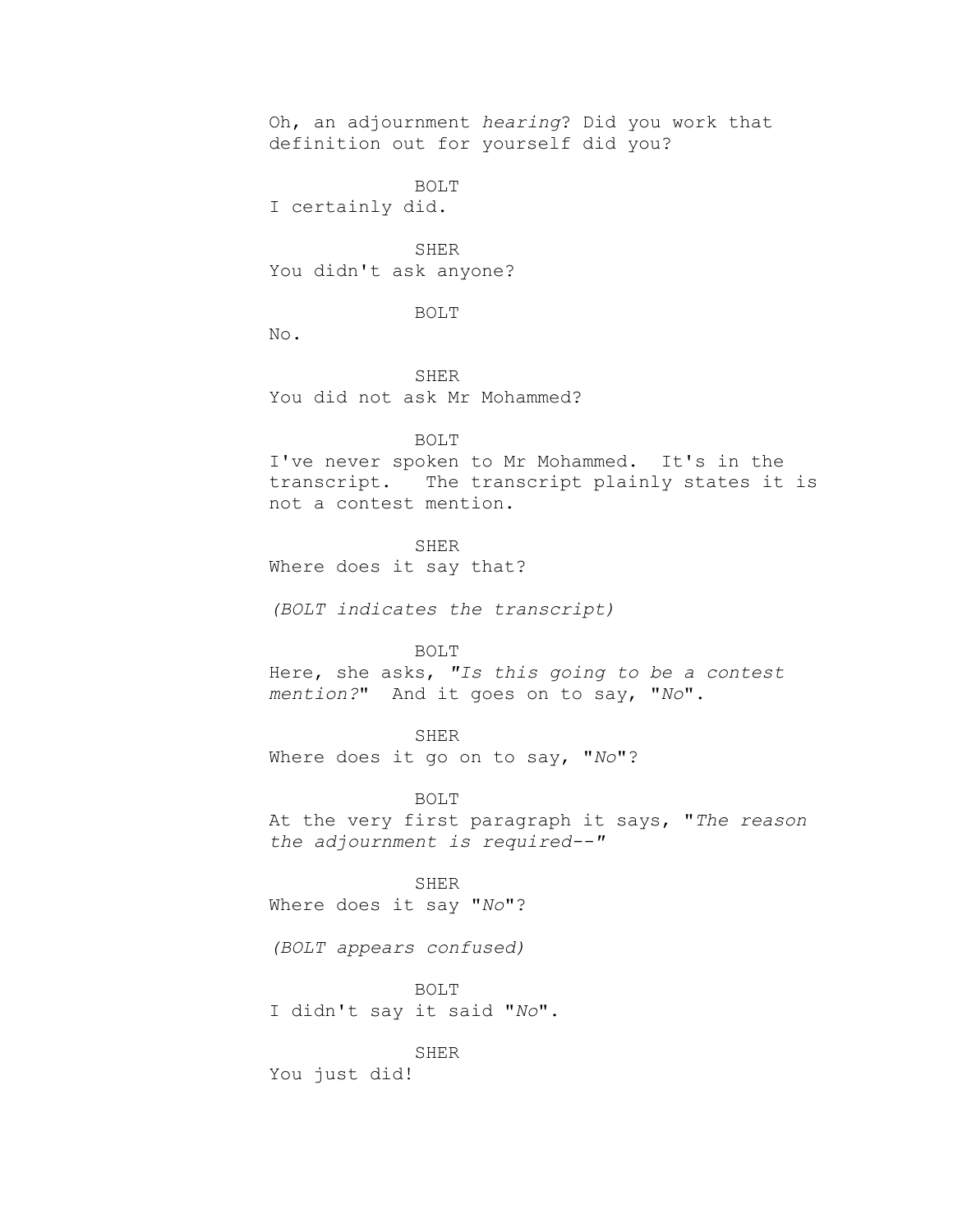Oh, an adjournment *hearing*? Did you work that definition out for yourself did you?

BOLT
I certainly did.

SHER
You didn't ask anyone?

BOLT
No.

SHER
You did not ask Mr Mohammed?

BOLT
I've never spoken to Mr Mohammed. It's in the transcript. The transcript plainly states it is not a contest mention.

SHER
Where does it say that?

*(BOLT indicates the transcript)*

BOLT
Here, she asks, *"Is this going to be a contest mention?"* And it goes on to say, "*No*".

SHER
Where does it go on to say, "*No*"?

BOLT
At the very first paragraph it says, "*The reason the adjournment is required--"*

SHER
Where does it say "*No*"?

*(BOLT appears confused)*

BOLT
I didn't say it said "*No*".

SHER
You just did!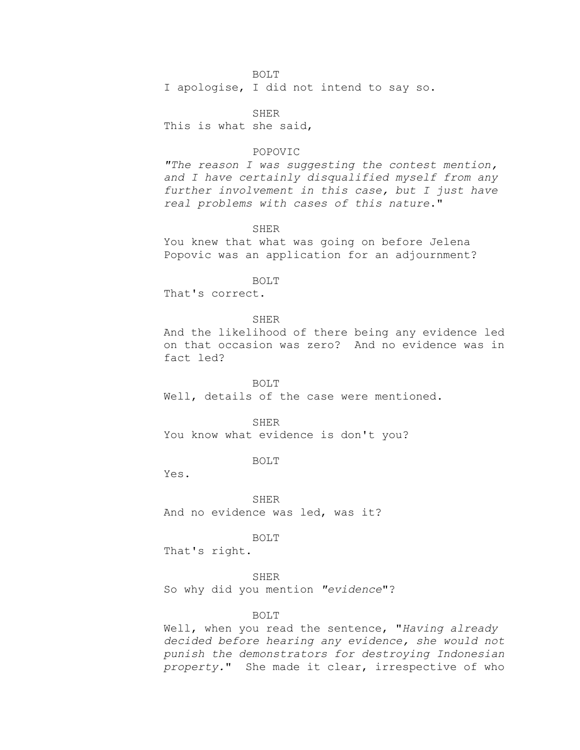BOLT

I apologise, I did not intend to say so.

SHER

This is what she said,

POPOVIC

*"The reason I was suggesting the contest mention, and I have certainly disqualified myself from any further involvement in this case, but I just have real problems with cases of this nature*."

SHER

You knew that what was going on before Jelena Popovic was an application for an adjournment?

BOLT

That's correct.

SHER

And the likelihood of there being any evidence led on that occasion was zero? And no evidence was in fact led?

BOLT

Well, details of the case were mentioned.

SHER

You know what evidence is don't you?

BOLT

Yes.

SHER

And no evidence was led, was it?

BOLT

That's right.

SHER

So why did you mention *"evidence*"?

BOLT

Well, when you read the sentence, "*Having already decided before hearing any evidence, she would not punish the demonstrators for destroying Indonesian property.*" She made it clear, irrespective of who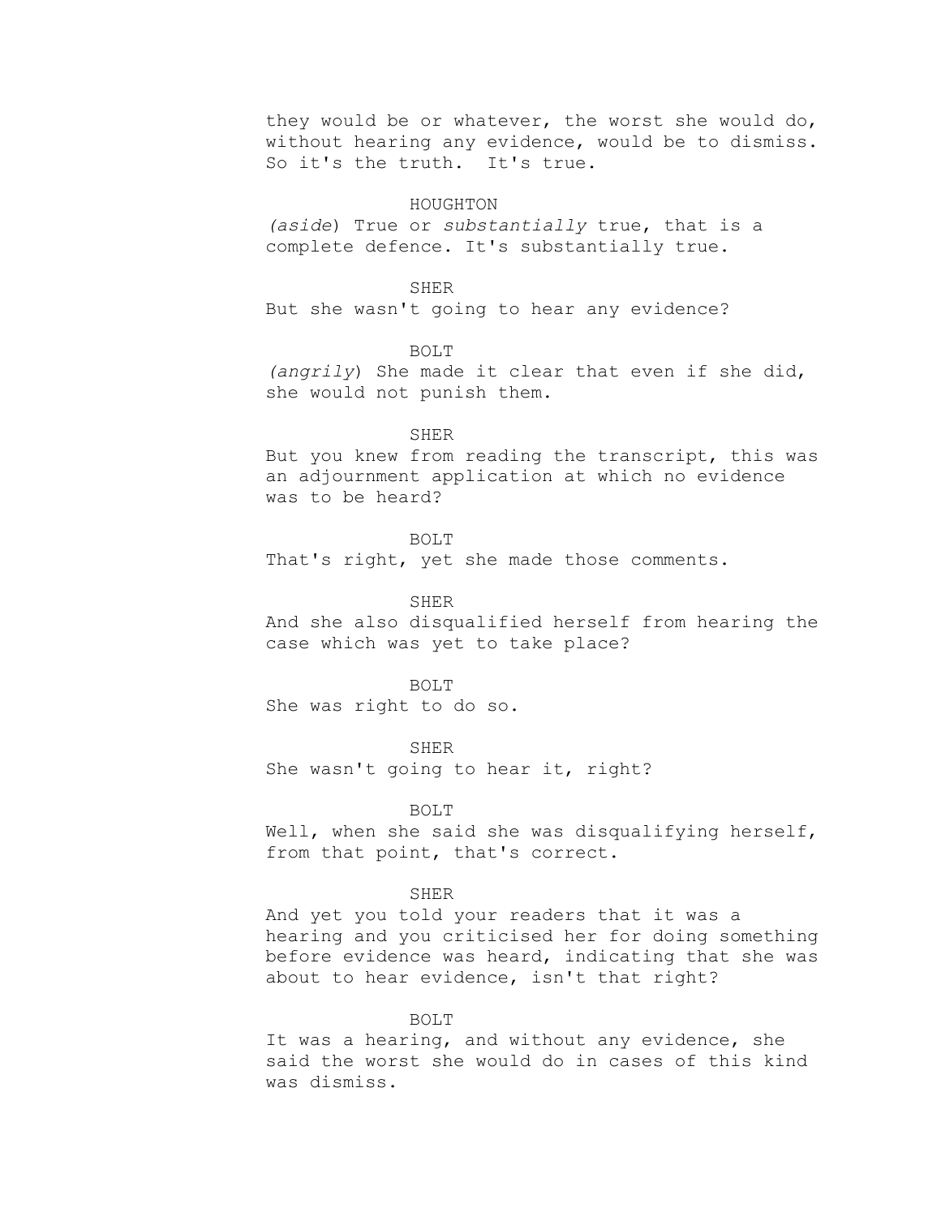they would be or whatever, the worst she would do, without hearing any evidence, would be to dismiss. So it's the truth.  It's true.

HOUGHTON

*(aside)* True or *substantially* true, that is a complete defence. It's substantially true.

SHER

But she wasn't going to hear any evidence?

BOLT

*(angrily)* She made it clear that even if she did, she would not punish them.

SHER

But you knew from reading the transcript, this was an adjournment application at which no evidence was to be heard?

BOLT

That's right, yet she made those comments.

SHER

And she also disqualified herself from hearing the case which was yet to take place?

BOLT

She was right to do so.

SHER

She wasn't going to hear it, right?

BOLT

Well, when she said she was disqualifying herself, from that point, that's correct.

SHER

And yet you told your readers that it was a hearing and you criticised her for doing something before evidence was heard, indicating that she was about to hear evidence, isn't that right?

BOLT

It was a hearing, and without any evidence, she said the worst she would do in cases of this kind was dismiss.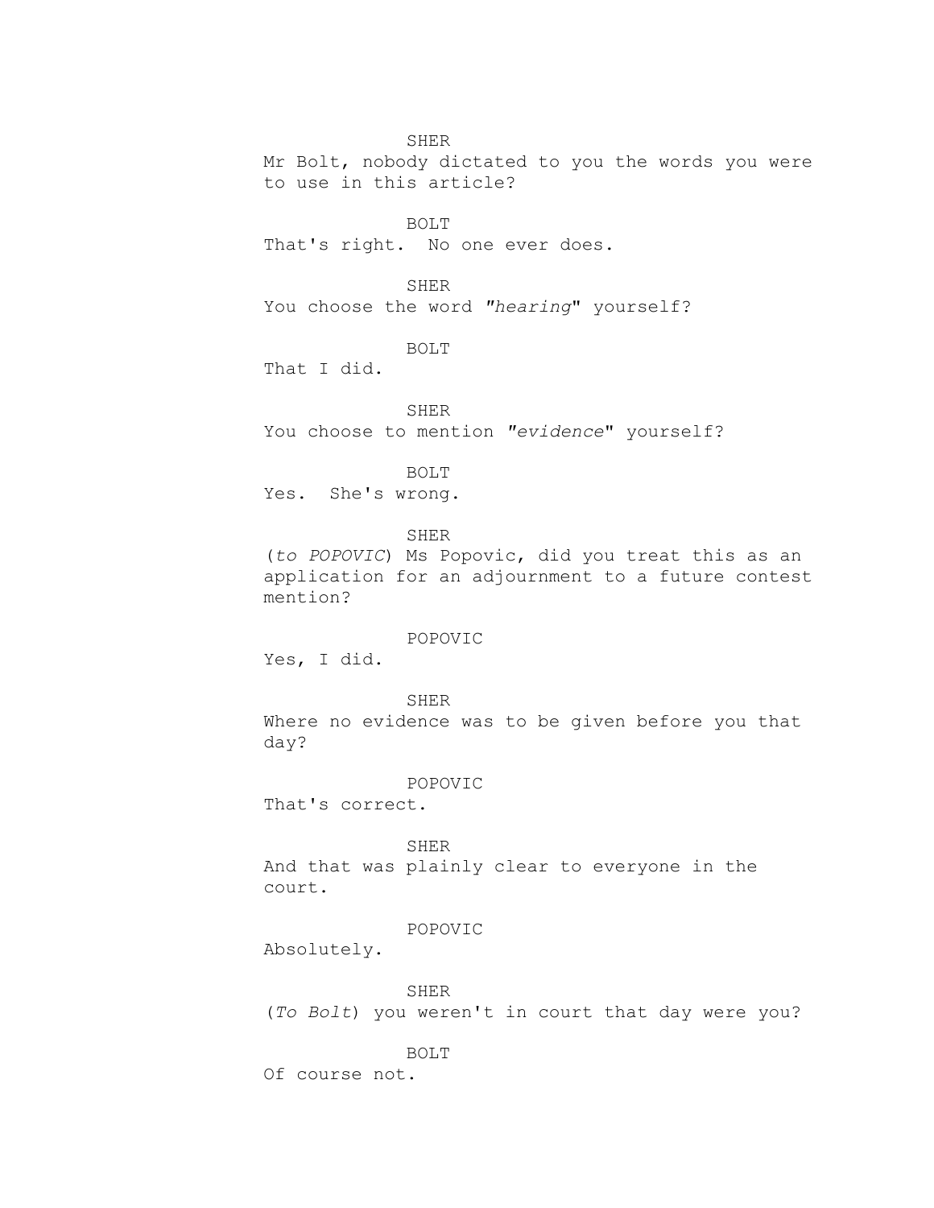SHER

Mr Bolt, nobody dictated to you the words you were to use in this article?

BOLT

That's right. No one ever does.

SHER

You choose the word *"hearing"* yourself?

BOLT

That I did.

SHER

You choose to mention *"evidence"* yourself?

BOLT

Yes. She's wrong.

SHER

(*to POPOVIC*) Ms Popovic, did you treat this as an application for an adjournment to a future contest mention?

POPOVIC

Yes, I did.

SHER

Where no evidence was to be given before you that day?

POPOVIC

That's correct.

SHER

And that was plainly clear to everyone in the court.

POPOVIC

Absolutely.

SHER

(*To Bolt*) you weren't in court that day were you?

BOLT

Of course not.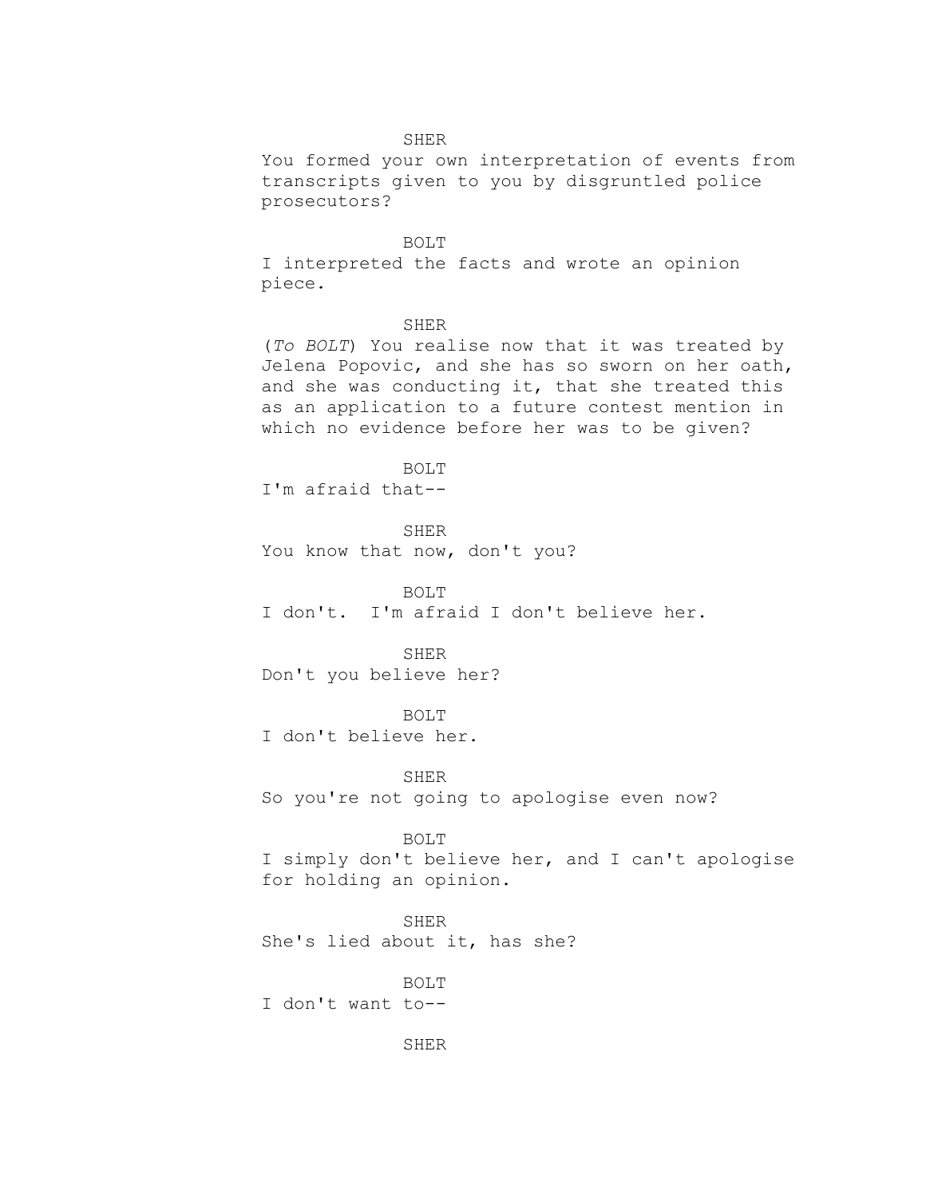SHER

You formed your own interpretation of events from transcripts given to you by disgruntled police prosecutors?

BOLT

I interpreted the facts and wrote an opinion piece.

SHER

(*To BOLT*) You realise now that it was treated by Jelena Popovic, and she has so sworn on her oath, and she was conducting it, that she treated this as an application to a future contest mention in which no evidence before her was to be given?

BOLT

I'm afraid that--

SHER

You know that now, don't you?

BOLT

I don't. I'm afraid I don't believe her.

SHER

Don't you believe her?

BOLT

I don't believe her.

SHER

So you're not going to apologise even now?

BOLT

I simply don't believe her, and I can't apologise for holding an opinion.

SHER

She's lied about it, has she?

BOLT

I don't want to--

SHER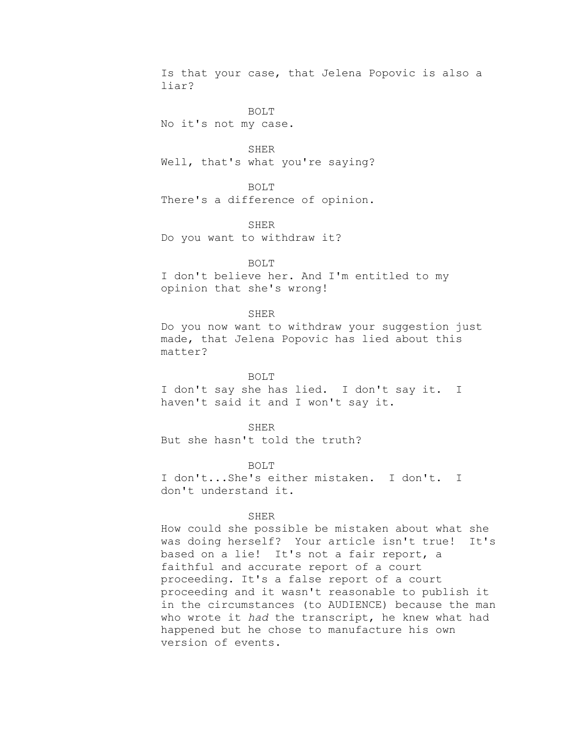Is that your case, that Jelena Popovic is also a liar?

BOLT

No it's not my case.

SHER

Well, that's what you're saying?

BOLT

There's a difference of opinion.

SHER

Do you want to withdraw it?

BOLT

I don't believe her. And I'm entitled to my opinion that she's wrong!

SHER

Do you now want to withdraw your suggestion just made, that Jelena Popovic has lied about this matter?

BOLT

I don't say she has lied. I don't say it. I haven't said it and I won't say it.

SHER

But she hasn't told the truth?

BOLT

I don't...She's either mistaken. I don't. I don't understand it.

SHER

How could she possible be mistaken about what she was doing herself? Your article isn't true! It's based on a lie! It's not a fair report, a faithful and accurate report of a court proceeding. It's a false report of a court proceeding and it wasn't reasonable to publish it in the circumstances (to AUDIENCE) because the man who wrote it *had* the transcript, he knew what had happened but he chose to manufacture his own version of events.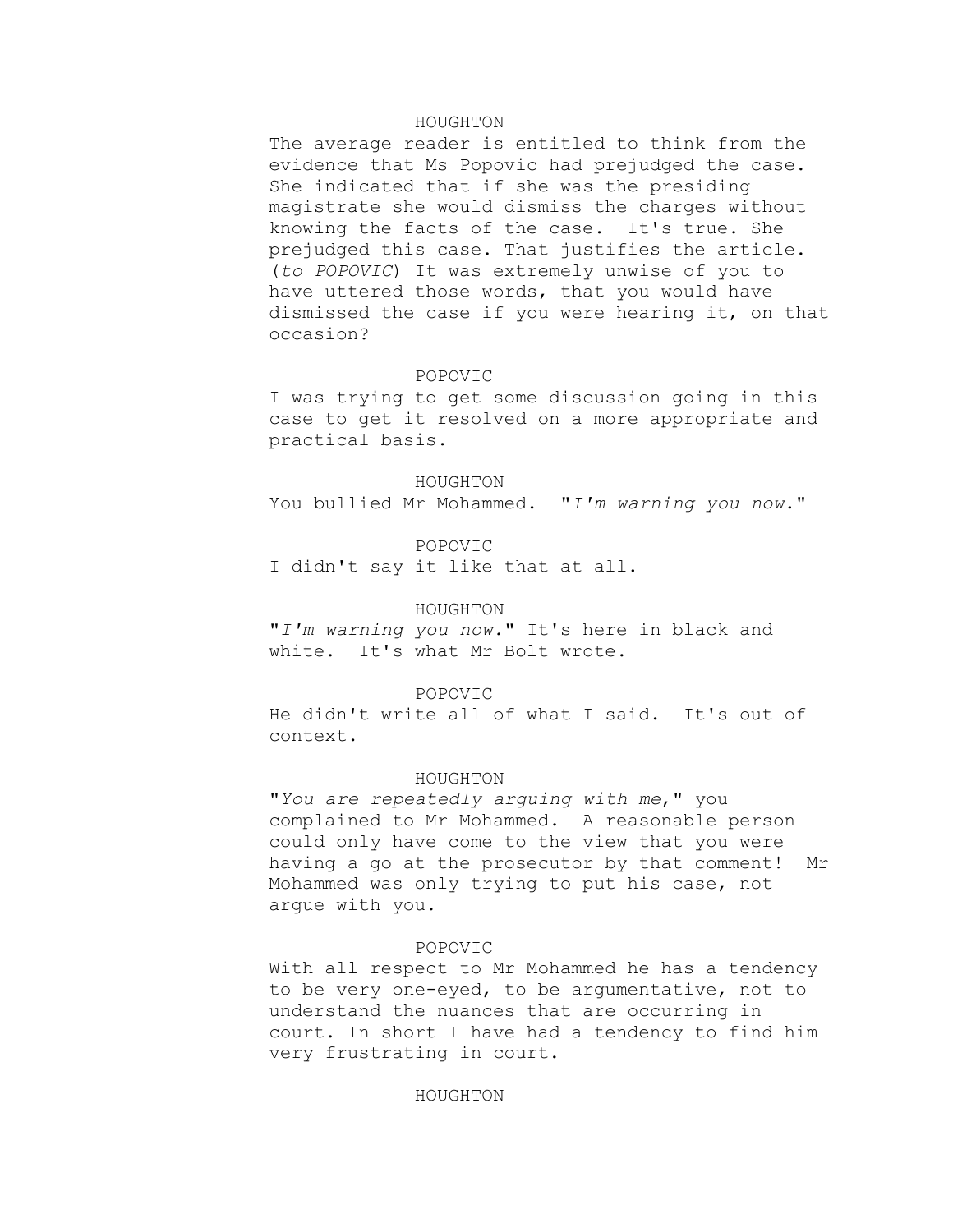HOUGHTON

The average reader is entitled to think from the evidence that Ms Popovic had prejudged the case. She indicated that if she was the presiding magistrate she would dismiss the charges without knowing the facts of the case. It's true. She prejudged this case. That justifies the article. (*to POPOVIC*) It was extremely unwise of you to have uttered those words, that you would have dismissed the case if you were hearing it, on that occasion?

POPOVIC

I was trying to get some discussion going in this case to get it resolved on a more appropriate and practical basis.

HOUGHTON

You bullied Mr Mohammed. "*I'm warning you now.*"

POPOVIC

I didn't say it like that at all.

HOUGHTON

"*I'm warning you now.*" It's here in black and white. It's what Mr Bolt wrote.

POPOVIC

He didn't write all of what I said. It's out of context.

HOUGHTON

"*You are repeatedly arguing with me*," you complained to Mr Mohammed. A reasonable person could only have come to the view that you were having a go at the prosecutor by that comment! Mr Mohammed was only trying to put his case, not argue with you.

POPOVIC

With all respect to Mr Mohammed he has a tendency to be very one-eyed, to be argumentative, not to understand the nuances that are occurring in court. In short I have had a tendency to find him very frustrating in court.

HOUGHTON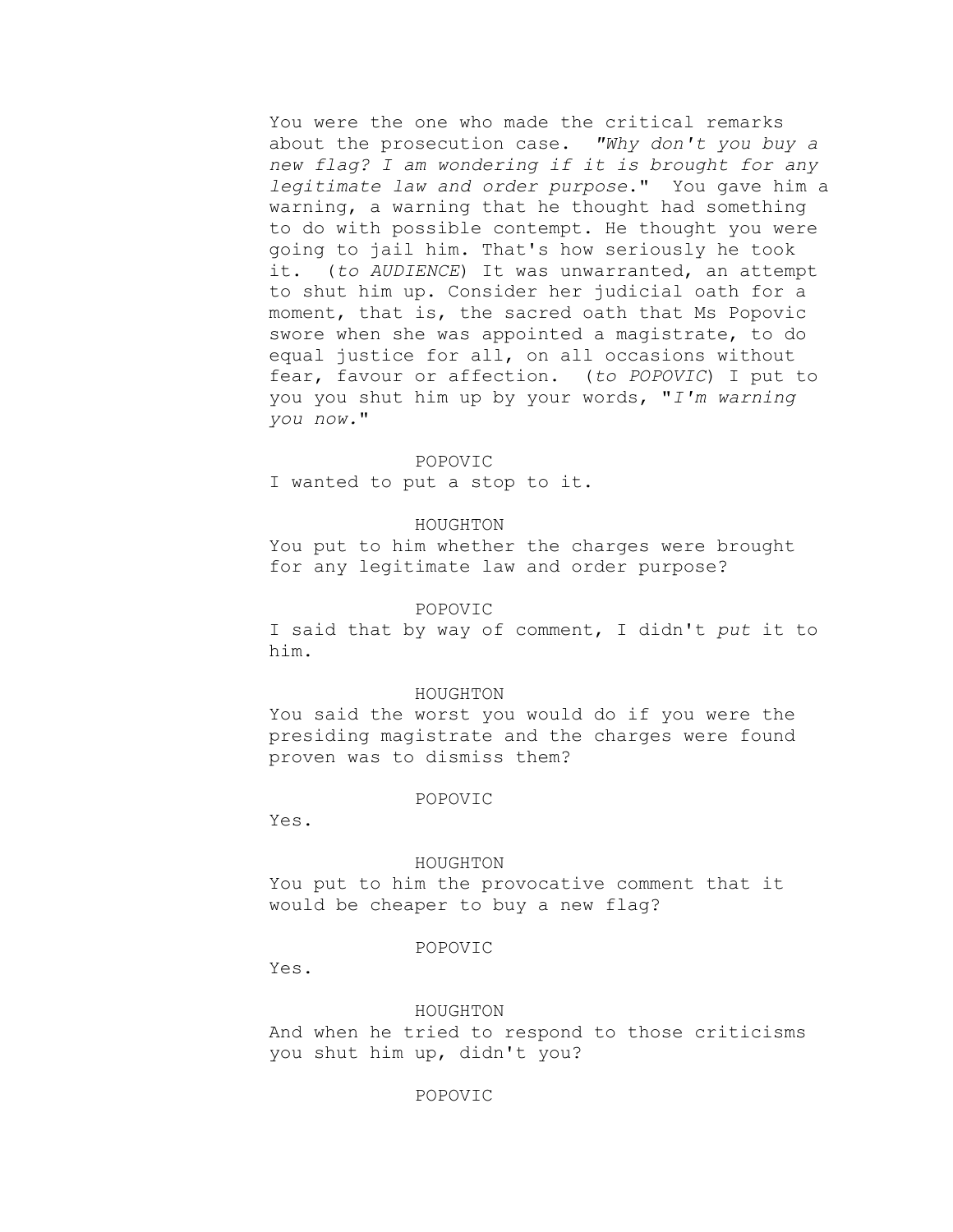You were the one who made the critical remarks about the prosecution case. *"Why don't you buy a new flag? I am wondering if it is brought for any legitimate law and order purpose*." You gave him a warning, a warning that he thought had something to do with possible contempt. He thought you were going to jail him. That's how seriously he took it. (*to AUDIENCE*) It was unwarranted, an attempt to shut him up. Consider her judicial oath for a moment, that is, the sacred oath that Ms Popovic swore when she was appointed a magistrate, to do equal justice for all, on all occasions without fear, favour or affection. (*to POPOVIC*) I put to you you shut him up by your words, "*I'm warning you now.*"

POPOVIC

I wanted to put a stop to it.

HOUGHTON

You put to him whether the charges were brought for any legitimate law and order purpose?

POPOVIC

I said that by way of comment, I didn't *put* it to him.

HOUGHTON

You said the worst you would do if you were the presiding magistrate and the charges were found proven was to dismiss them?

POPOVIC

Yes.

HOUGHTON

You put to him the provocative comment that it would be cheaper to buy a new flag?

POPOVIC

Yes.

HOUGHTON

And when he tried to respond to those criticisms you shut him up, didn't you?

POPOVIC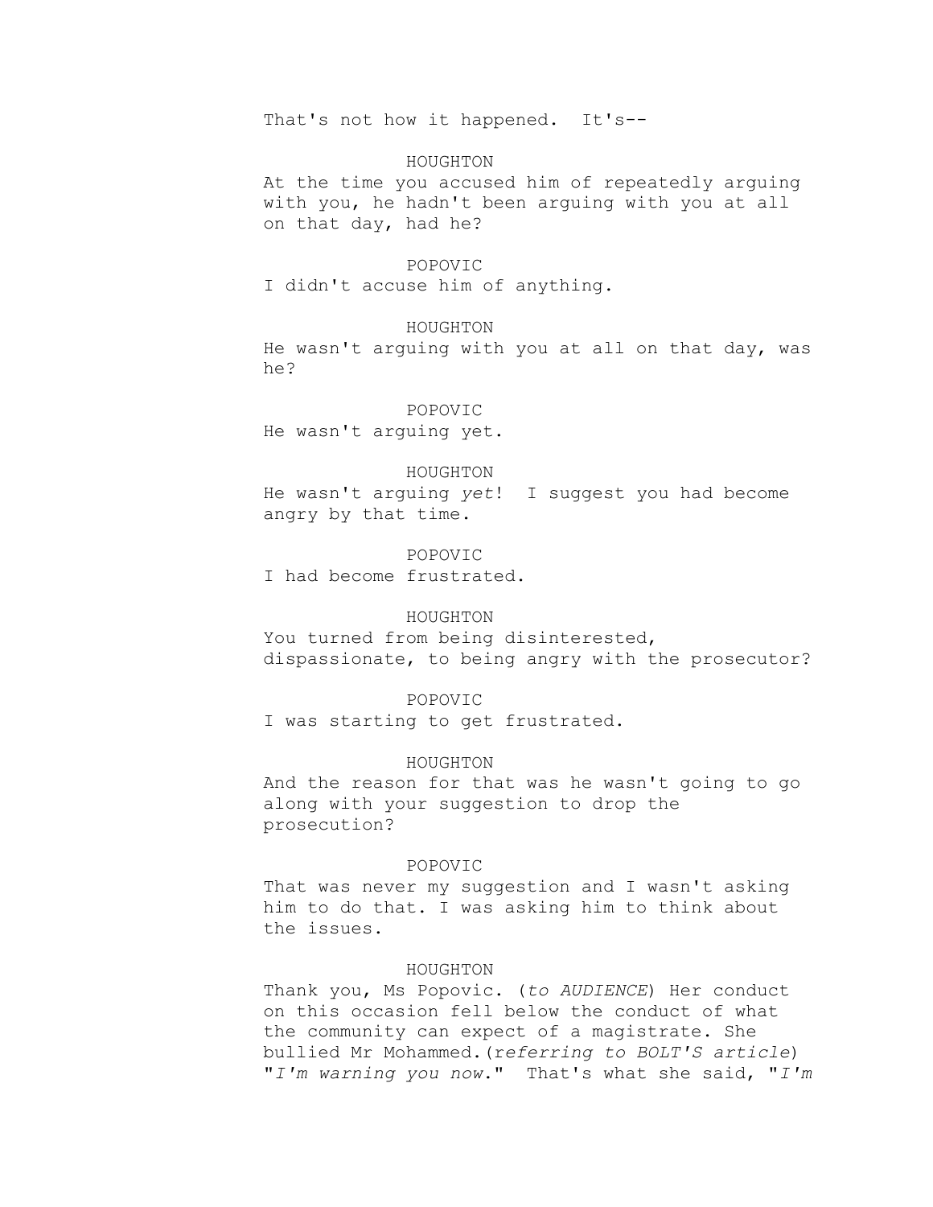That's not how it happened. It's--

HOUGHTON

At the time you accused him of repeatedly arguing with you, he hadn't been arguing with you at all on that day, had he?

POPOVIC

I didn't accuse him of anything.

HOUGHTON

He wasn't arguing with you at all on that day, was he?

POPOVIC

He wasn't arguing yet.

HOUGHTON

He wasn't arguing *yet*! I suggest you had become angry by that time.

POPOVIC

I had become frustrated.

HOUGHTON

You turned from being disinterested, dispassionate, to being angry with the prosecutor?

POPOVIC

I was starting to get frustrated.

HOUGHTON

And the reason for that was he wasn't going to go along with your suggestion to drop the prosecution?

POPOVIC

That was never my suggestion and I wasn't asking him to do that. I was asking him to think about the issues.

HOUGHTON

Thank you, Ms Popovic. (*to AUDIENCE*) Her conduct on this occasion fell below the conduct of what the community can expect of a magistrate. She bullied Mr Mohammed.(r*eferring to BOLT'S article*) "*I'm warning you now*." That's what she said, "*I'm*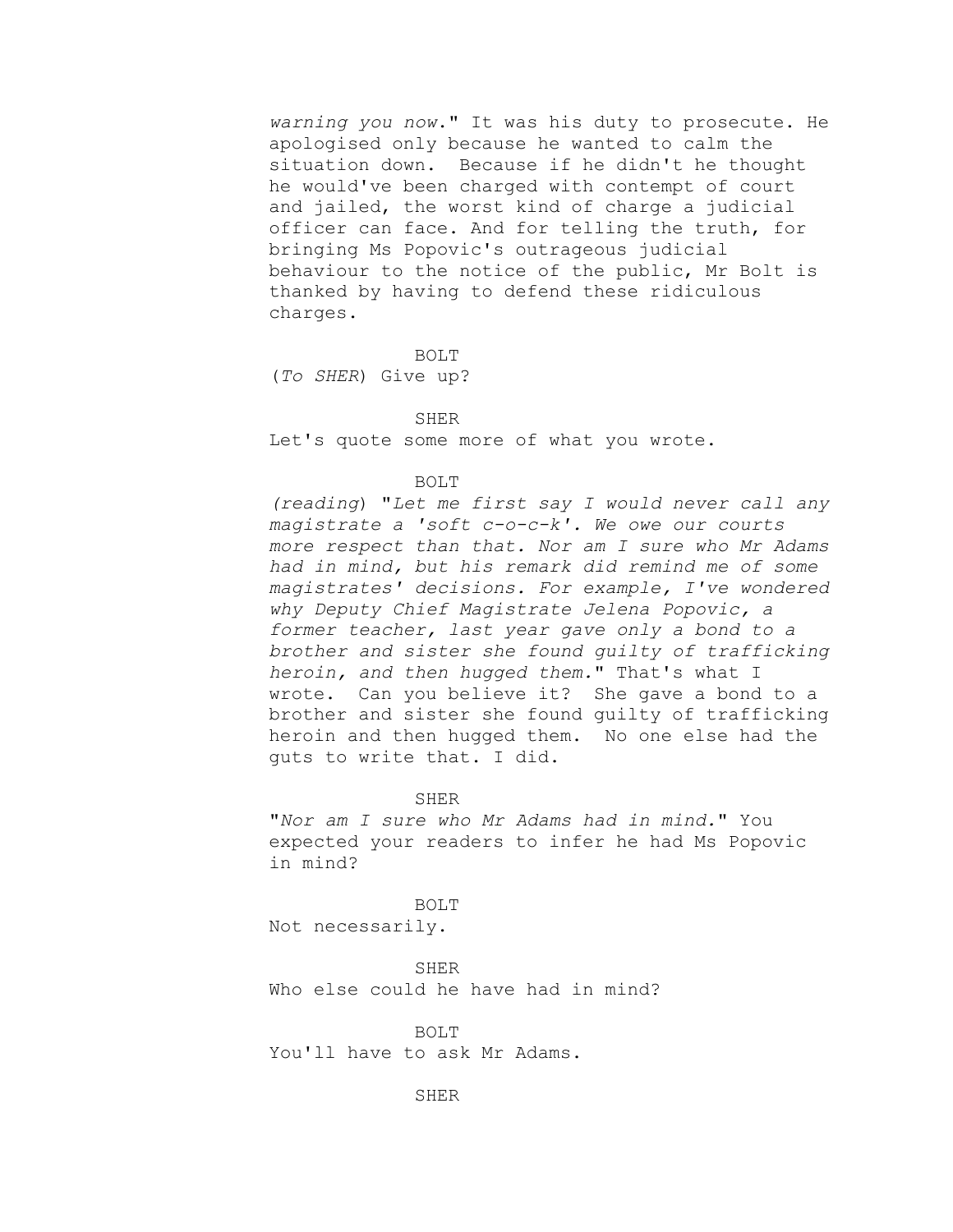*warning you now*." It was his duty to prosecute. He apologised only because he wanted to calm the situation down. Because if he didn't he thought he would've been charged with contempt of court and jailed, the worst kind of charge a judicial officer can face. And for telling the truth, for bringing Ms Popovic's outrageous judicial behaviour to the notice of the public, Mr Bolt is thanked by having to defend these ridiculous charges.

BOLT

(*To SHER*) Give up?

SHER

Let's quote some more of what you wrote.

BOLT

(*reading*) "*Let me first say I would never call any magistrate a 'soft c-o-c-k'. We owe our courts more respect than that. Nor am I sure who Mr Adams had in mind, but his remark did remind me of some magistrates' decisions. For example, I've wondered why Deputy Chief Magistrate Jelena Popovic, a former teacher, last year gave only a bond to a brother and sister she found guilty of trafficking heroin, and then hugged them.*" That's what I wrote. Can you believe it? She gave a bond to a brother and sister she found guilty of trafficking heroin and then hugged them. No one else had the guts to write that. I did.

SHER

"*Nor am I sure who Mr Adams had in mind.*" You expected your readers to infer he had Ms Popovic in mind?

BOLT

Not necessarily.

SHER

Who else could he have had in mind?

BOLT

You'll have to ask Mr Adams.

SHER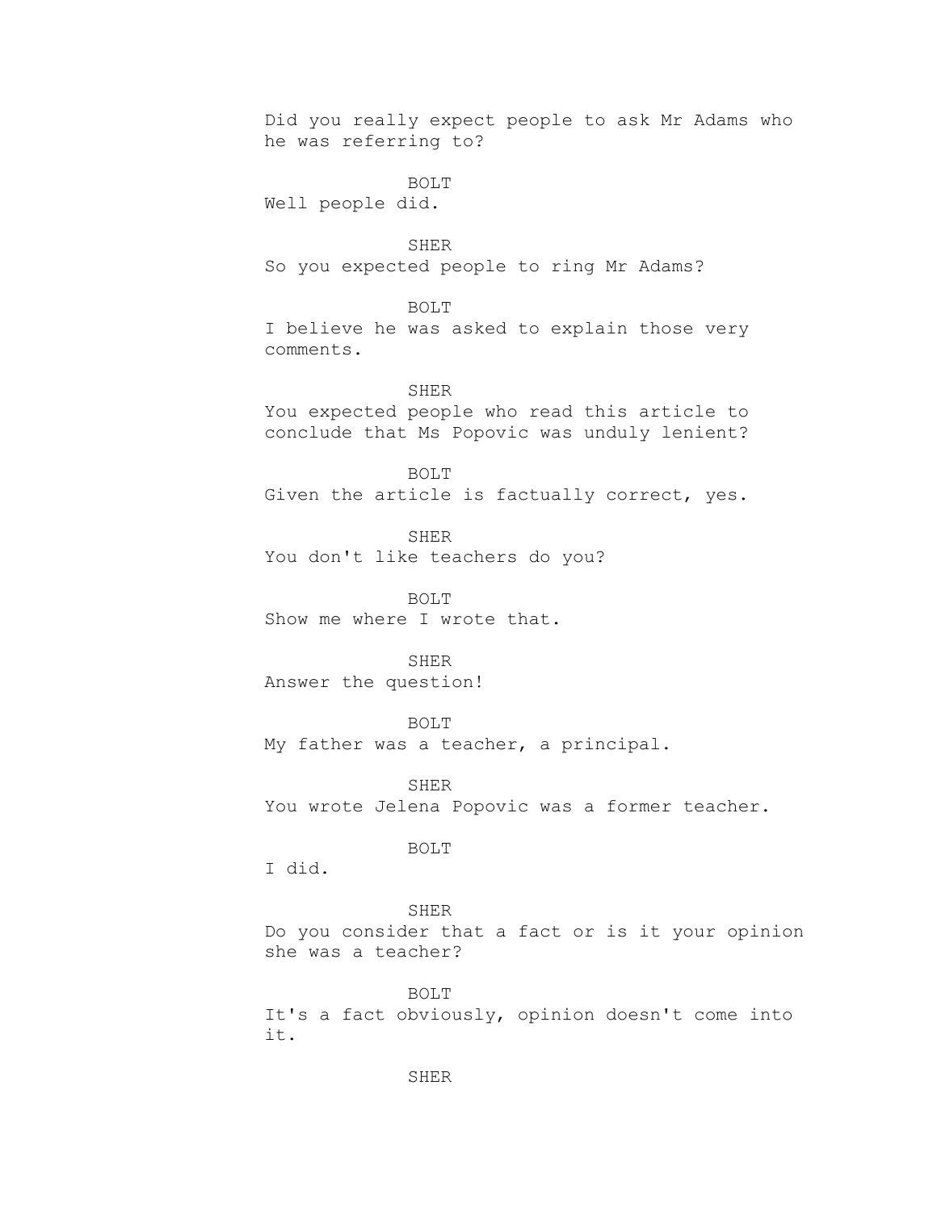Did you really expect people to ask Mr Adams who he was referring to?

BOLT

Well people did.

SHER

So you expected people to ring Mr Adams?

BOLT

I believe he was asked to explain those very comments.

SHER

You expected people who read this article to conclude that Ms Popovic was unduly lenient?

BOLT

Given the article is factually correct, yes.

SHER

You don't like teachers do you?

BOLT

Show me where I wrote that.

SHER

Answer the question!

BOLT

My father was a teacher, a principal.

SHER

You wrote Jelena Popovic was a former teacher.

BOLT

I did.

SHER

Do you consider that a fact or is it your opinion she was a teacher?

BOLT

It's a fact obviously, opinion doesn't come into it.

SHER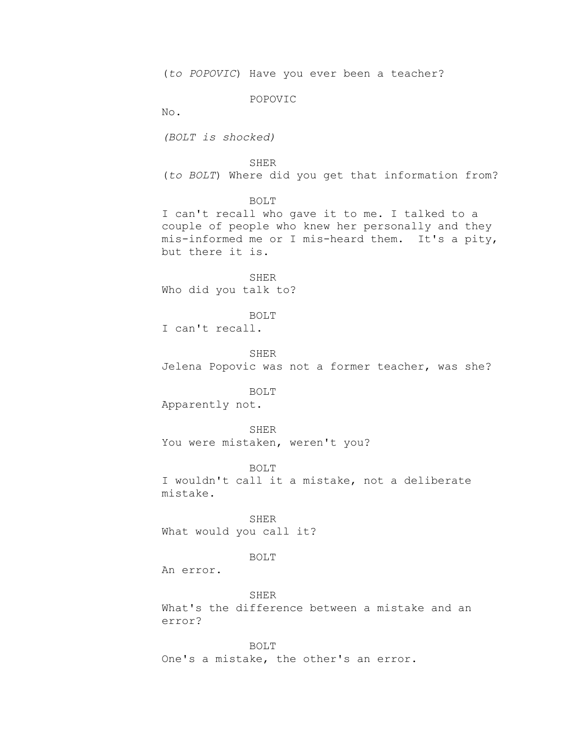(*to POPOVIC*) Have you ever been a teacher?

POPOVIC

No.

*(BOLT is shocked)*

SHER

(*to BOLT*) Where did you get that information from?

BOLT

I can't recall who gave it to me. I talked to a couple of people who knew her personally and they mis-informed me or I mis-heard them. It's a pity, but there it is.

SHER

Who did you talk to?

BOLT

I can't recall.

SHER

Jelena Popovic was not a former teacher, was she?

BOLT

Apparently not.

SHER

You were mistaken, weren't you?

BOLT

I wouldn't call it a mistake, not a deliberate mistake.

SHER

What would you call it?

BOLT

An error.

SHER

What's the difference between a mistake and an error?

BOLT

One's a mistake, the other's an error.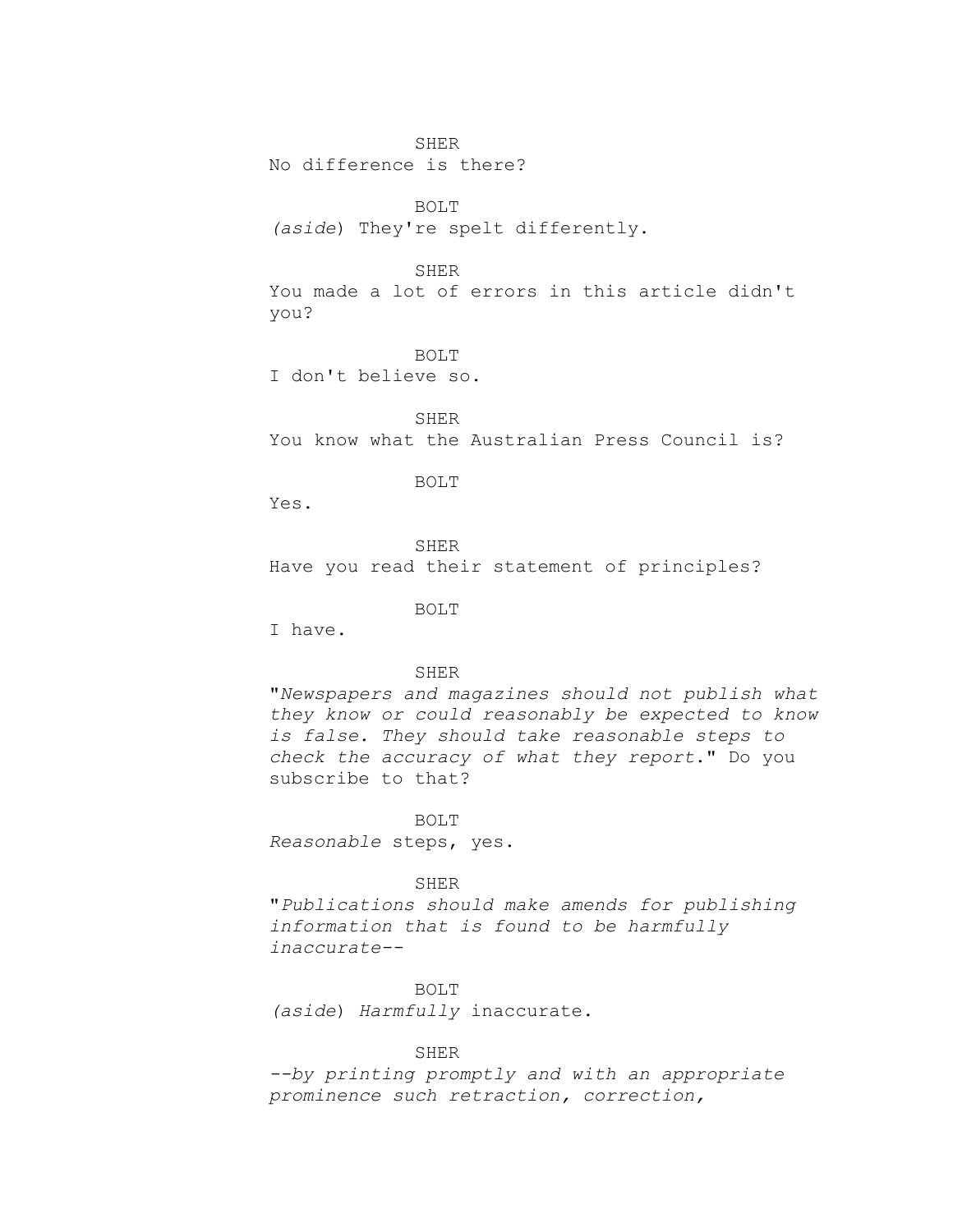SHER

No difference is there?

BOLT

*(aside*) They're spelt differently.

SHER

You made a lot of errors in this article didn't you?

BOLT

I don't believe so.

SHER

You know what the Australian Press Council is?

BOLT

Yes.

SHER

Have you read their statement of principles?

BOLT

I have.

SHER

"*Newspapers and magazines should not publish what they know or could reasonably be expected to know is false. They should take reasonable steps to check the accuracy of what they report*." Do you subscribe to that?

BOLT

*Reasonable* steps, yes.

SHER

"*Publications should make amends for publishing information that is found to be harmfully inaccurate--*

BOLT

*(aside*) *Harmfully* inaccurate.

SHER

*--by printing promptly and with an appropriate prominence such retraction, correction,*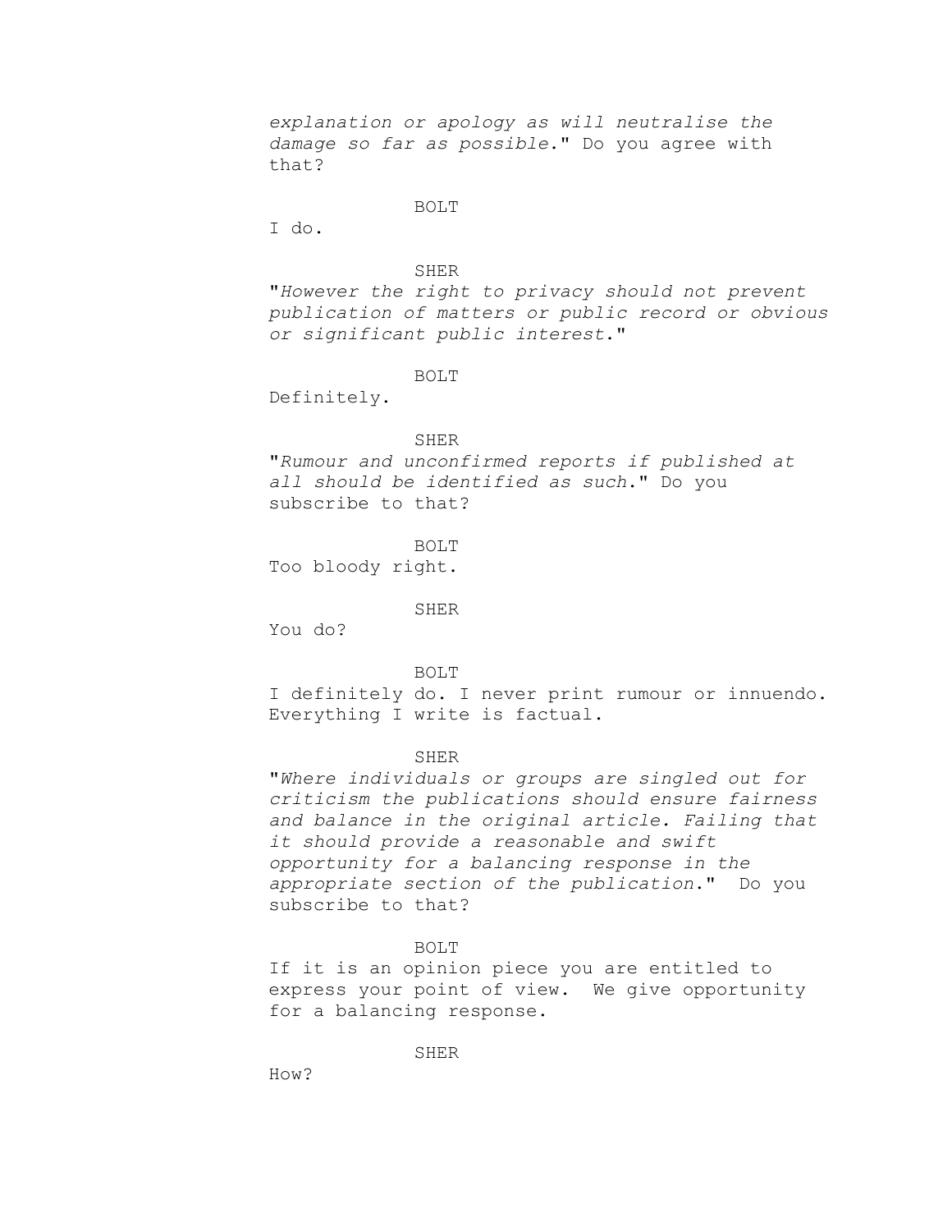*explanation or apology as will neutralise the damage so far as possible*." Do you agree with that?

BOLT

I do.

SHER

"*However the right to privacy should not prevent publication of matters or public record or obvious or significant public interest*."

BOLT

Definitely.

SHER

"*Rumour and unconfirmed reports if published at all should be identified as such*." Do you subscribe to that?

BOLT

Too bloody right.

SHER

You do?

BOLT

I definitely do. I never print rumour or innuendo. Everything I write is factual.

SHER

"*Where individuals or groups are singled out for criticism the publications should ensure fairness and balance in the original article. Failing that it should provide a reasonable and swift opportunity for a balancing response in the appropriate section of the publication*." Do you subscribe to that?

BOLT

If it is an opinion piece you are entitled to express your point of view. We give opportunity for a balancing response.

SHER

How?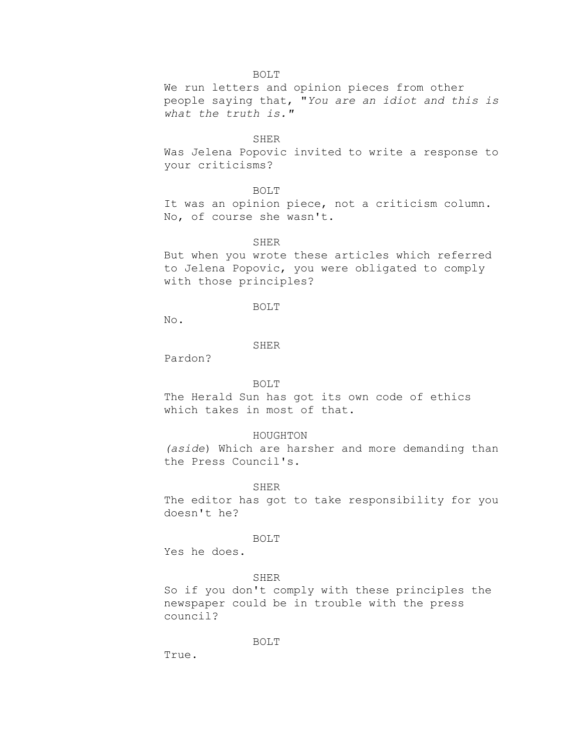BOLT

We run letters and opinion pieces from other people saying that, "*You are an idiot and this is what the truth is.*"

SHER

Was Jelena Popovic invited to write a response to your criticisms?

BOLT

It was an opinion piece, not a criticism column. No, of course she wasn't.

SHER

But when you wrote these articles which referred to Jelena Popovic, you were obligated to comply with those principles?

BOLT

No.

SHER

Pardon?

BOLT

The Herald Sun has got its own code of ethics which takes in most of that.

HOUGHTON

(*aside*) Which are harsher and more demanding than the Press Council's.

SHER

The editor has got to take responsibility for you doesn't he?

BOLT

Yes he does.

SHER

So if you don't comply with these principles the newspaper could be in trouble with the press council?

BOLT

True.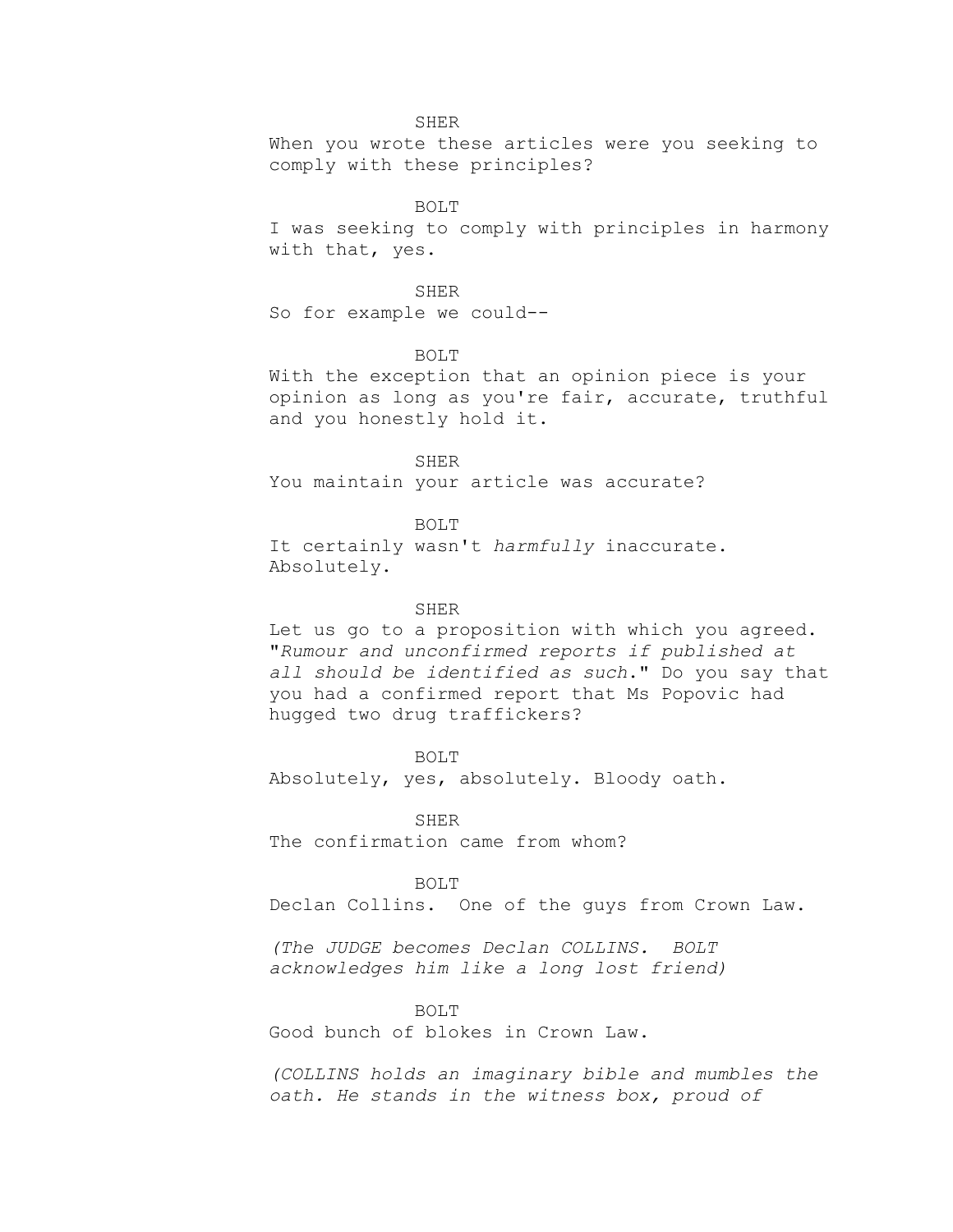SHER

When you wrote these articles were you seeking to comply with these principles?

BOLT

I was seeking to comply with principles in harmony with that, yes.

SHER

So for example we could--

BOLT

With the exception that an opinion piece is your opinion as long as you're fair, accurate, truthful and you honestly hold it.

SHER

You maintain your article was accurate?

BOLT

It certainly wasn't *harmfully* inaccurate. Absolutely.

SHER

Let us go to a proposition with which you agreed. "*Rumour and unconfirmed reports if published at all should be identified as such.*" Do you say that you had a confirmed report that Ms Popovic had hugged two drug traffickers?

BOLT

Absolutely, yes, absolutely. Bloody oath.

SHER

The confirmation came from whom?

BOLT

Declan Collins. One of the guys from Crown Law.

*(The JUDGE becomes Declan COLLINS. BOLT acknowledges him like a long lost friend)*

BOLT

Good bunch of blokes in Crown Law.

*(COLLINS holds an imaginary bible and mumbles the oath. He stands in the witness box, proud of*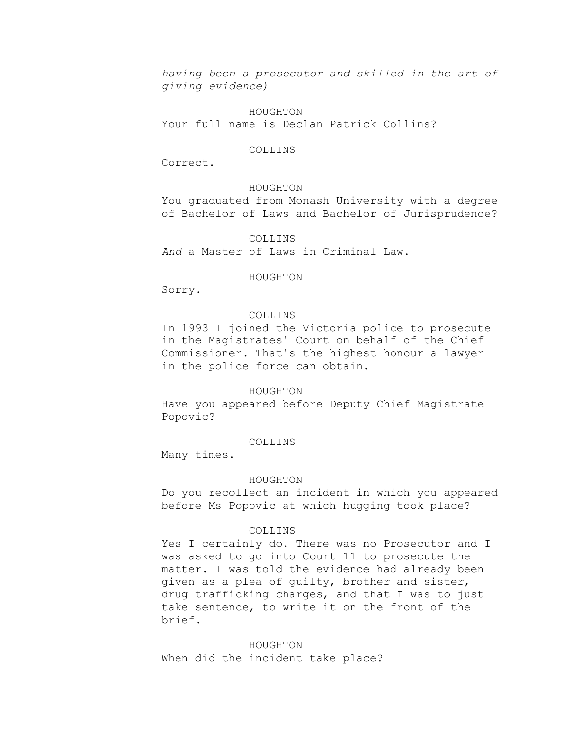*having been a prosecutor and skilled in the art of giving evidence)*

HOUGHTON

Your full name is Declan Patrick Collins?

COLLINS

Correct.

HOUGHTON

You graduated from Monash University with a degree of Bachelor of Laws and Bachelor of Jurisprudence?

COLLINS

*And* a Master of Laws in Criminal Law.

HOUGHTON

Sorry.

COLLINS

In 1993 I joined the Victoria police to prosecute in the Magistrates' Court on behalf of the Chief Commissioner. That's the highest honour a lawyer in the police force can obtain.

HOUGHTON

Have you appeared before Deputy Chief Magistrate Popovic?

COLLINS

Many times.

HOUGHTON

Do you recollect an incident in which you appeared before Ms Popovic at which hugging took place?

COLLINS

Yes I certainly do. There was no Prosecutor and I was asked to go into Court 11 to prosecute the matter. I was told the evidence had already been given as a plea of guilty, brother and sister, drug trafficking charges, and that I was to just take sentence, to write it on the front of the brief.

HOUGHTON

When did the incident take place?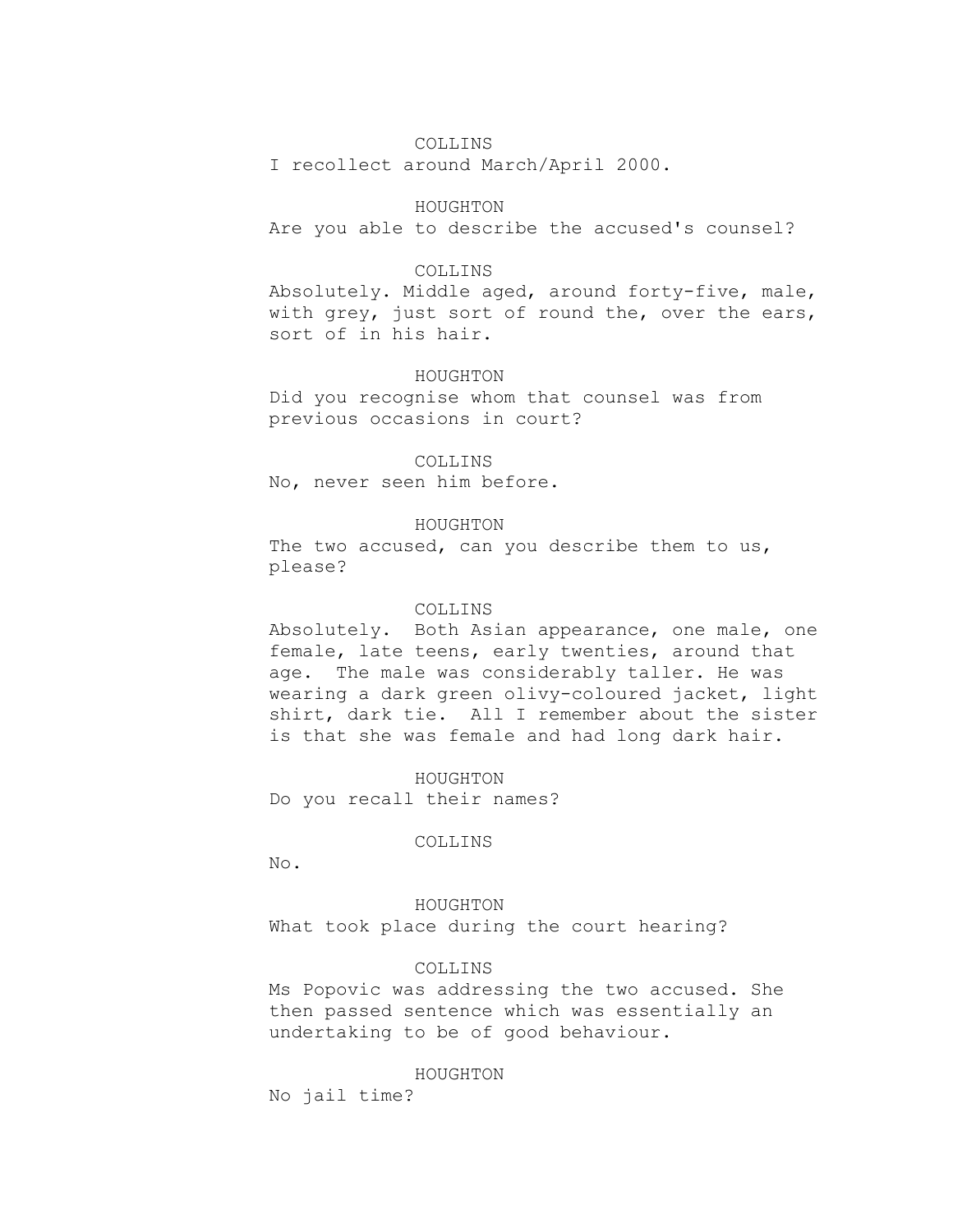COLLINS

I recollect around March/April 2000.

HOUGHTON

Are you able to describe the accused's counsel?

COLLINS

Absolutely. Middle aged, around forty-five, male, with grey, just sort of round the, over the ears, sort of in his hair.

HOUGHTON

Did you recognise whom that counsel was from previous occasions in court?

COLLINS

No, never seen him before.

HOUGHTON

The two accused, can you describe them to us, please?

COLLINS

Absolutely. Both Asian appearance, one male, one female, late teens, early twenties, around that age. The male was considerably taller. He was wearing a dark green olivy-coloured jacket, light shirt, dark tie. All I remember about the sister is that she was female and had long dark hair.

HOUGHTON

Do you recall their names?

COLLINS

No.

HOUGHTON

What took place during the court hearing?

COLLINS

Ms Popovic was addressing the two accused. She then passed sentence which was essentially an undertaking to be of good behaviour.

HOUGHTON

No jail time?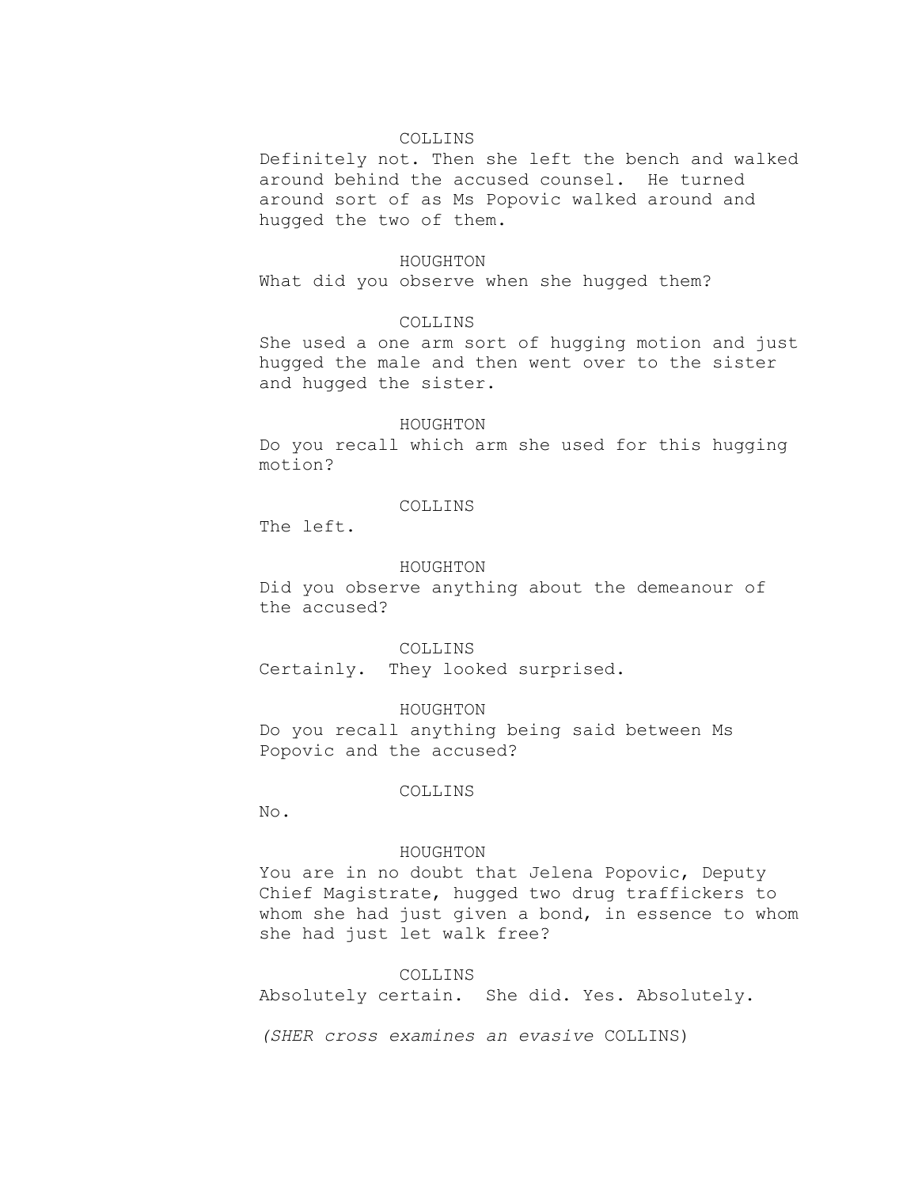COLLINS

Definitely not. Then she left the bench and walked around behind the accused counsel. He turned around sort of as Ms Popovic walked around and hugged the two of them.

HOUGHTON

What did you observe when she hugged them?

COLLINS

She used a one arm sort of hugging motion and just hugged the male and then went over to the sister and hugged the sister.

HOUGHTON

Do you recall which arm she used for this hugging motion?

COLLINS

The left.

HOUGHTON

Did you observe anything about the demeanour of the accused?

COLLINS

Certainly. They looked surprised.

HOUGHTON

Do you recall anything being said between Ms Popovic and the accused?

COLLINS

No.

HOUGHTON

You are in no doubt that Jelena Popovic, Deputy Chief Magistrate, hugged two drug traffickers to whom she had just given a bond, in essence to whom she had just let walk free?

COLLINS

Absolutely certain. She did. Yes. Absolutely.

*(SHER cross examines an evasive* COLLINS)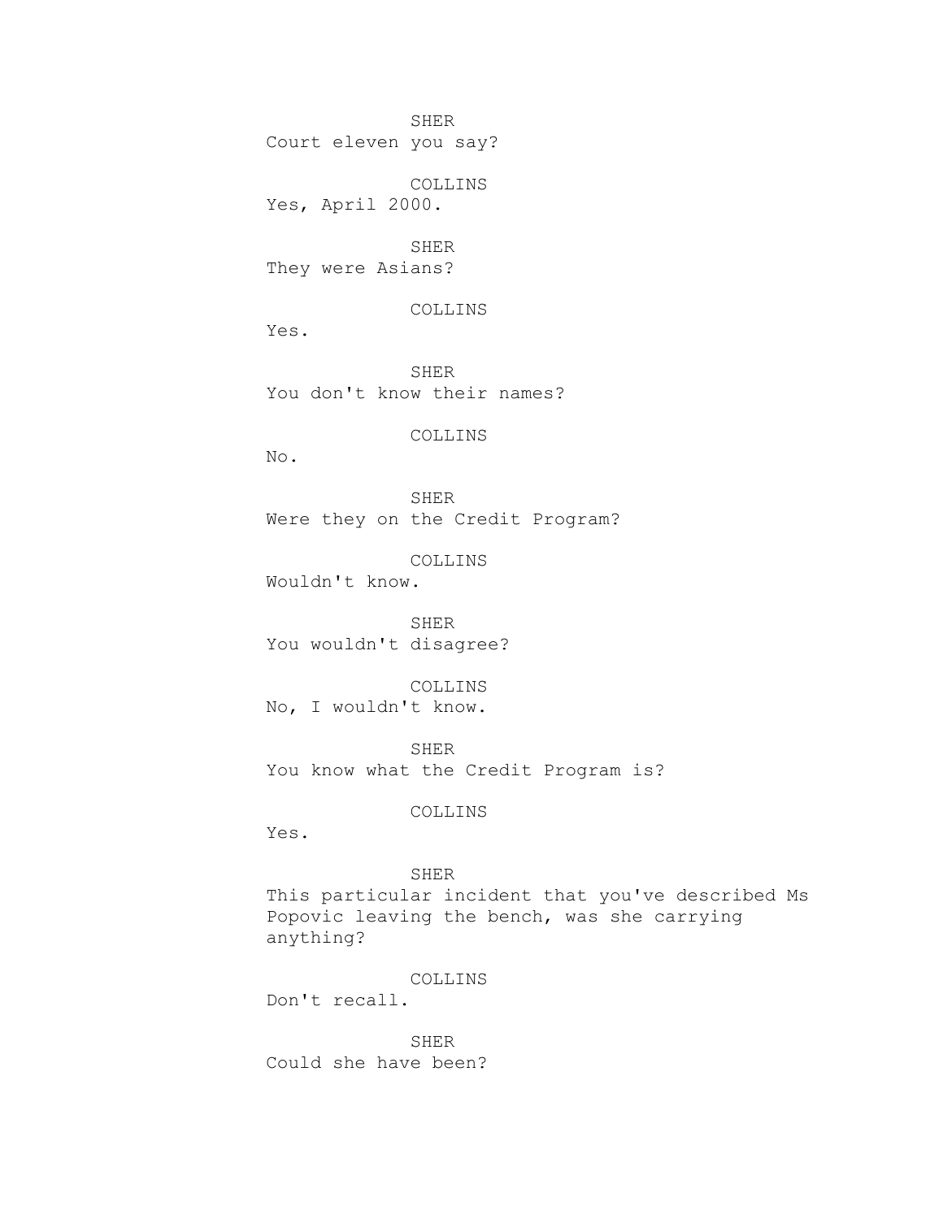SHER
Court eleven you say?

COLLINS
Yes, April 2000.

SHER
They were Asians?

COLLINS
Yes.

SHER
You don't know their names?

COLLINS
No.

SHER
Were they on the Credit Program?

COLLINS
Wouldn't know.

SHER
You wouldn't disagree?

COLLINS
No, I wouldn't know.

SHER
You know what the Credit Program is?

COLLINS
Yes.

SHER
This particular incident that you've described Ms Popovic leaving the bench, was she carrying anything?

COLLINS
Don't recall.

SHER
Could she have been?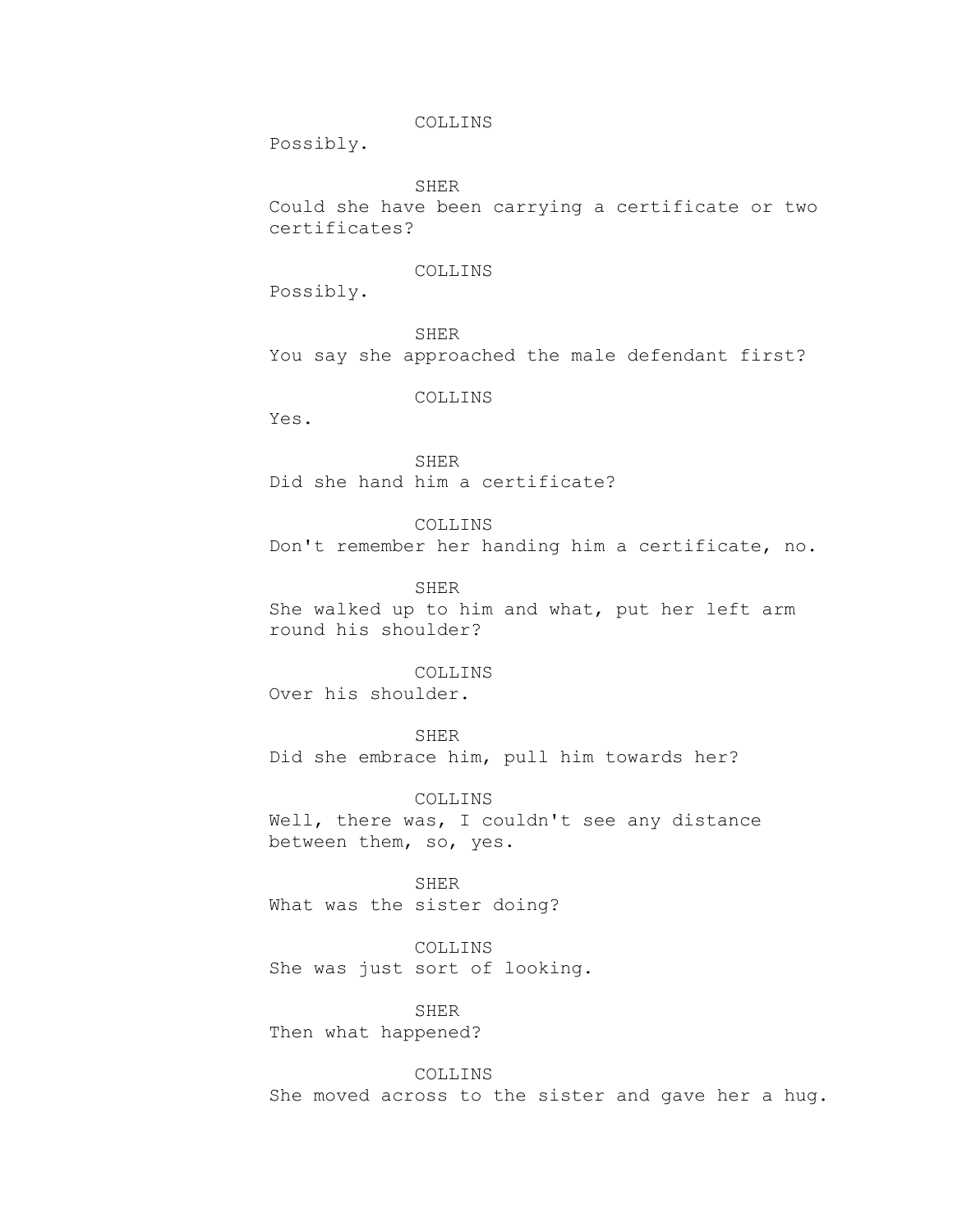COLLINS

Possibly.

SHER

Could she have been carrying a certificate or two certificates?

COLLINS

Possibly.

SHER

You say she approached the male defendant first?

COLLINS

Yes.

SHER

Did she hand him a certificate?

COLLINS

Don't remember her handing him a certificate, no.

SHER

She walked up to him and what, put her left arm round his shoulder?

COLLINS

Over his shoulder.

SHER

Did she embrace him, pull him towards her?

COLLINS

Well, there was, I couldn't see any distance between them, so, yes.

SHER

What was the sister doing?

COLLINS

She was just sort of looking.

SHER

Then what happened?

COLLINS

She moved across to the sister and gave her a hug.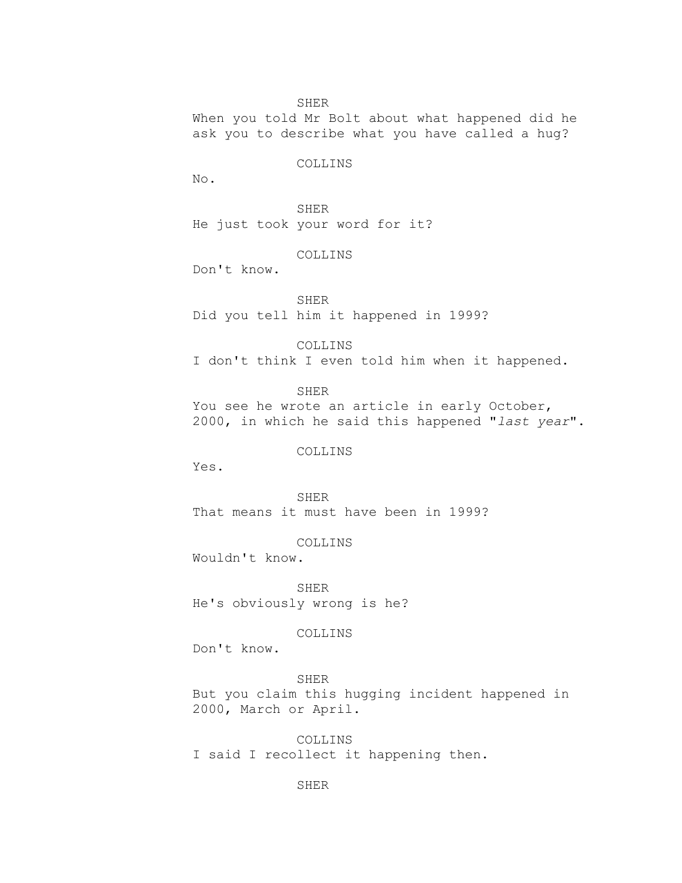SHER

When you told Mr Bolt about what happened did he ask you to describe what you have called a hug?

COLLINS

No.

SHER

He just took your word for it?

COLLINS

Don't know.

SHER

Did you tell him it happened in 1999?

COLLINS

I don't think I even told him when it happened.

SHER

You see he wrote an article in early October, 2000, in which he said this happened "*last year*".

COLLINS

Yes.

SHER

That means it must have been in 1999?

COLLINS

Wouldn't know.

SHER

He's obviously wrong is he?

COLLINS

Don't know.

SHER

But you claim this hugging incident happened in 2000, March or April.

COLLINS

I said I recollect it happening then.

SHER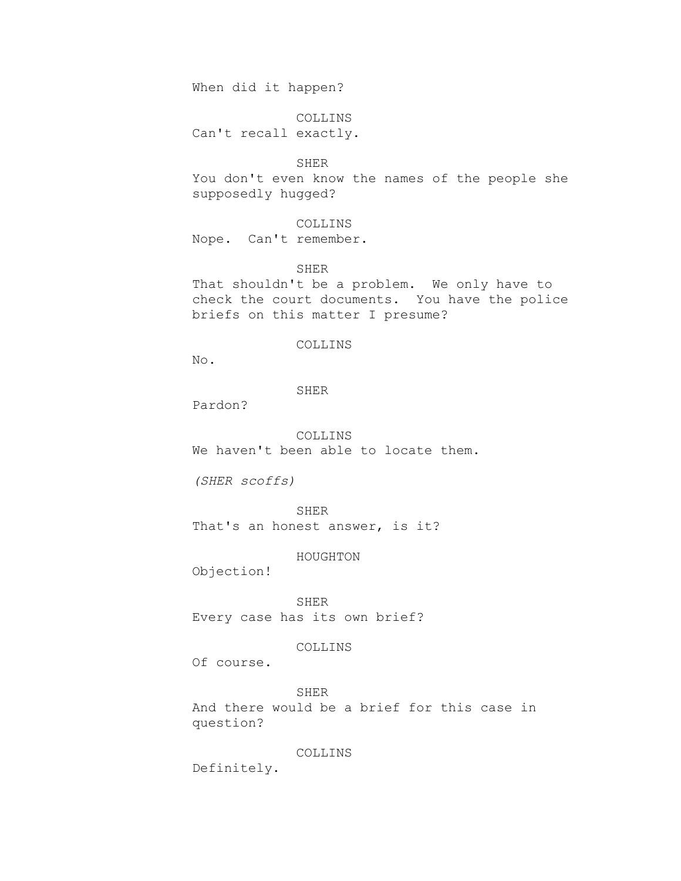When did it happen?

COLLINS
Can't recall exactly.

SHER
You don't even know the names of the people she supposedly hugged?

COLLINS
Nope. Can't remember.

SHER
That shouldn't be a problem. We only have to check the court documents. You have the police briefs on this matter I presume?

COLLINS
No.

SHER
Pardon?

COLLINS
We haven't been able to locate them.

*(SHER scoffs)*

SHER
That's an honest answer, is it?

HOUGHTON
Objection!

SHER
Every case has its own brief?

COLLINS
Of course.

SHER
And there would be a brief for this case in question?

COLLINS
Definitely.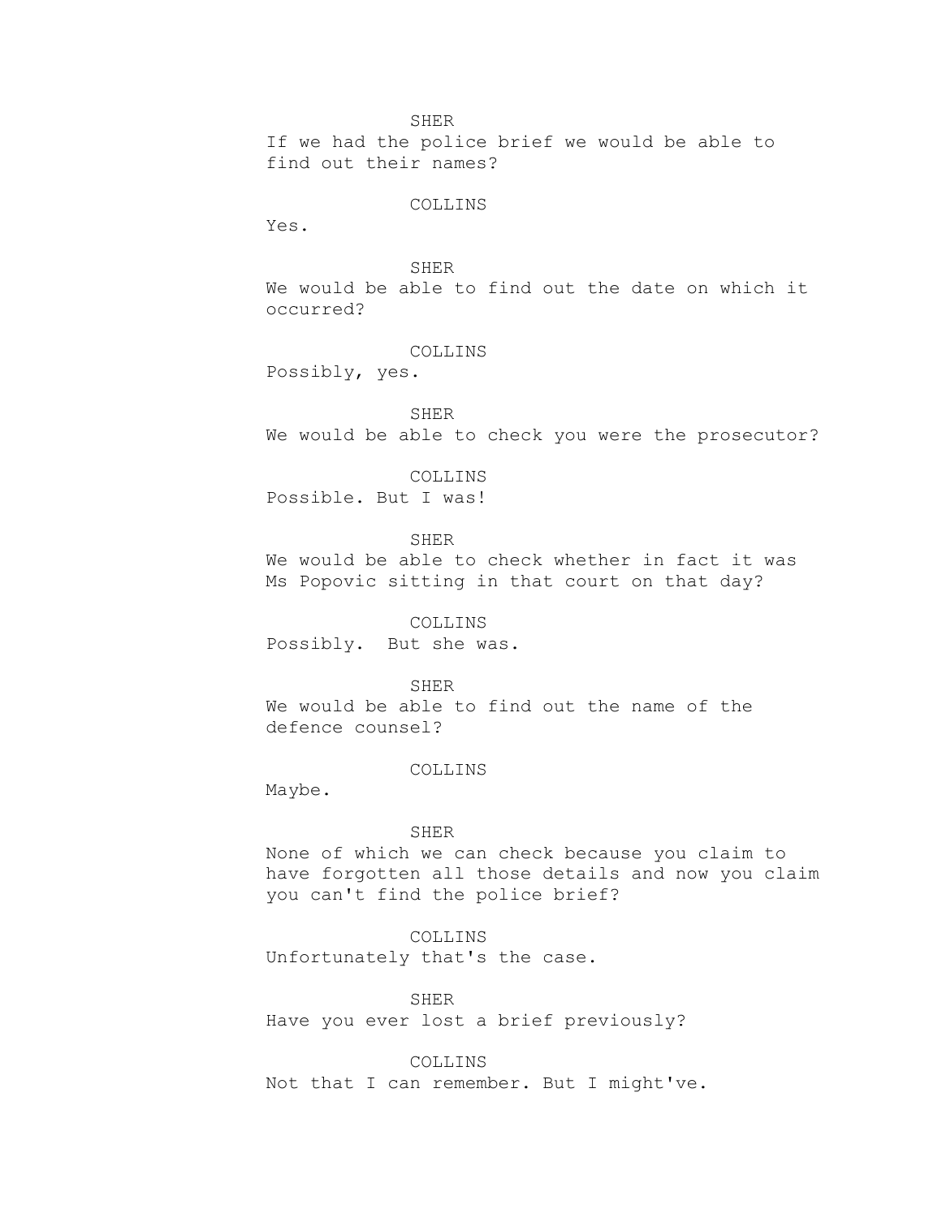SHER

If we had the police brief we would be able to find out their names?

COLLINS

Yes.

SHER

We would be able to find out the date on which it occurred?

COLLINS

Possibly, yes.

SHER

We would be able to check you were the prosecutor?

COLLINS

Possible. But I was!

SHER

We would be able to check whether in fact it was Ms Popovic sitting in that court on that day?

COLLINS

Possibly. But she was.

SHER

We would be able to find out the name of the defence counsel?

COLLINS

Maybe.

SHER

None of which we can check because you claim to have forgotten all those details and now you claim you can't find the police brief?

COLLINS

Unfortunately that's the case.

SHER

Have you ever lost a brief previously?

COLLINS

Not that I can remember. But I might've.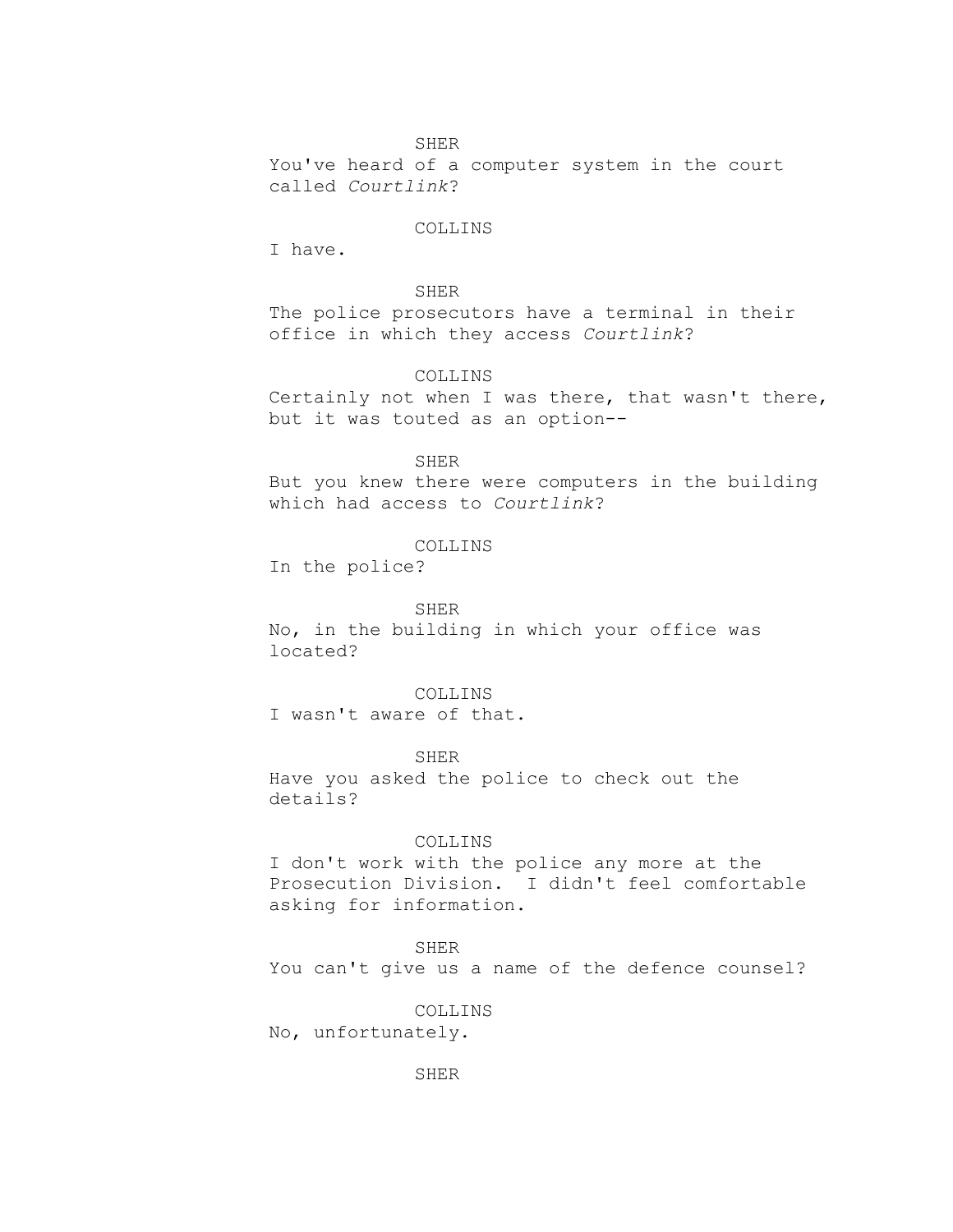SHER

You've heard of a computer system in the court called *Courtlink*?

COLLINS

I have.

SHER

The police prosecutors have a terminal in their office in which they access *Courtlink*?

COLLINS

Certainly not when I was there, that wasn't there, but it was touted as an option--

SHER

But you knew there were computers in the building which had access to *Courtlink*?

COLLINS

In the police?

SHER

No, in the building in which your office was located?

COLLINS

I wasn't aware of that.

SHER

Have you asked the police to check out the details?

COLLINS

I don't work with the police any more at the Prosecution Division.  I didn't feel comfortable asking for information.

SHER

You can't give us a name of the defence counsel?

COLLINS

No, unfortunately.

SHER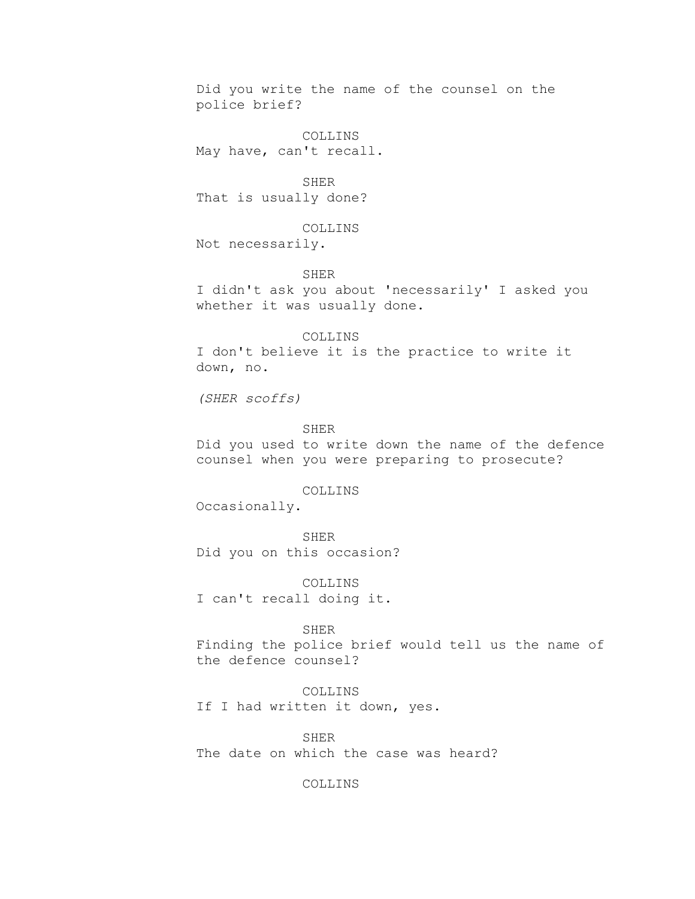Did you write the name of the counsel on the police brief?

COLLINS
May have, can't recall.

SHER
That is usually done?

COLLINS
Not necessarily.

SHER
I didn't ask you about 'necessarily' I asked you whether it was usually done.

COLLINS
I don't believe it is the practice to write it down, no.

*(SHER scoffs)*

SHER
Did you used to write down the name of the defence counsel when you were preparing to prosecute?

COLLINS
Occasionally.

SHER
Did you on this occasion?

COLLINS
I can't recall doing it.

SHER
Finding the police brief would tell us the name of the defence counsel?

COLLINS
If I had written it down, yes.

SHER
The date on which the case was heard?

COLLINS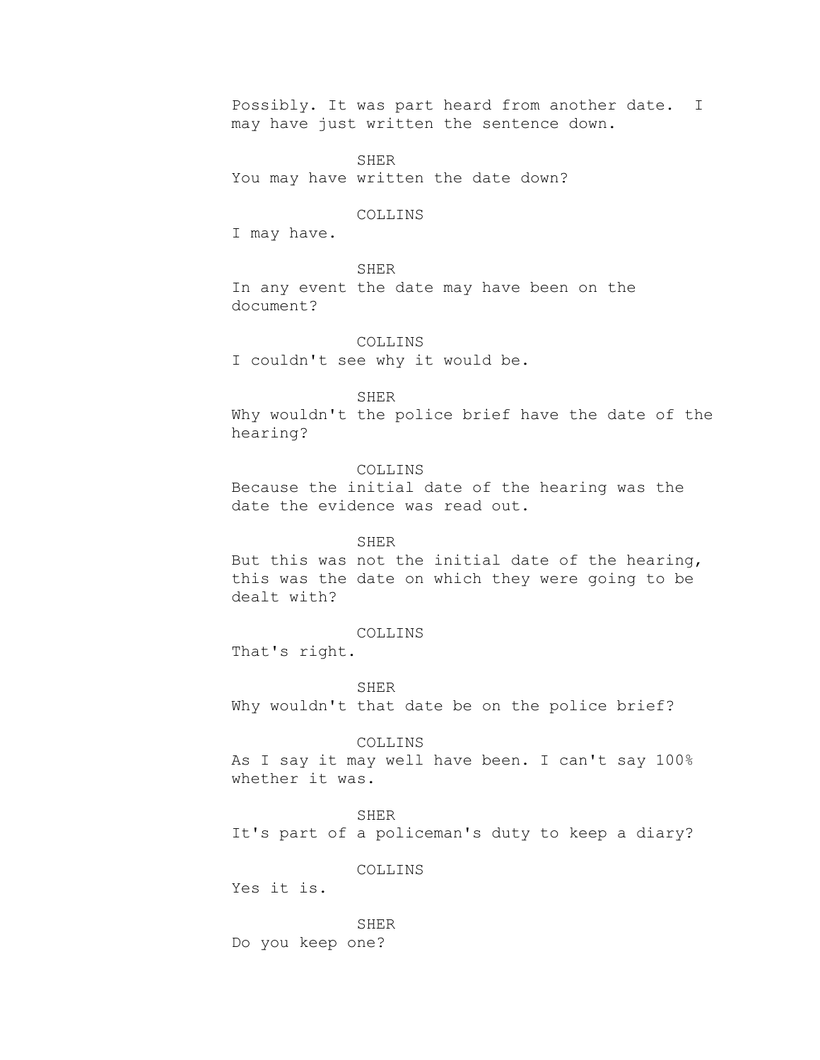Possibly. It was part heard from another date. I may have just written the sentence down.

SHER

You may have written the date down?

COLLINS

I may have.

SHER

In any event the date may have been on the document?

COLLINS

I couldn't see why it would be.

SHER

Why wouldn't the police brief have the date of the hearing?

COLLINS

Because the initial date of the hearing was the date the evidence was read out.

SHER

But this was not the initial date of the hearing, this was the date on which they were going to be dealt with?

COLLINS

That's right.

SHER

Why wouldn't that date be on the police brief?

COLLINS

As I say it may well have been. I can't say 100% whether it was.

SHER

It's part of a policeman's duty to keep a diary?

COLLINS

Yes it is.

SHER

Do you keep one?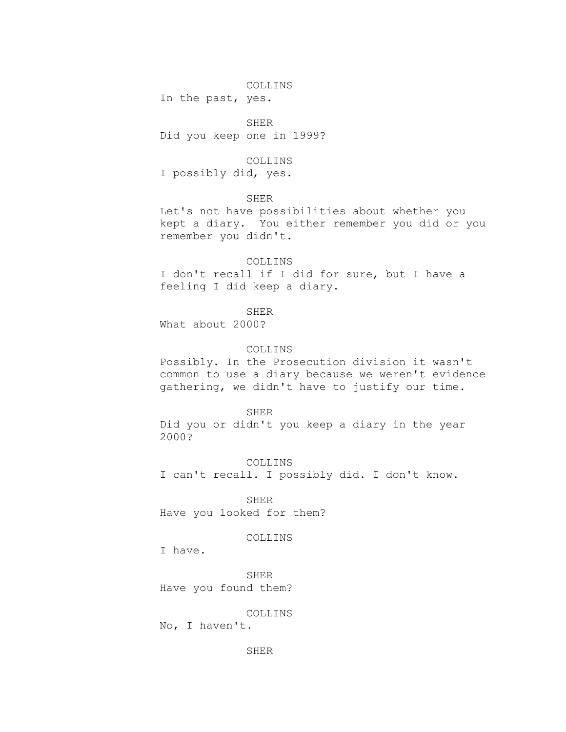COLLINS

In the past, yes.

SHER

Did you keep one in 1999?

COLLINS

I possibly did, yes.

SHER

Let's not have possibilities about whether you kept a diary. You either remember you did or you remember you didn't.

COLLINS

I don't recall if I did for sure, but I have a feeling I did keep a diary.

SHER

What about 2000?

COLLINS

Possibly. In the Prosecution division it wasn't common to use a diary because we weren't evidence gathering, we didn't have to justify our time.

SHER

Did you or didn't you keep a diary in the year 2000?

COLLINS

I can't recall. I possibly did. I don't know.

SHER

Have you looked for them?

COLLINS

I have.

SHER

Have you found them?

COLLINS

No, I haven't.

SHER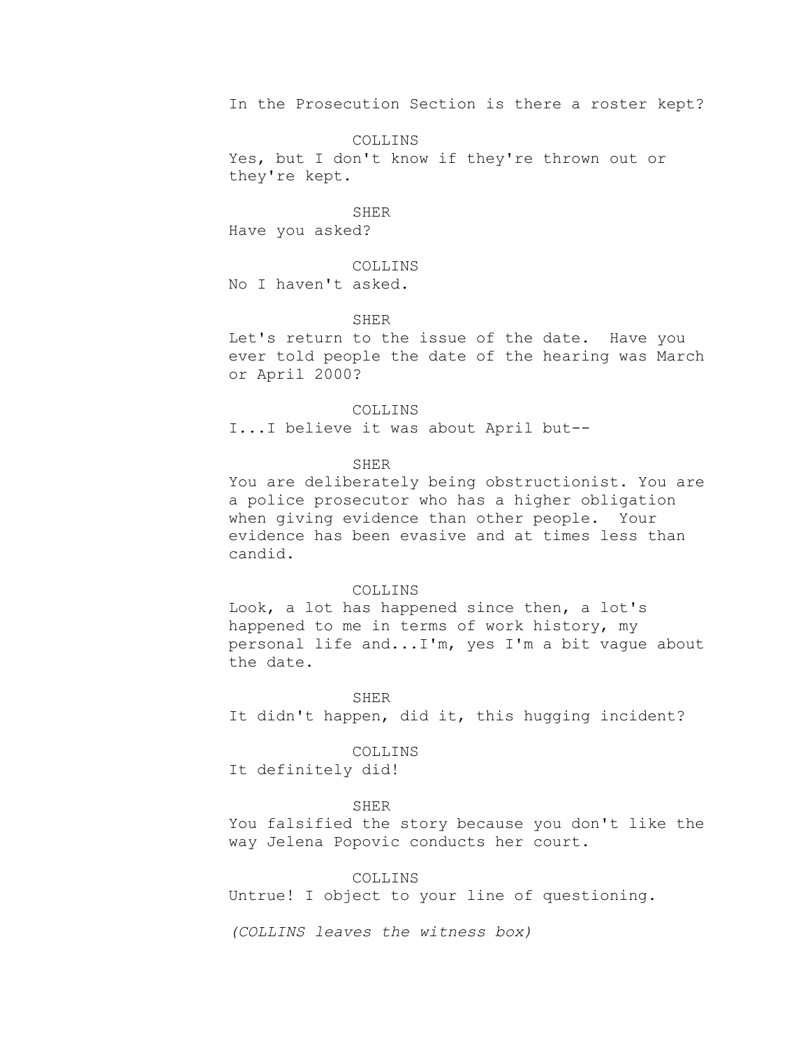In the Prosecution Section is there a roster kept?

COLLINS

Yes, but I don't know if they're thrown out or they're kept.

SHER

Have you asked?

COLLINS

No I haven't asked.

SHER

Let's return to the issue of the date. Have you ever told people the date of the hearing was March or April 2000?

COLLINS

I...I believe it was about April but--

SHER

You are deliberately being obstructionist. You are a police prosecutor who has a higher obligation when giving evidence than other people. Your evidence has been evasive and at times less than candid.

COLLINS

Look, a lot has happened since then, a lot's happened to me in terms of work history, my personal life and...I'm, yes I'm a bit vague about the date.

SHER

It didn't happen, did it, this hugging incident?

COLLINS

It definitely did!

SHER

You falsified the story because you don't like the way Jelena Popovic conducts her court.

COLLINS

Untrue! I object to your line of questioning.

*(COLLINS leaves the witness box)*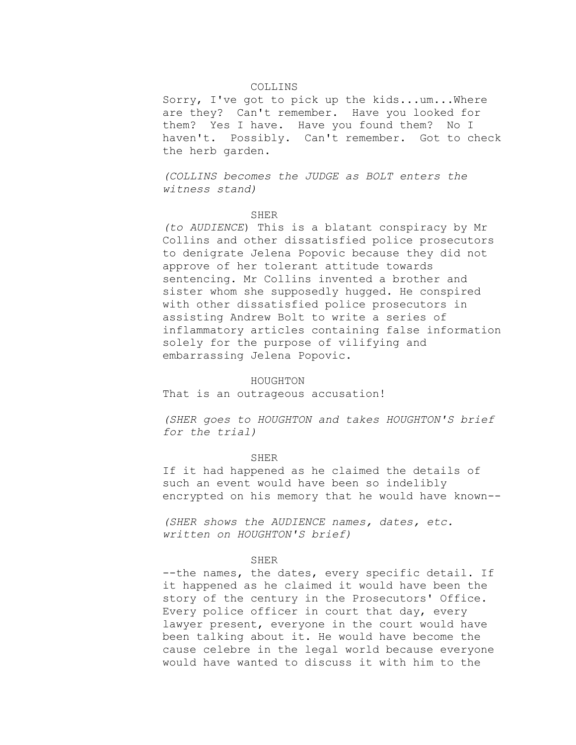COLLINS

Sorry, I've got to pick up the kids...um...Where are they? Can't remember. Have you looked for them? Yes I have. Have you found them? No I haven't. Possibly. Can't remember. Got to check the herb garden.

*(COLLINS becomes the JUDGE as BOLT enters the witness stand)*

SHER

*(to AUDIENCE*) This is a blatant conspiracy by Mr Collins and other dissatisfied police prosecutors to denigrate Jelena Popovic because they did not approve of her tolerant attitude towards sentencing. Mr Collins invented a brother and sister whom she supposedly hugged. He conspired with other dissatisfied police prosecutors in assisting Andrew Bolt to write a series of inflammatory articles containing false information solely for the purpose of vilifying and embarrassing Jelena Popovic.

HOUGHTON

That is an outrageous accusation!

*(SHER goes to HOUGHTON and takes HOUGHTON'S brief for the trial)*

SHER

If it had happened as he claimed the details of such an event would have been so indelibly encrypted on his memory that he would have known--

*(SHER shows the AUDIENCE names, dates, etc. written on HOUGHTON'S brief)*

SHER

--the names, the dates, every specific detail. If it happened as he claimed it would have been the story of the century in the Prosecutors' Office. Every police officer in court that day, every lawyer present, everyone in the court would have been talking about it. He would have become the cause celebre in the legal world because everyone would have wanted to discuss it with him to the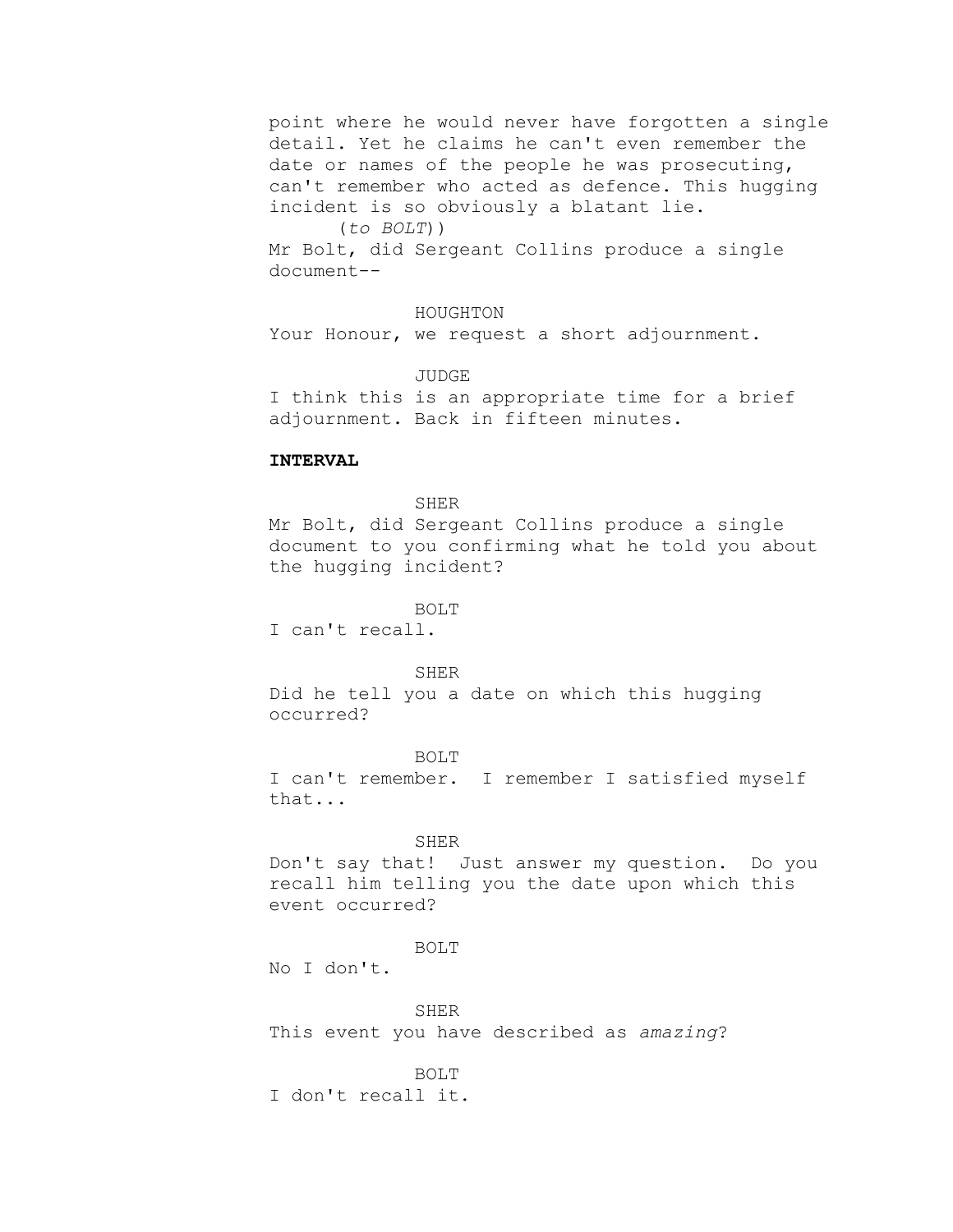point where he would never have forgotten a single detail. Yet he claims he can't even remember the date or names of the people he was prosecuting, can't remember who acted as defence. This hugging incident is so obviously a blatant lie.

(*to BOLT*))

Mr Bolt, did Sergeant Collins produce a single document--

HOUGHTON

Your Honour, we request a short adjournment.

JUDGE

I think this is an appropriate time for a brief adjournment. Back in fifteen minutes.

**INTERVAL**

SHER

Mr Bolt, did Sergeant Collins produce a single document to you confirming what he told you about the hugging incident?

BOLT

I can't recall.

SHER

Did he tell you a date on which this hugging occurred?

BOLT

I can't remember. I remember I satisfied myself that...

SHER

Don't say that! Just answer my question. Do you recall him telling you the date upon which this event occurred?

BOLT

No I don't.

SHER

This event you have described as *amazing*?

BOLT

I don't recall it.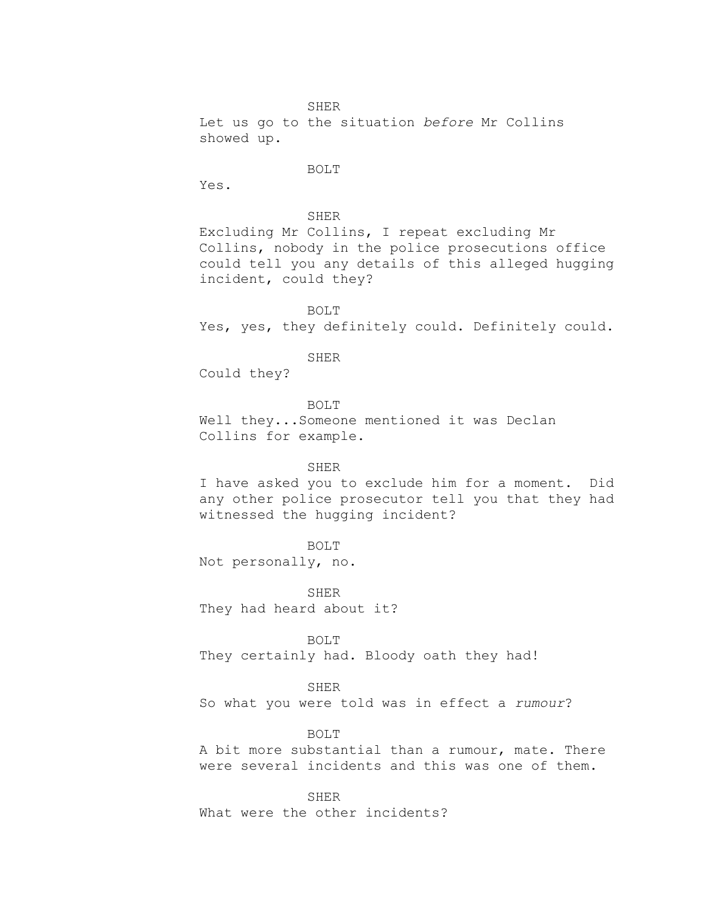SHER

Let us go to the situation *before* Mr Collins showed up.

BOLT

Yes.

SHER

Excluding Mr Collins, I repeat excluding Mr Collins, nobody in the police prosecutions office could tell you any details of this alleged hugging incident, could they?

BOLT

Yes, yes, they definitely could. Definitely could.

SHER

Could they?

BOLT

Well they...Someone mentioned it was Declan Collins for example.

SHER

I have asked you to exclude him for a moment. Did any other police prosecutor tell you that they had witnessed the hugging incident?

BOLT

Not personally, no.

SHER

They had heard about it?

BOLT

They certainly had. Bloody oath they had!

SHER

So what you were told was in effect a *rumour*?

BOLT

A bit more substantial than a rumour, mate. There were several incidents and this was one of them.

SHER

What were the other incidents?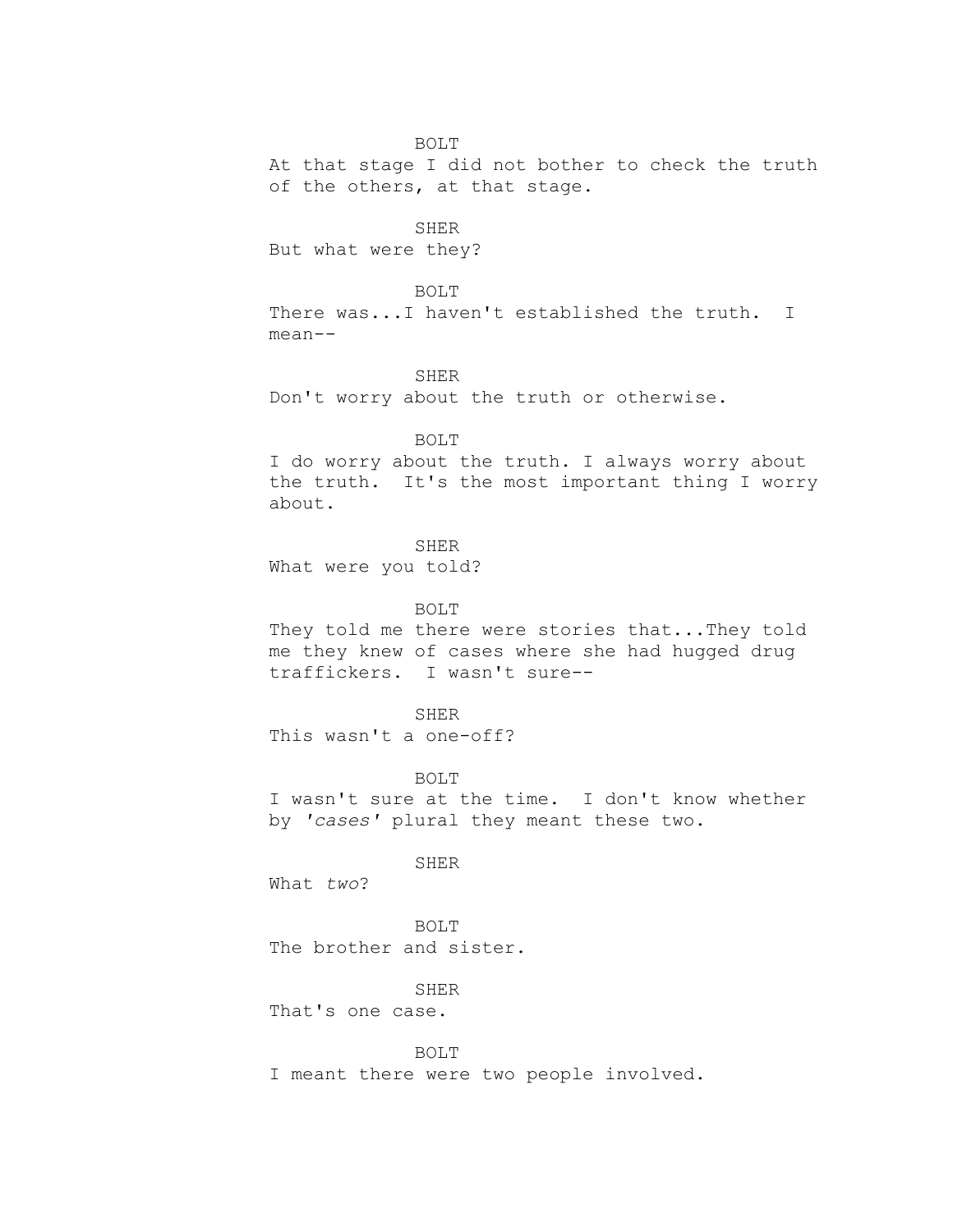BOLT

At that stage I did not bother to check the truth of the others, at that stage.

SHER

But what were they?

BOLT

There was...I haven't established the truth. I mean--

SHER

Don't worry about the truth or otherwise.

BOLT

I do worry about the truth. I always worry about the truth. It's the most important thing I worry about.

SHER

What were you told?

BOLT

They told me there were stories that...They told me they knew of cases where she had hugged drug traffickers. I wasn't sure--

SHER

This wasn't a one-off?

BOLT

I wasn't sure at the time. I don't know whether by *'cases'* plural they meant these two.

SHER

What *two*?

BOLT

The brother and sister.

SHER

That's one case.

BOLT

I meant there were two people involved.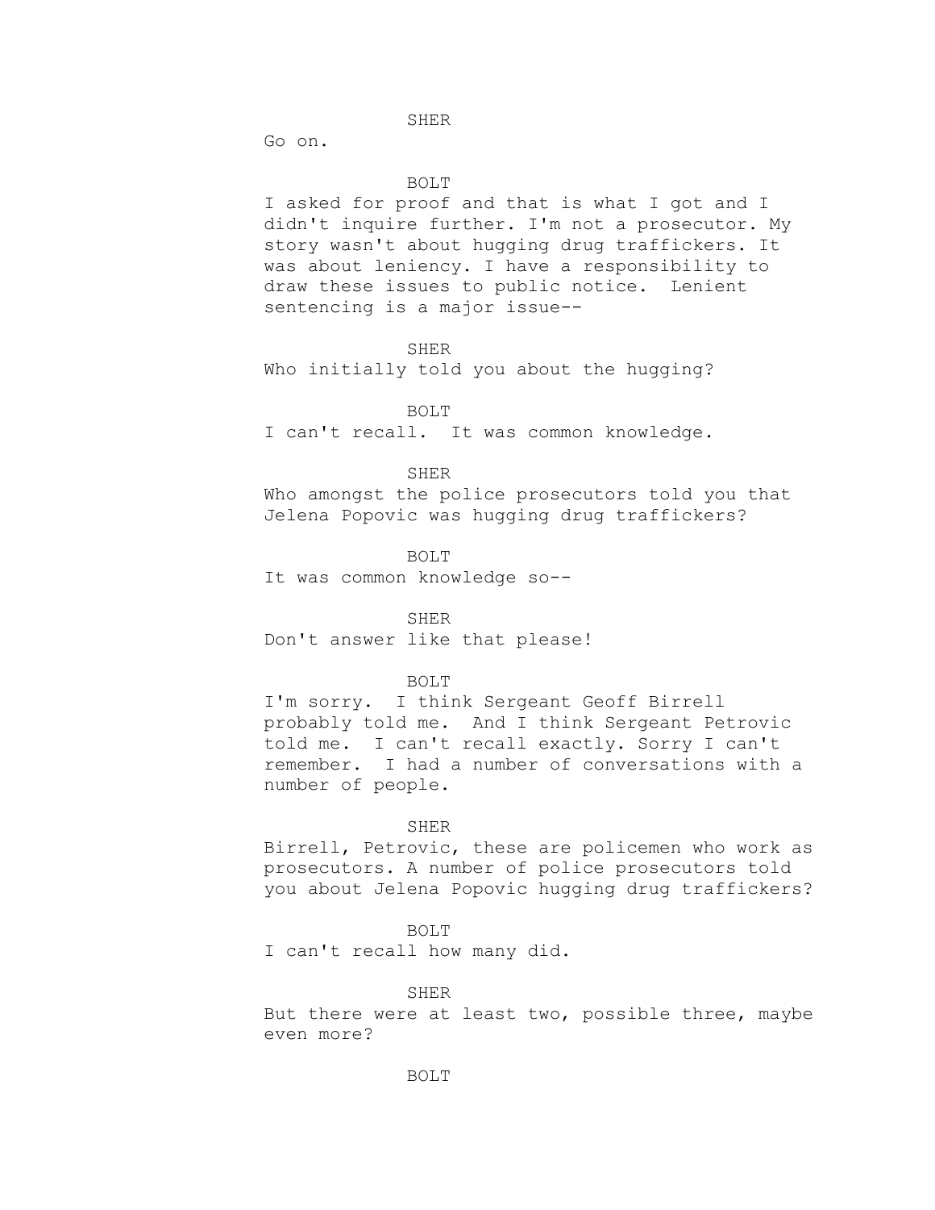SHER

Go on.

BOLT

I asked for proof and that is what I got and I didn't inquire further. I'm not a prosecutor. My story wasn't about hugging drug traffickers. It was about leniency. I have a responsibility to draw these issues to public notice. Lenient sentencing is a major issue--

SHER

Who initially told you about the hugging?

BOLT

I can't recall. It was common knowledge.

SHER

Who amongst the police prosecutors told you that Jelena Popovic was hugging drug traffickers?

BOLT

It was common knowledge so--

SHER

Don't answer like that please!

BOLT

I'm sorry. I think Sergeant Geoff Birrell probably told me. And I think Sergeant Petrovic told me. I can't recall exactly. Sorry I can't remember. I had a number of conversations with a number of people.

SHER

Birrell, Petrovic, these are policemen who work as prosecutors. A number of police prosecutors told you about Jelena Popovic hugging drug traffickers?

BOLT

I can't recall how many did.

SHER

But there were at least two, possible three, maybe even more?

BOLT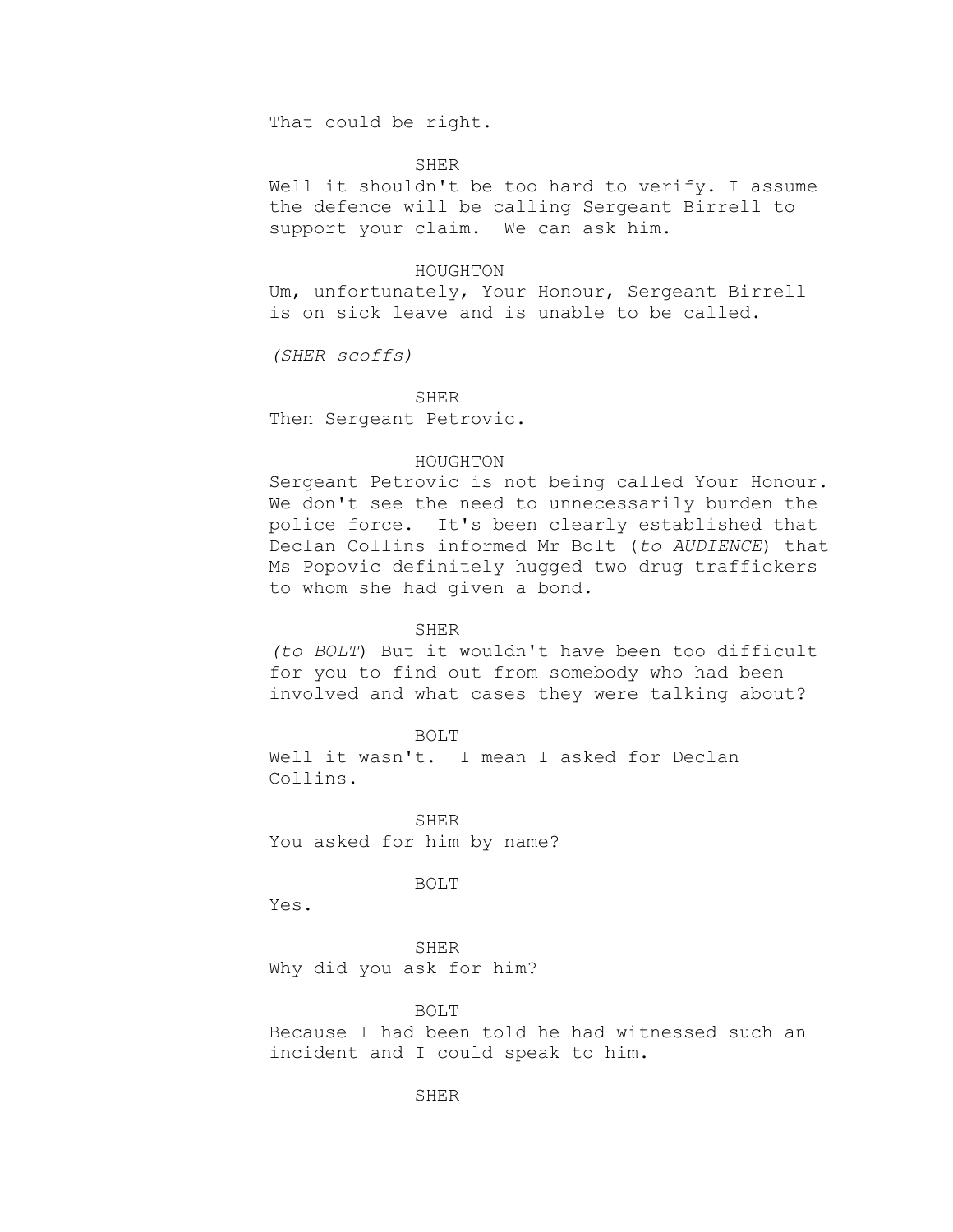That could be right.

SHER

Well it shouldn't be too hard to verify. I assume the defence will be calling Sergeant Birrell to support your claim. We can ask him.

HOUGHTON

Um, unfortunately, Your Honour, Sergeant Birrell is on sick leave and is unable to be called.

*(SHER scoffs)*

SHER

Then Sergeant Petrovic.

HOUGHTON

Sergeant Petrovic is not being called Your Honour. We don't see the need to unnecessarily burden the police force. It's been clearly established that Declan Collins informed Mr Bolt (*to AUDIENCE*) that Ms Popovic definitely hugged two drug traffickers to whom she had given a bond.

SHER

*(to BOLT*) But it wouldn't have been too difficult for you to find out from somebody who had been involved and what cases they were talking about?

BOLT

Well it wasn't. I mean I asked for Declan Collins.

SHER

You asked for him by name?

BOLT

Yes.

SHER

Why did you ask for him?

BOLT

Because I had been told he had witnessed such an incident and I could speak to him.

SHER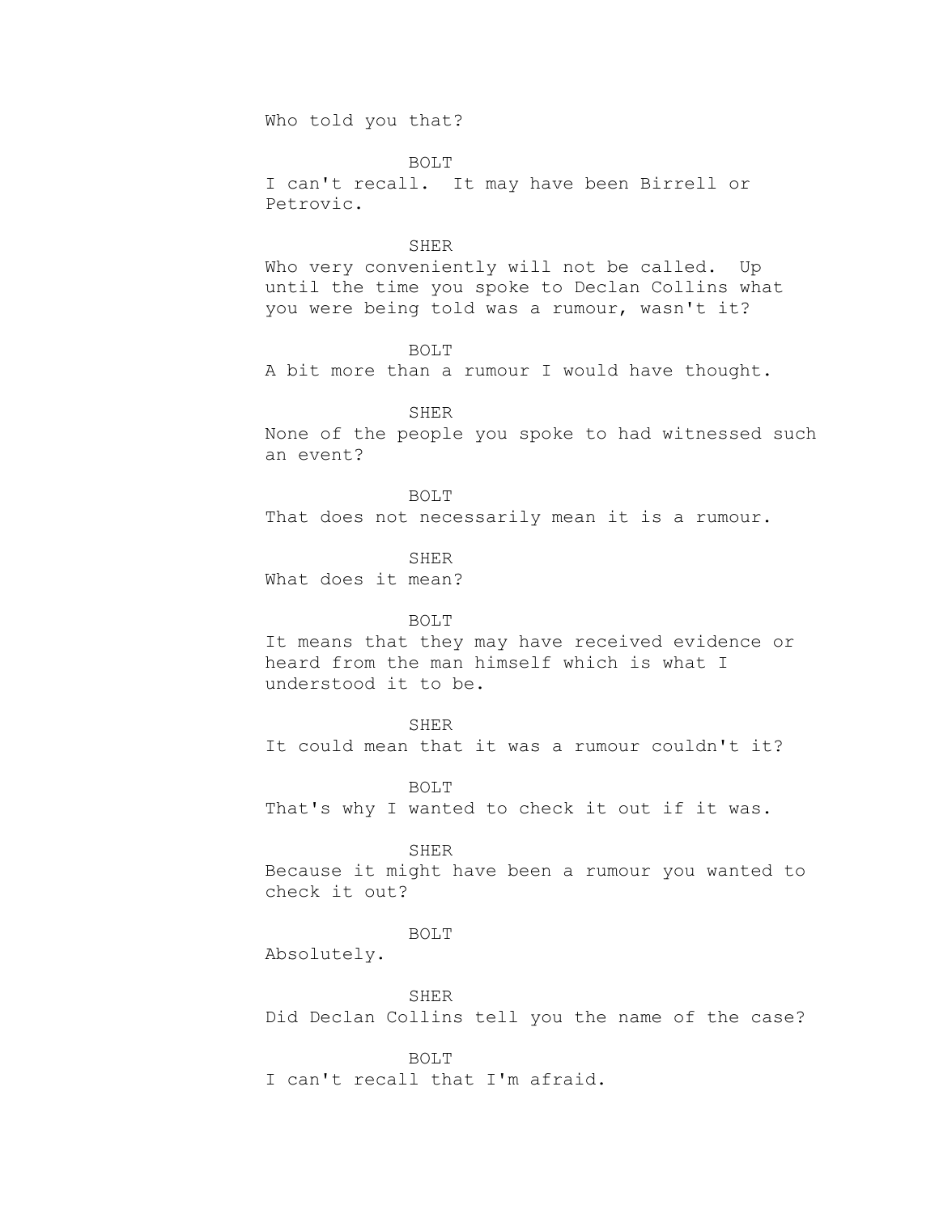Who told you that?

BOLT

I can't recall. It may have been Birrell or Petrovic.

SHER

Who very conveniently will not be called. Up until the time you spoke to Declan Collins what you were being told was a rumour, wasn't it?

BOLT

A bit more than a rumour I would have thought.

SHER

None of the people you spoke to had witnessed such an event?

BOLT

That does not necessarily mean it is a rumour.

SHER

What does it mean?

BOLT

It means that they may have received evidence or heard from the man himself which is what I understood it to be.

SHER

It could mean that it was a rumour couldn't it?

BOLT

That's why I wanted to check it out if it was.

SHER

Because it might have been a rumour you wanted to check it out?

BOLT

Absolutely.

SHER

Did Declan Collins tell you the name of the case?

BOLT

I can't recall that I'm afraid.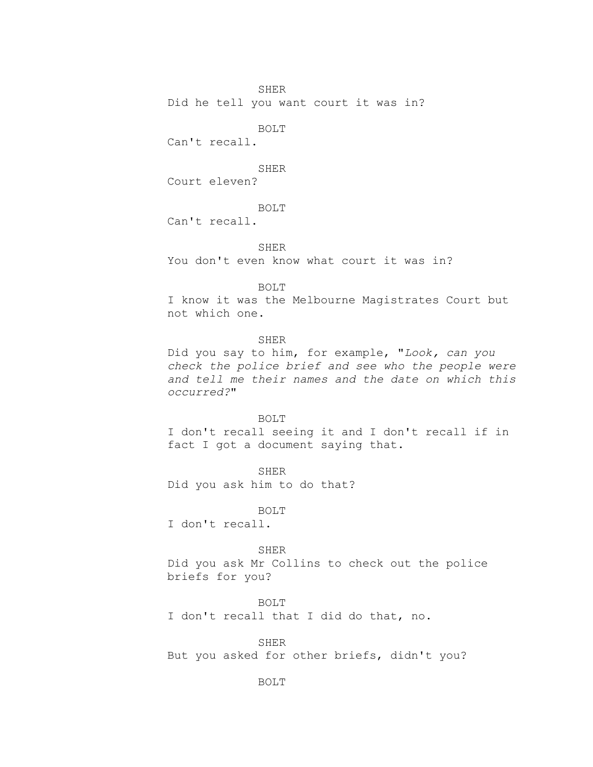SHER

Did he tell you want court it was in?

BOLT

Can't recall.

SHER

Court eleven?

BOLT

Can't recall.

SHER

You don't even know what court it was in?

BOLT

I know it was the Melbourne Magistrates Court but not which one.

SHER

Did you say to him, for example, "*Look, can you check the police brief and see who the people were and tell me their names and the date on which this occurred?*"

BOLT

I don't recall seeing it and I don't recall if in fact I got a document saying that.

SHER

Did you ask him to do that?

BOLT

I don't recall.

SHER

Did you ask Mr Collins to check out the police briefs for you?

BOLT

I don't recall that I did do that, no.

SHER

But you asked for other briefs, didn't you?

BOLT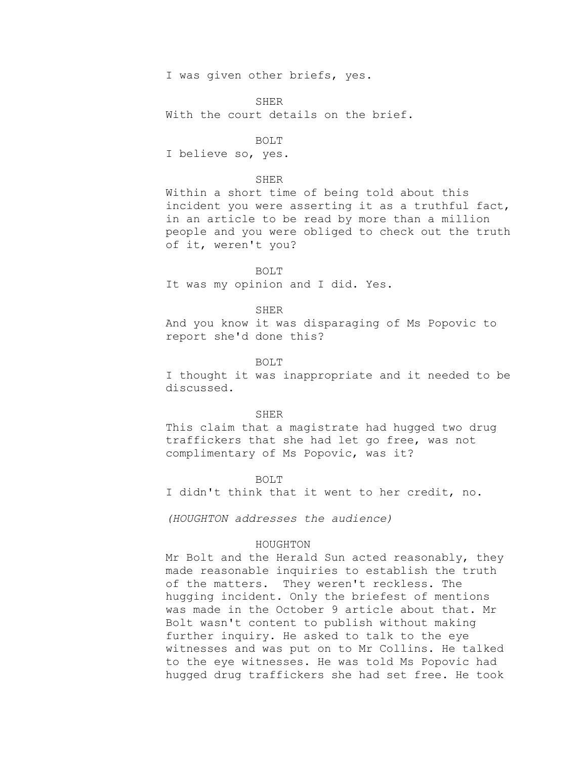I was given other briefs, yes.

SHER

With the court details on the brief.

BOLT

I believe so, yes.

SHER

Within a short time of being told about this incident you were asserting it as a truthful fact, in an article to be read by more than a million people and you were obliged to check out the truth of it, weren't you?

BOLT

It was my opinion and I did. Yes.

SHER

And you know it was disparaging of Ms Popovic to report she'd done this?

BOLT

I thought it was inappropriate and it needed to be discussed.

SHER

This claim that a magistrate had hugged two drug traffickers that she had let go free, was not complimentary of Ms Popovic, was it?

BOLT

I didn't think that it went to her credit, no.

*(HOUGHTON addresses the audience)*

HOUGHTON

Mr Bolt and the Herald Sun acted reasonably, they made reasonable inquiries to establish the truth of the matters. They weren't reckless. The hugging incident. Only the briefest of mentions was made in the October 9 article about that. Mr Bolt wasn't content to publish without making further inquiry. He asked to talk to the eye witnesses and was put on to Mr Collins. He talked to the eye witnesses. He was told Ms Popovic had hugged drug traffickers she had set free. He took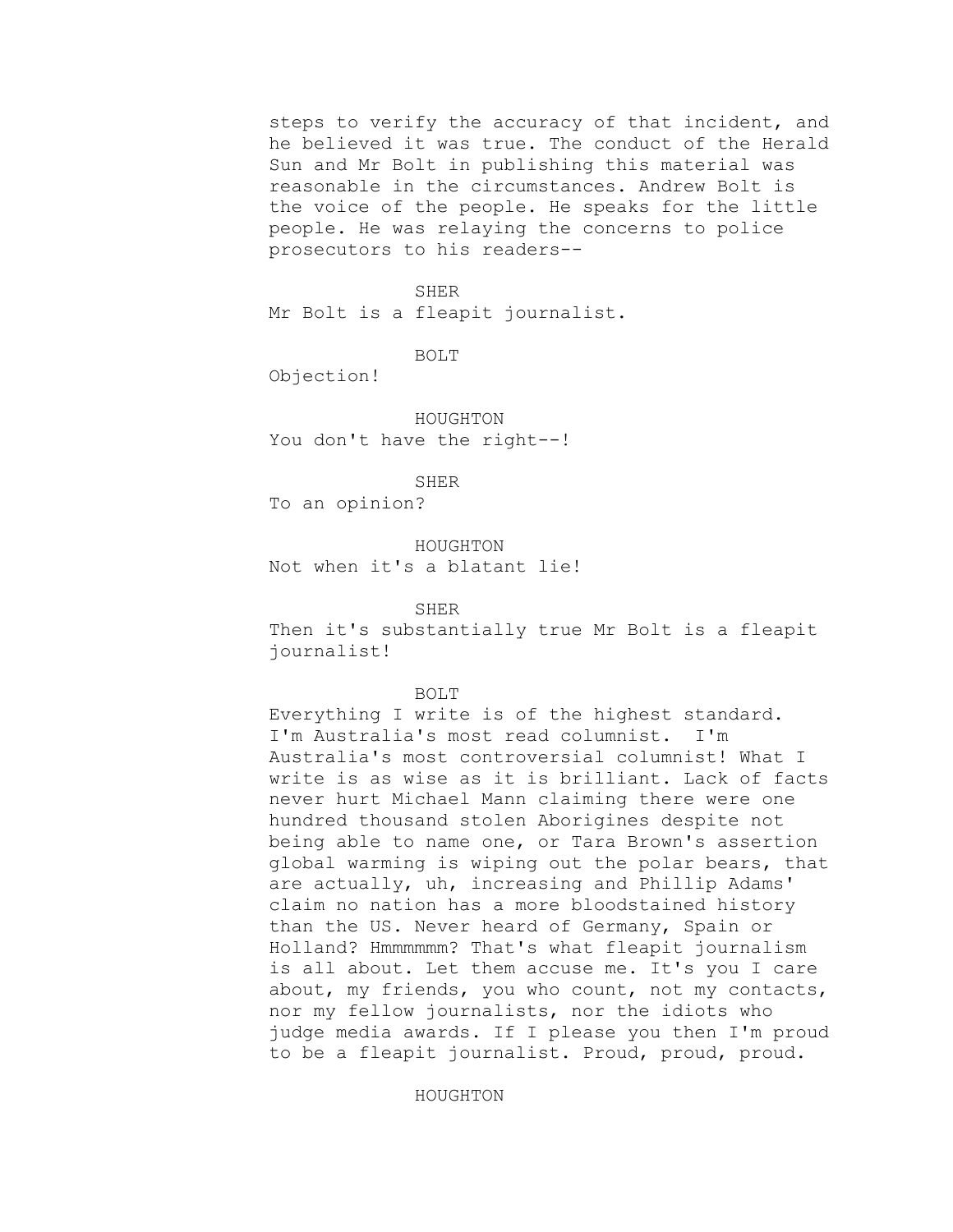steps to verify the accuracy of that incident, and he believed it was true. The conduct of the Herald Sun and Mr Bolt in publishing this material was reasonable in the circumstances. Andrew Bolt is the voice of the people. He speaks for the little people. He was relaying the concerns to police prosecutors to his readers--

SHER

Mr Bolt is a fleapit journalist.

BOLT

Objection!

HOUGHTON

You don't have the right--!

SHER

To an opinion?

HOUGHTON

Not when it's a blatant lie!

SHER

Then it's substantially true Mr Bolt is a fleapit journalist!

BOLT

Everything I write is of the highest standard. I'm Australia's most read columnist. I'm Australia's most controversial columnist! What I write is as wise as it is brilliant. Lack of facts never hurt Michael Mann claiming there were one hundred thousand stolen Aborigines despite not being able to name one, or Tara Brown's assertion global warming is wiping out the polar bears, that are actually, uh, increasing and Phillip Adams' claim no nation has a more bloodstained history than the US. Never heard of Germany, Spain or Holland? Hmmmmmm? That's what fleapit journalism is all about. Let them accuse me. It's you I care about, my friends, you who count, not my contacts, nor my fellow journalists, nor the idiots who judge media awards. If I please you then I'm proud to be a fleapit journalist. Proud, proud, proud.

HOUGHTON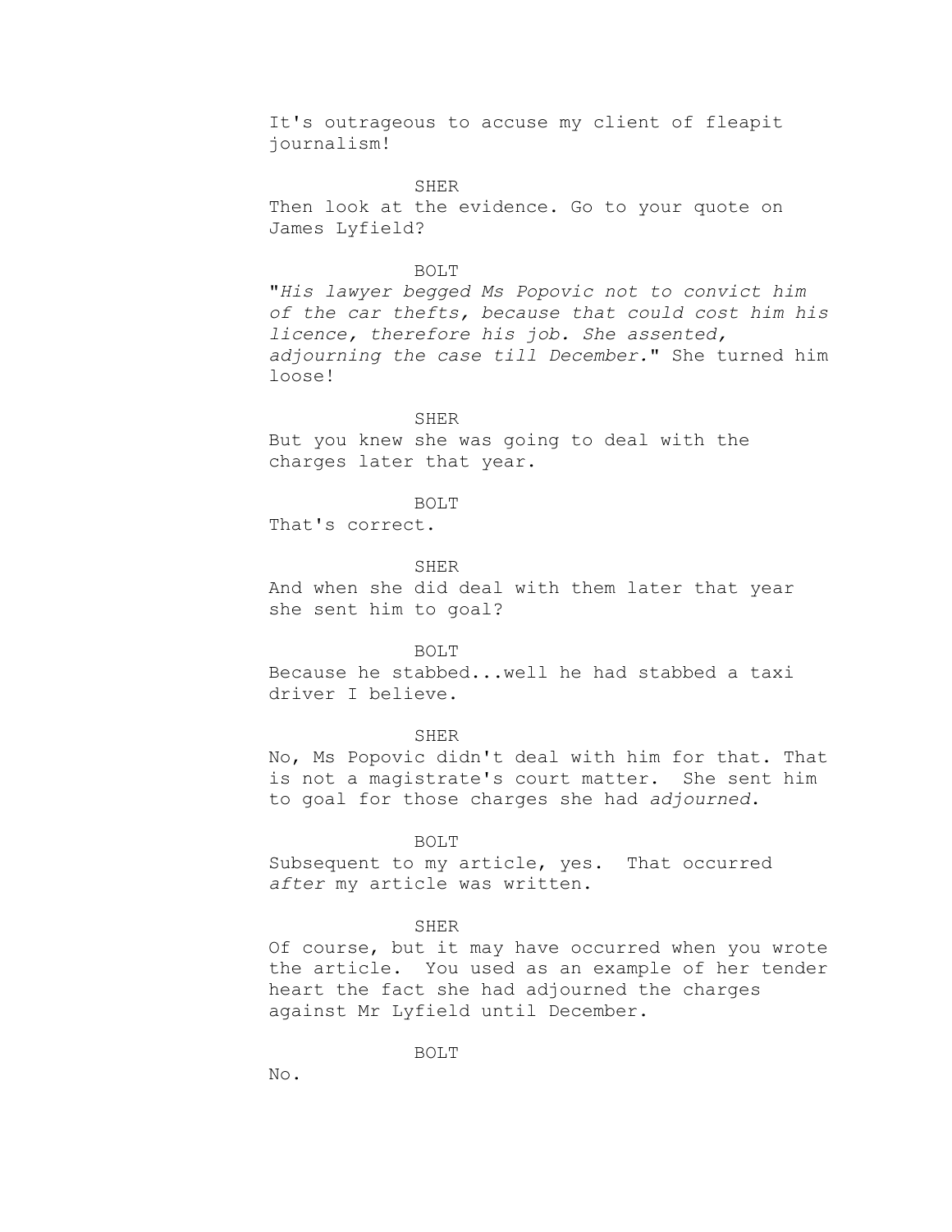It's outrageous to accuse my client of fleapit journalism!

SHER

Then look at the evidence. Go to your quote on James Lyfield?

BOLT

"*His lawyer begged Ms Popovic not to convict him of the car thefts, because that could cost him his licence, therefore his job. She assented, adjourning the case till December.*" She turned him loose!

SHER

But you knew she was going to deal with the charges later that year.

BOLT

That's correct.

SHER

And when she did deal with them later that year she sent him to goal?

BOLT

Because he stabbed...well he had stabbed a taxi driver I believe.

SHER

No, Ms Popovic didn't deal with him for that. That is not a magistrate's court matter. She sent him to goal for those charges she had *adjourned*.

BOLT

Subsequent to my article, yes. That occurred *after* my article was written.

SHER

Of course, but it may have occurred when you wrote the article. You used as an example of her tender heart the fact she had adjourned the charges against Mr Lyfield until December.

BOLT

No.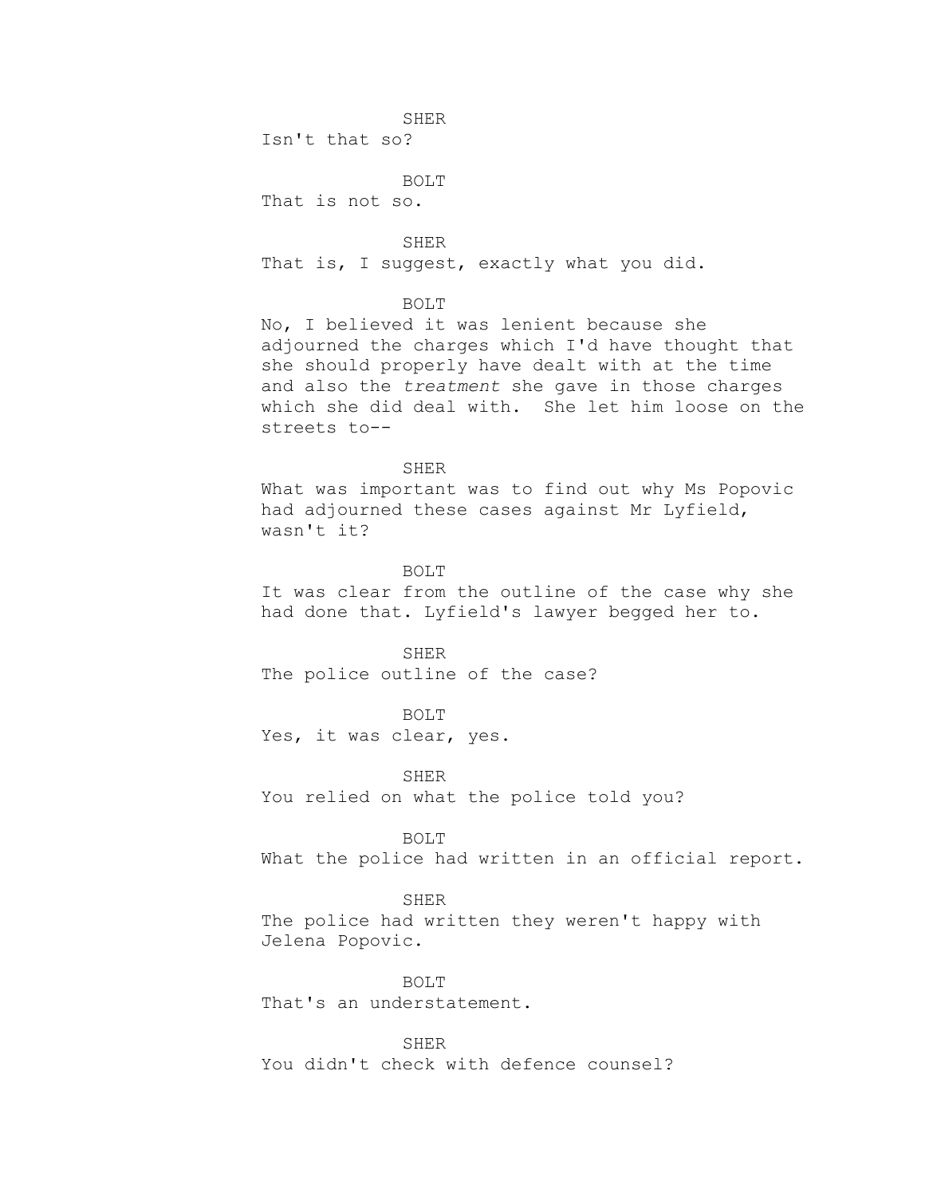SHER

Isn't that so?

BOLT

That is not so.

SHER

That is, I suggest, exactly what you did.

BOLT

No, I believed it was lenient because she adjourned the charges which I'd have thought that she should properly have dealt with at the time and also the *treatment* she gave in those charges which she did deal with. She let him loose on the streets to--

SHER

What was important was to find out why Ms Popovic had adjourned these cases against Mr Lyfield, wasn't it?

BOLT

It was clear from the outline of the case why she had done that. Lyfield's lawyer begged her to.

SHER

The police outline of the case?

BOLT

Yes, it was clear, yes.

SHER

You relied on what the police told you?

BOLT

What the police had written in an official report.

SHER

The police had written they weren't happy with Jelena Popovic.

BOLT

That's an understatement.

SHER

You didn't check with defence counsel?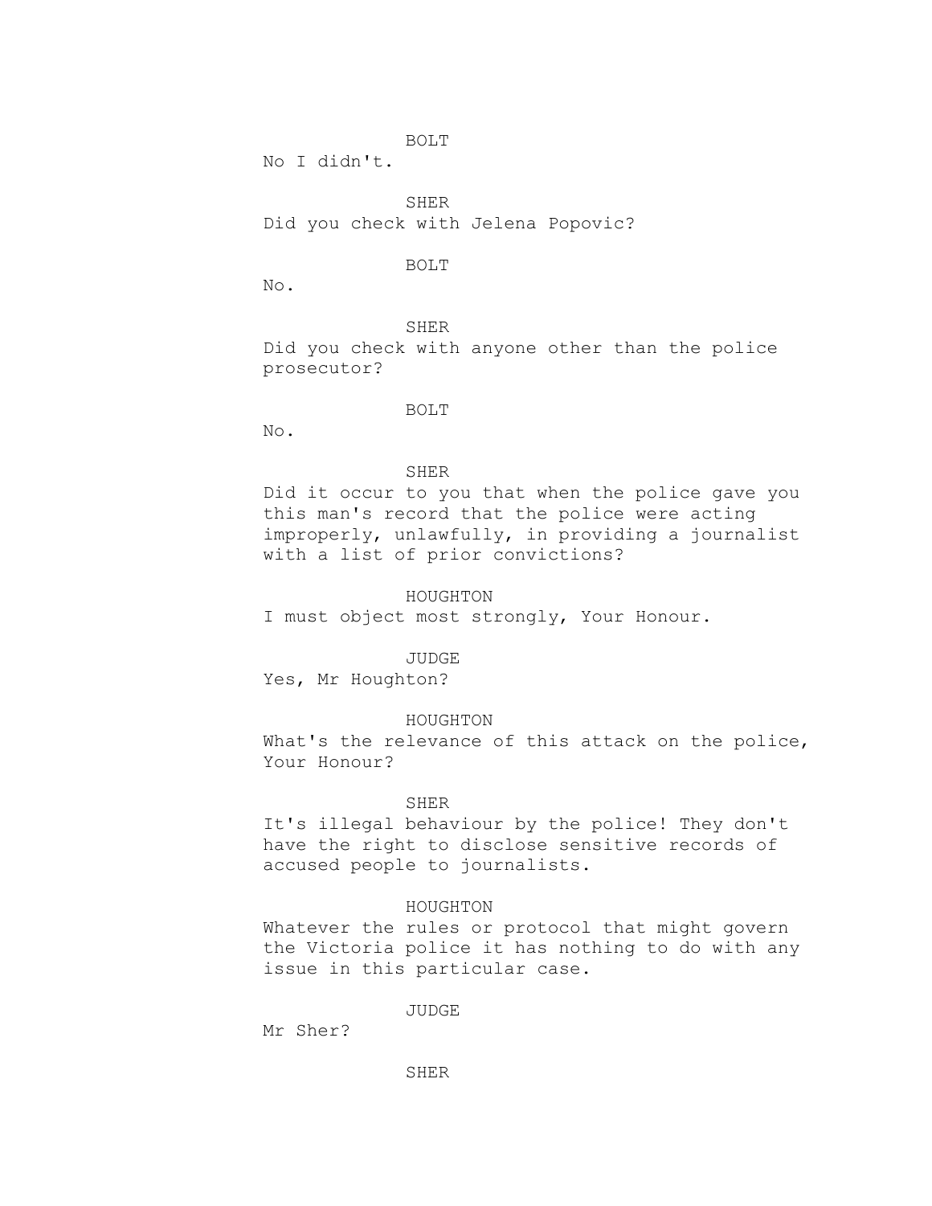BOLT

No I didn't.

SHER

Did you check with Jelena Popovic?

BOLT

No.

SHER

Did you check with anyone other than the police prosecutor?

BOLT

No.

SHER

Did it occur to you that when the police gave you this man's record that the police were acting improperly, unlawfully, in providing a journalist with a list of prior convictions?

HOUGHTON

I must object most strongly, Your Honour.

JUDGE

Yes, Mr Houghton?

HOUGHTON

What's the relevance of this attack on the police, Your Honour?

SHER

It's illegal behaviour by the police! They don't have the right to disclose sensitive records of accused people to journalists.

HOUGHTON

Whatever the rules or protocol that might govern the Victoria police it has nothing to do with any issue in this particular case.

JUDGE

Mr Sher?

SHER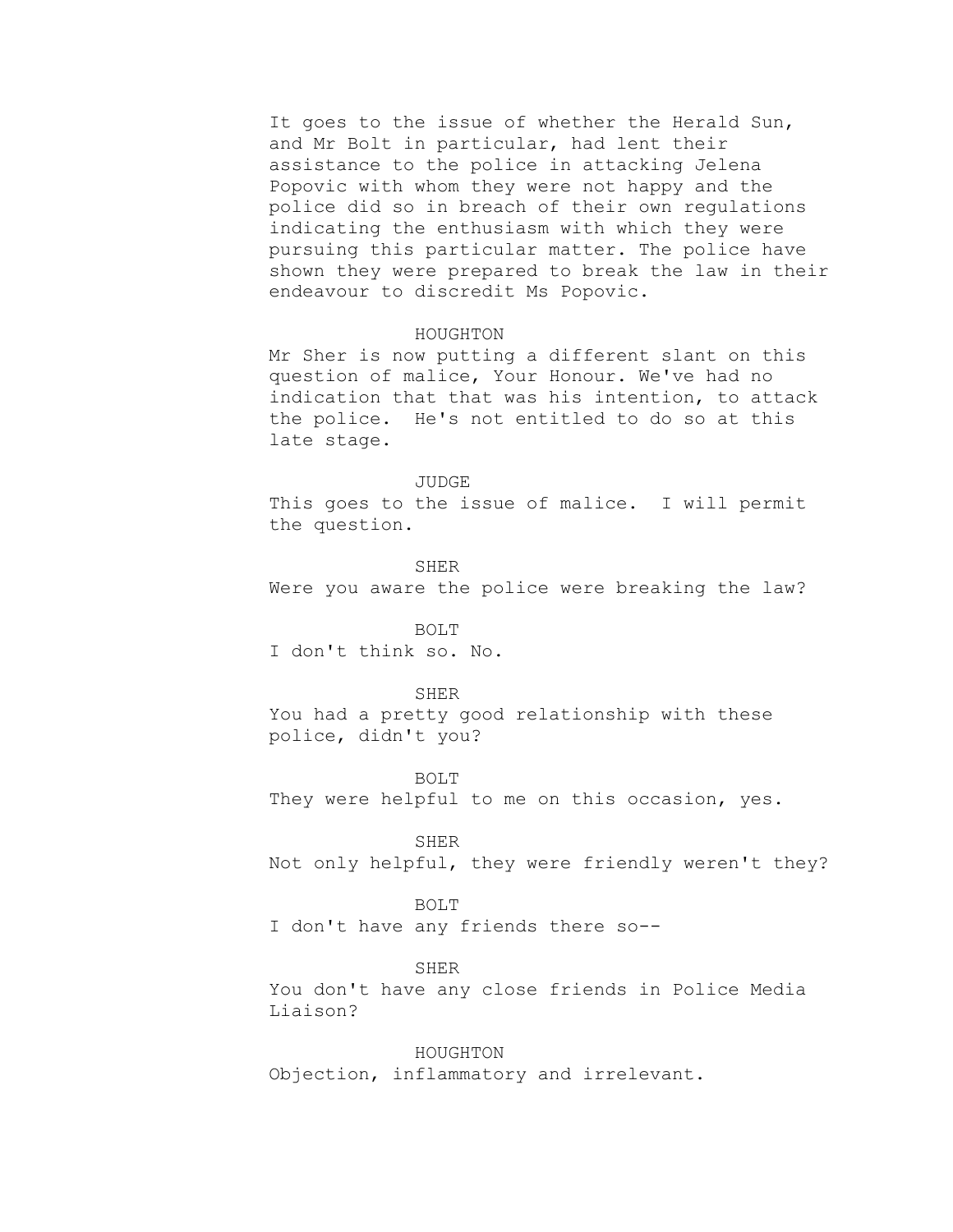It goes to the issue of whether the Herald Sun, and Mr Bolt in particular, had lent their assistance to the police in attacking Jelena Popovic with whom they were not happy and the police did so in breach of their own regulations indicating the enthusiasm with which they were pursuing this particular matter. The police have shown they were prepared to break the law in their endeavour to discredit Ms Popovic.

HOUGHTON

Mr Sher is now putting a different slant on this question of malice, Your Honour. We've had no indication that that was his intention, to attack the police. He's not entitled to do so at this late stage.

JUDGE

This goes to the issue of malice. I will permit the question.

SHER

Were you aware the police were breaking the law?

BOLT

I don't think so. No.

SHER

You had a pretty good relationship with these police, didn't you?

BOLT

They were helpful to me on this occasion, yes.

SHER

Not only helpful, they were friendly weren't they?

BOLT

I don't have any friends there so--

SHER

You don't have any close friends in Police Media Liaison?

HOUGHTON

Objection, inflammatory and irrelevant.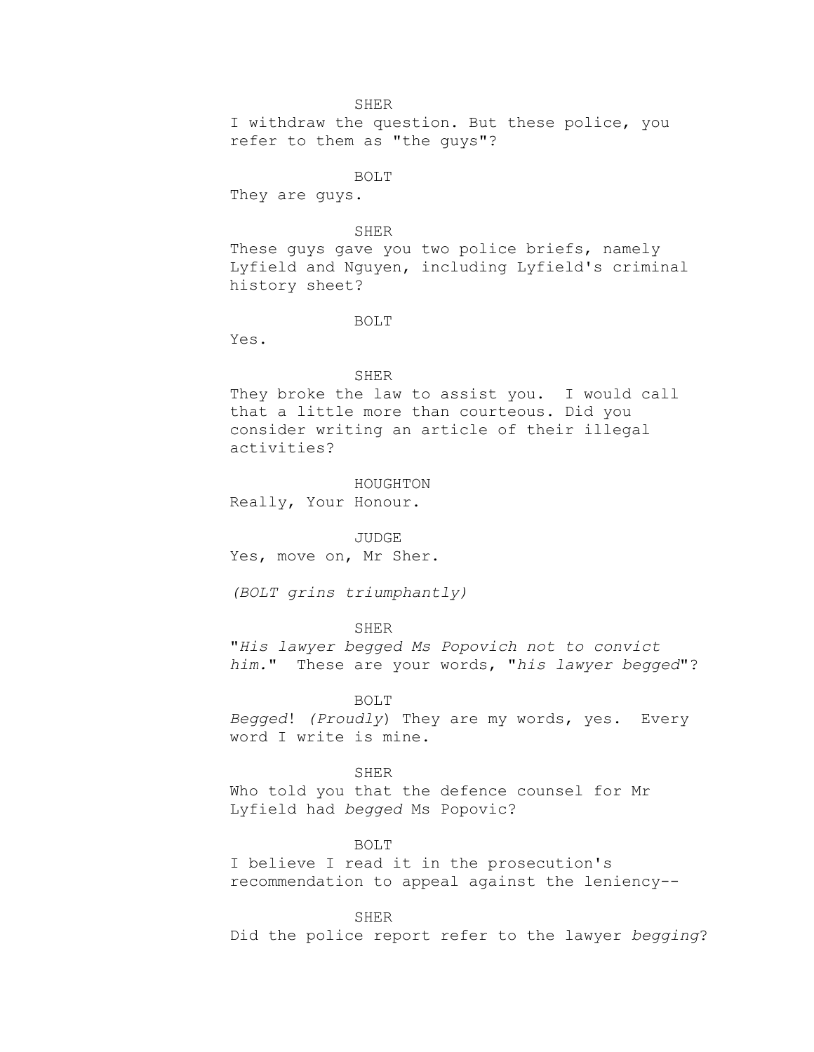SHER

I withdraw the question. But these police, you refer to them as "the guys"?

BOLT

They are guys.

SHER

These guys gave you two police briefs, namely Lyfield and Nguyen, including Lyfield's criminal history sheet?

BOLT

Yes.

SHER

They broke the law to assist you. I would call that a little more than courteous. Did you consider writing an article of their illegal activities?

HOUGHTON

Really, Your Honour.

JUDGE

Yes, move on, Mr Sher.

*(BOLT grins triumphantly)*

SHER

"*His lawyer begged Ms Popovich not to convict him.*" These are your words, "*his lawyer begged*"?

BOLT

*Begged*! *(Proudly)* They are my words, yes. Every word I write is mine.

SHER

Who told you that the defence counsel for Mr Lyfield had *begged* Ms Popovic?

BOLT

I believe I read it in the prosecution's recommendation to appeal against the leniency--

SHER

Did the police report refer to the lawyer *begging*?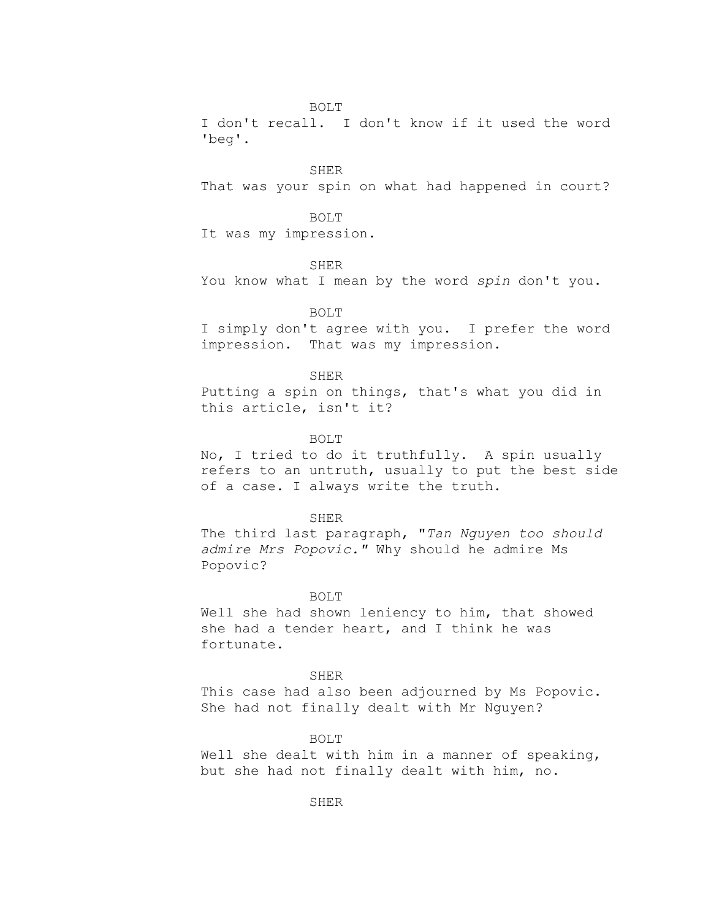BOLT

I don't recall. I don't know if it used the word 'beg'.

SHER

That was your spin on what had happened in court?

BOLT

It was my impression.

SHER

You know what I mean by the word *spin* don't you.

BOLT

I simply don't agree with you. I prefer the word impression. That was my impression.

SHER

Putting a spin on things, that's what you did in this article, isn't it?

BOLT

No, I tried to do it truthfully. A spin usually refers to an untruth, usually to put the best side of a case. I always write the truth.

SHER

The third last paragraph, "*Tan Nguyen too should admire Mrs Popovic.*" Why should he admire Ms Popovic?

BOLT

Well she had shown leniency to him, that showed she had a tender heart, and I think he was fortunate.

SHER

This case had also been adjourned by Ms Popovic. She had not finally dealt with Mr Nguyen?

BOLT

Well she dealt with him in a manner of speaking, but she had not finally dealt with him, no.

SHER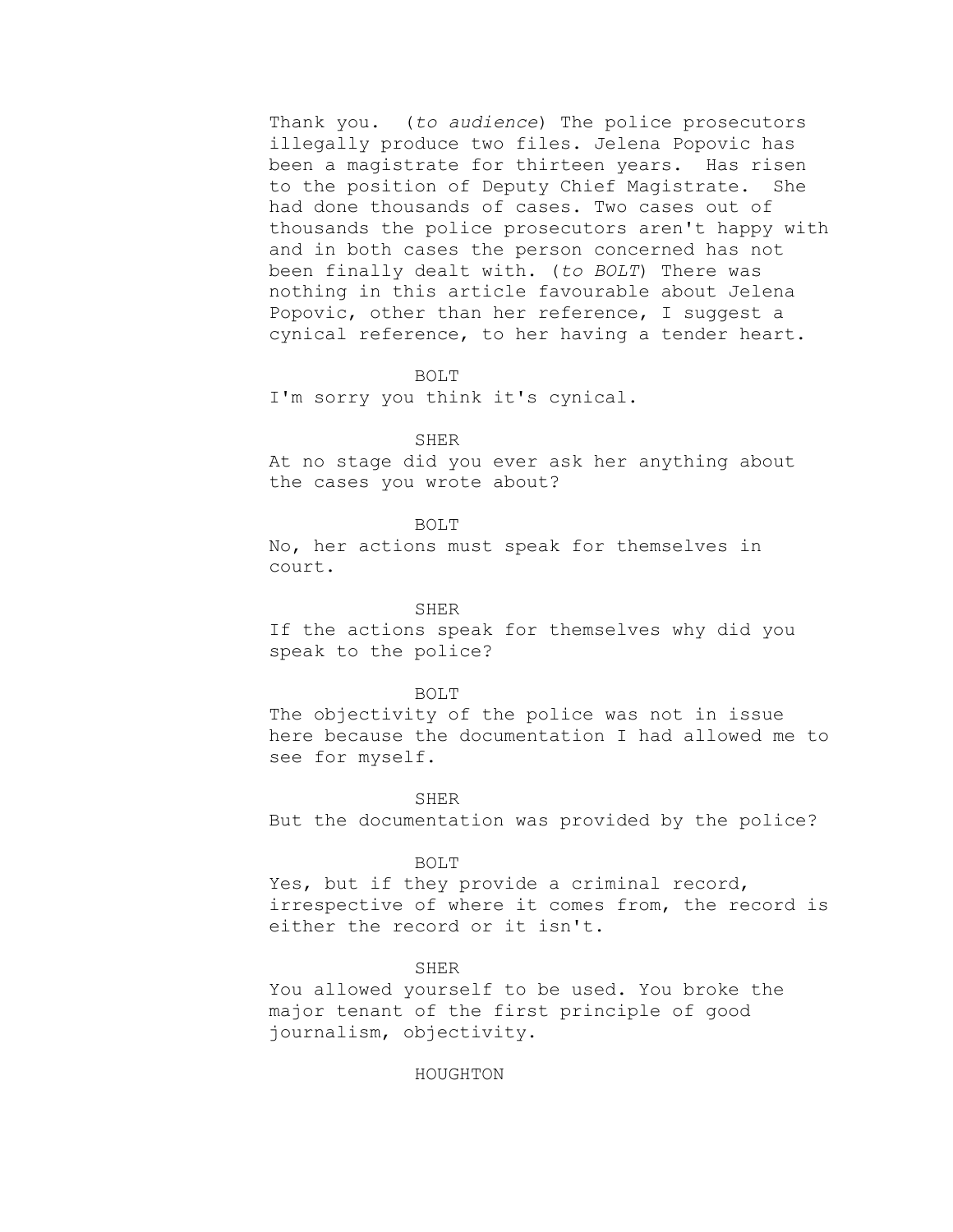Thank you. (*to audience*) The police prosecutors illegally produce two files. Jelena Popovic has been a magistrate for thirteen years. Has risen to the position of Deputy Chief Magistrate. She had done thousands of cases. Two cases out of thousands the police prosecutors aren't happy with and in both cases the person concerned has not been finally dealt with. (*to BOLT*) There was nothing in this article favourable about Jelena Popovic, other than her reference, I suggest a cynical reference, to her having a tender heart.

BOLT

I'm sorry you think it's cynical.

SHER

At no stage did you ever ask her anything about the cases you wrote about?

BOLT

No, her actions must speak for themselves in court.

SHER

If the actions speak for themselves why did you speak to the police?

BOLT

The objectivity of the police was not in issue here because the documentation I had allowed me to see for myself.

SHER

But the documentation was provided by the police?

BOLT

Yes, but if they provide a criminal record, irrespective of where it comes from, the record is either the record or it isn't.

SHER

You allowed yourself to be used. You broke the major tenant of the first principle of good journalism, objectivity.

HOUGHTON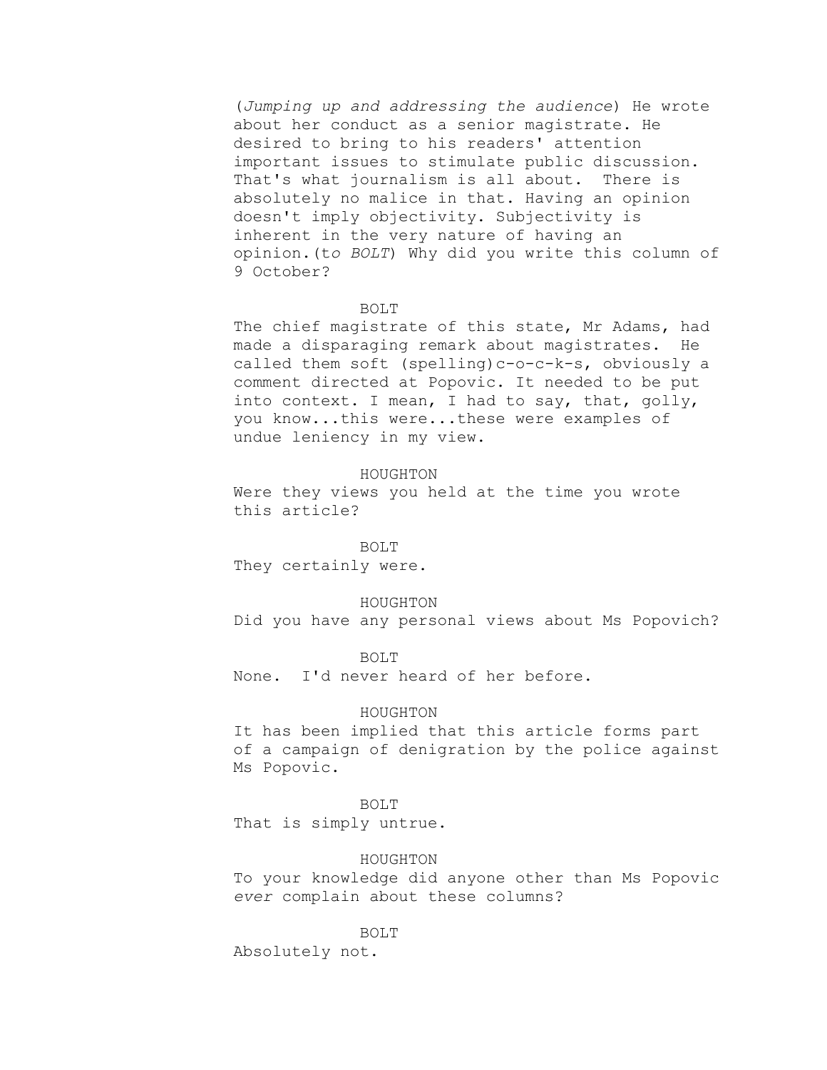(*Jumping up and addressing the audience*) He wrote about her conduct as a senior magistrate. He desired to bring to his readers' attention important issues to stimulate public discussion. That's what journalism is all about. There is absolutely no malice in that. Having an opinion doesn't imply objectivity. Subjectivity is inherent in the very nature of having an opinion.(t*o BOLT*) Why did you write this column of 9 October?

BOLT

The chief magistrate of this state, Mr Adams, had made a disparaging remark about magistrates. He called them soft (spelling)c-o-c-k-s, obviously a comment directed at Popovic. It needed to be put into context. I mean, I had to say, that, golly, you know...this were...these were examples of undue leniency in my view.

HOUGHTON

Were they views you held at the time you wrote this article?

BOLT

They certainly were.

HOUGHTON

Did you have any personal views about Ms Popovich?

BOLT

None. I'd never heard of her before.

HOUGHTON

It has been implied that this article forms part of a campaign of denigration by the police against Ms Popovic.

BOLT

That is simply untrue.

HOUGHTON

To your knowledge did anyone other than Ms Popovic *ever* complain about these columns?

BOLT

Absolutely not.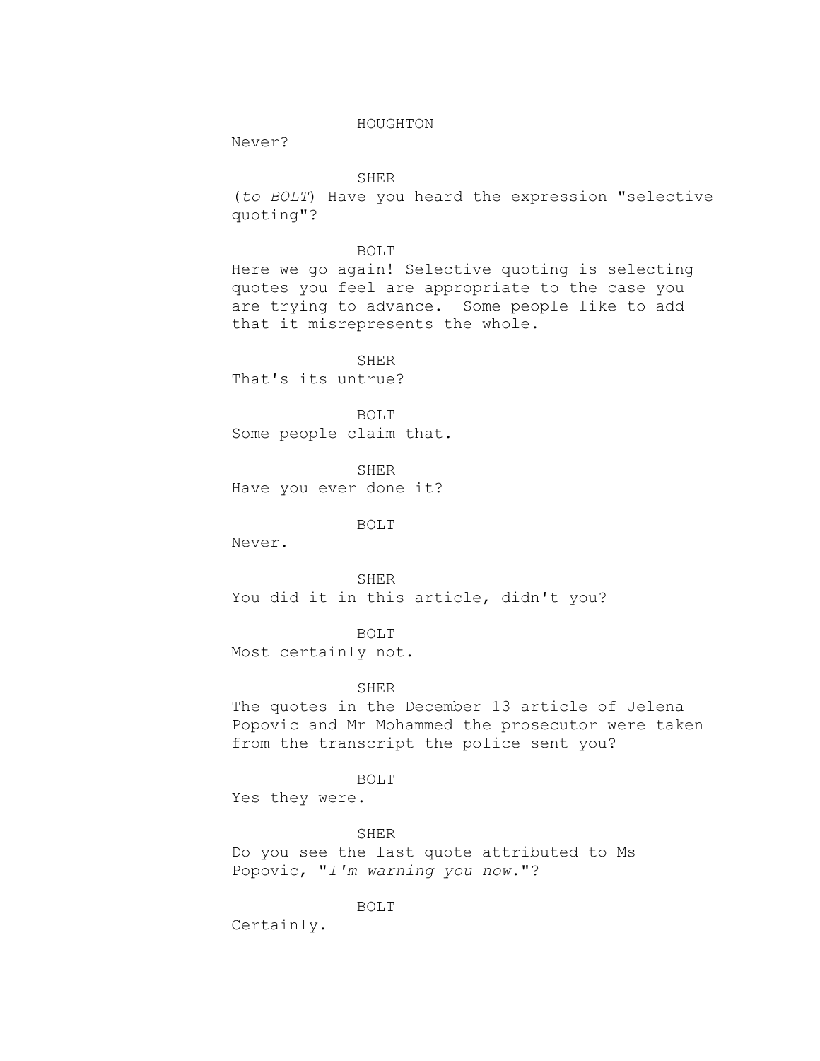HOUGHTON

Never?

SHER

(*to BOLT*) Have you heard the expression "selective quoting"?

BOLT

Here we go again! Selective quoting is selecting quotes you feel are appropriate to the case you are trying to advance.  Some people like to add that it misrepresents the whole.

SHER

That's its untrue?

BOLT

Some people claim that.

SHER

Have you ever done it?

BOLT

Never.

SHER

You did it in this article, didn't you?

BOLT

Most certainly not.

SHER

The quotes in the December 13 article of Jelena Popovic and Mr Mohammed the prosecutor were taken from the transcript the police sent you?

BOLT

Yes they were.

SHER

Do you see the last quote attributed to Ms Popovic, "*I'm warning you now*."?

BOLT

Certainly.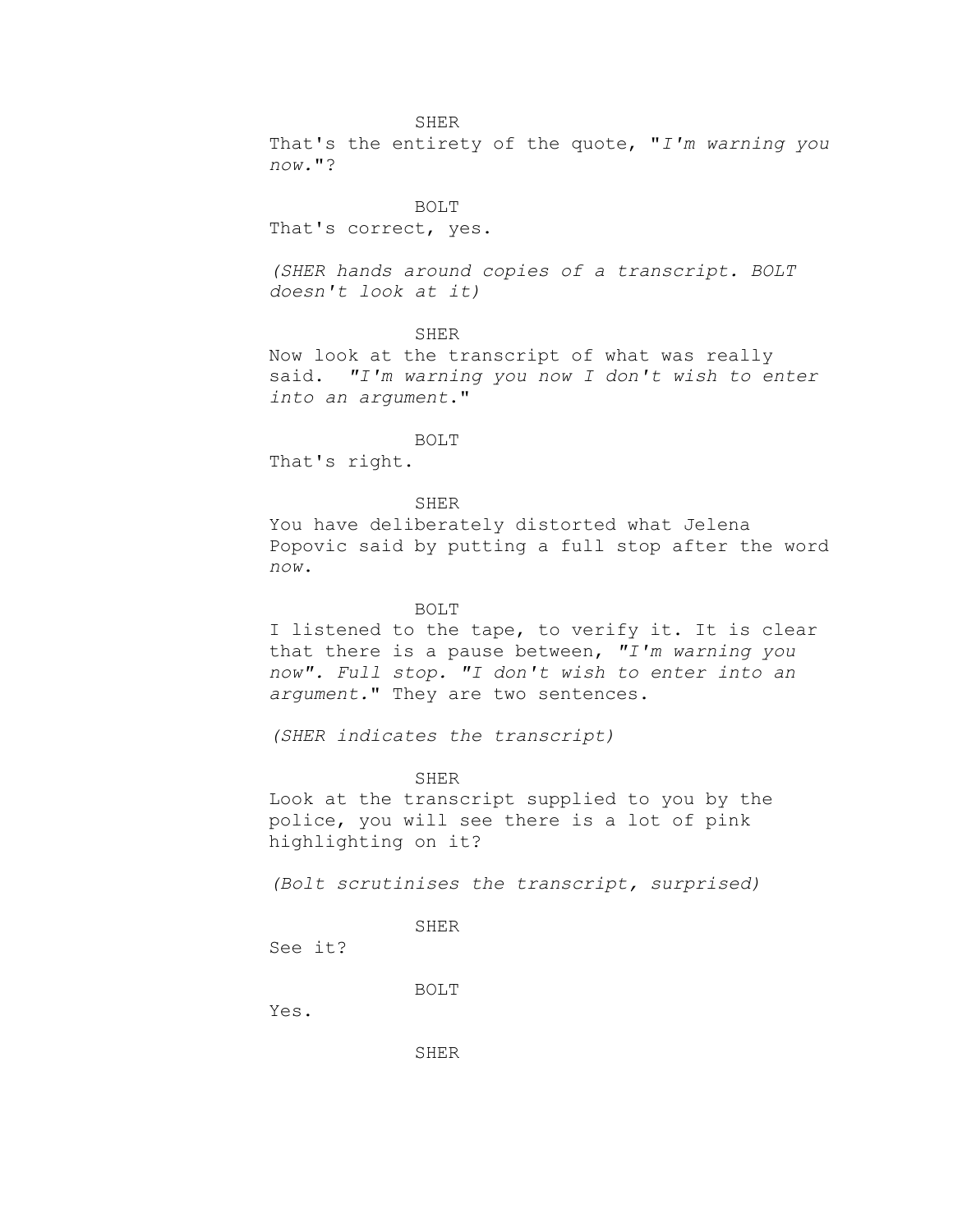SHER

That's the entirety of the quote, "*I'm warning you now.*"?

BOLT

That's correct, yes.

*(SHER hands around copies of a transcript. BOLT doesn't look at it)*

SHER

Now look at the transcript of what was really said. *"I'm warning you now I don't wish to enter into an argument*."

BOLT

That's right.

SHER

You have deliberately distorted what Jelena Popovic said by putting a full stop after the word *now*.

BOLT

I listened to the tape, to verify it. It is clear that there is a pause between, *"I'm warning you now". Full stop. "I don't wish to enter into an argument.*" They are two sentences.

*(SHER indicates the transcript)*

SHER

Look at the transcript supplied to you by the police, you will see there is a lot of pink highlighting on it?

*(Bolt scrutinises the transcript, surprised)*

SHER

See it?

BOLT

Yes.

SHER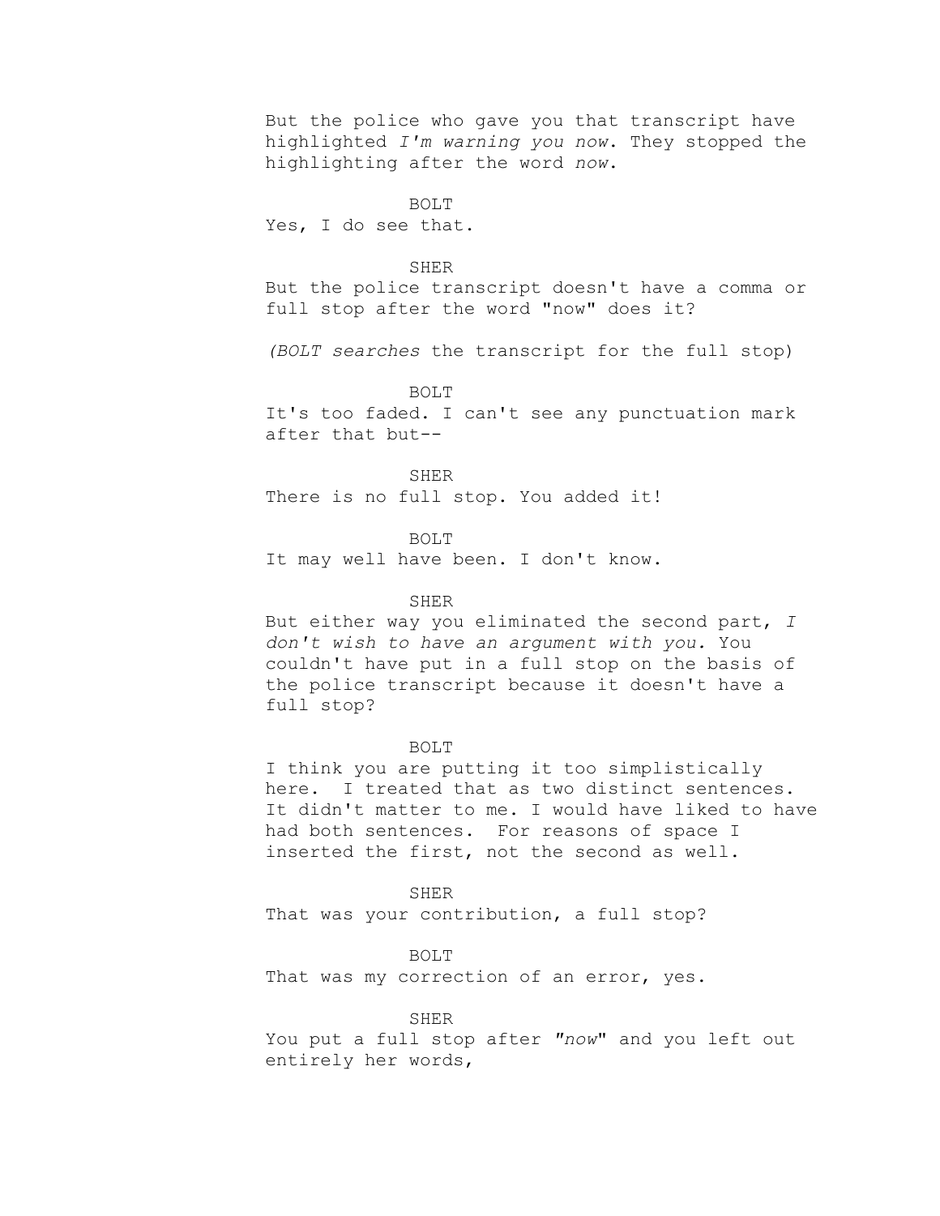But the police who gave you that transcript have highlighted *I'm warning you now*. They stopped the highlighting after the word *now*.

BOLT

Yes, I do see that.

SHER

But the police transcript doesn't have a comma or full stop after the word "now" does it?

*(BOLT searches* the transcript for the full stop)

BOLT

It's too faded. I can't see any punctuation mark after that but--

SHER

There is no full stop. You added it!

BOLT

It may well have been. I don't know.

SHER

But either way you eliminated the second part, *I don't wish to have an argument with you.* You couldn't have put in a full stop on the basis of the police transcript because it doesn't have a full stop?

BOLT

I think you are putting it too simplistically here. I treated that as two distinct sentences. It didn't matter to me. I would have liked to have had both sentences. For reasons of space I inserted the first, not the second as well.

SHER

That was your contribution, a full stop?

BOLT

That was my correction of an error, yes.

SHER

You put a full stop after *"now*" and you left out entirely her words,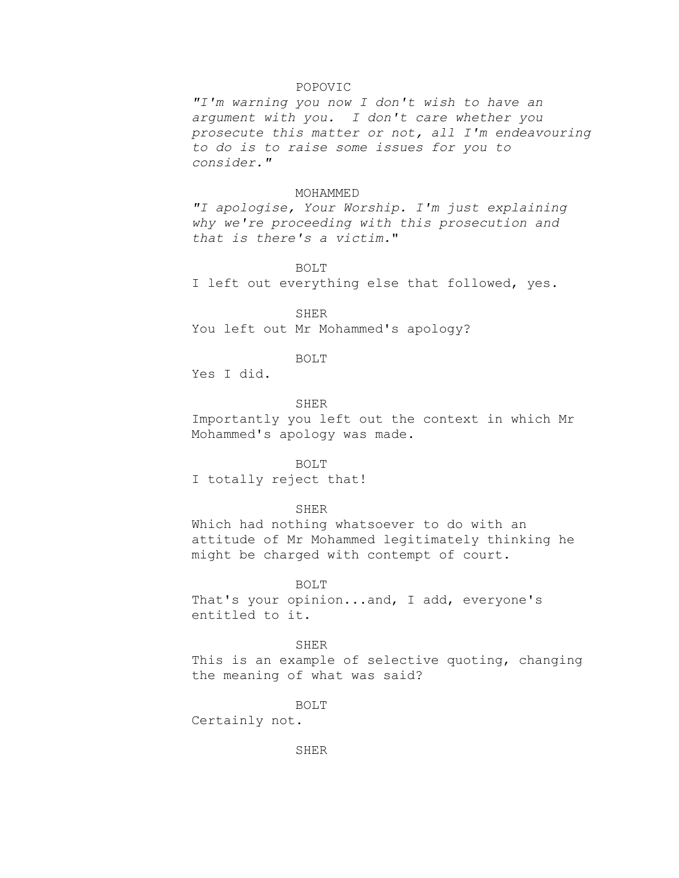POPOVIC

*"I'm warning you now I don't wish to have an argument with you. I don't care whether you prosecute this matter or not, all I'm endeavouring to do is to raise some issues for you to consider."*

MOHAMMED

*"I apologise, Your Worship. I'm just explaining why we're proceeding with this prosecution and that is there's a victim."*

BOLT

I left out everything else that followed, yes.

SHER

You left out Mr Mohammed's apology?

BOLT

Yes I did.

SHER

Importantly you left out the context in which Mr Mohammed's apology was made.

BOLT

I totally reject that!

SHER

Which had nothing whatsoever to do with an attitude of Mr Mohammed legitimately thinking he might be charged with contempt of court.

BOLT

That's your opinion...and, I add, everyone's entitled to it.

SHER

This is an example of selective quoting, changing the meaning of what was said?

BOLT

Certainly not.

SHER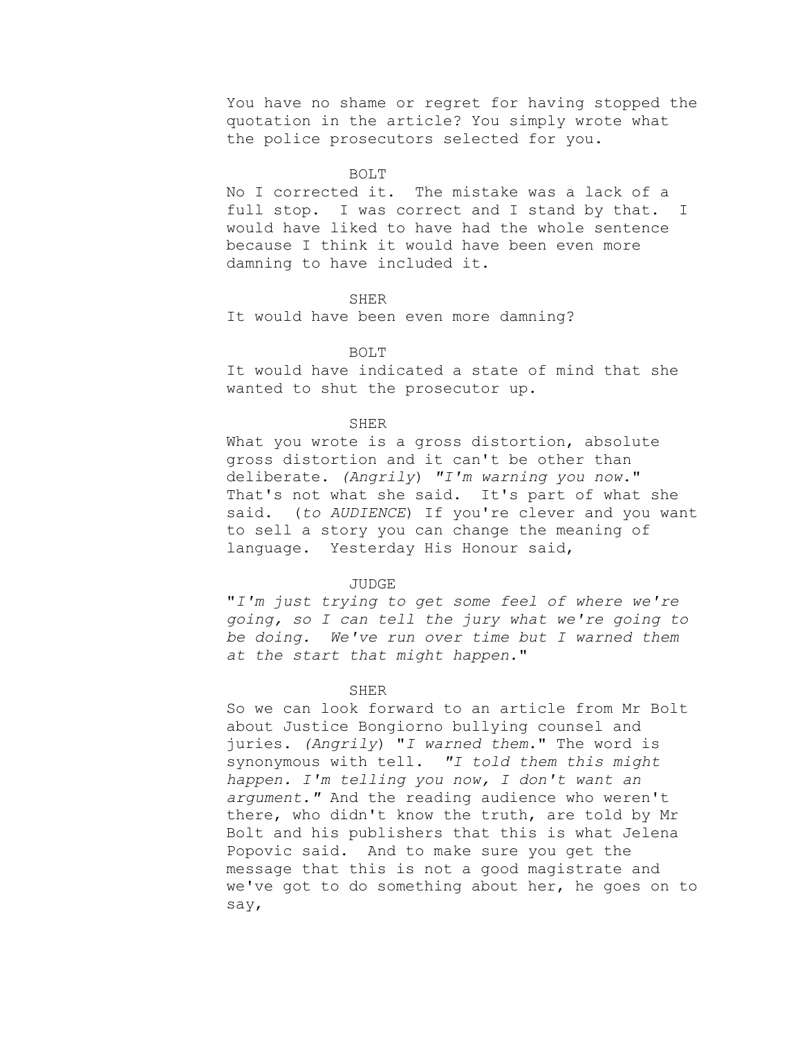You have no shame or regret for having stopped the quotation in the article? You simply wrote what the police prosecutors selected for you.

BOLT

No I corrected it. The mistake was a lack of a full stop. I was correct and I stand by that. I would have liked to have had the whole sentence because I think it would have been even more damning to have included it.

SHER

It would have been even more damning?

BOLT

It would have indicated a state of mind that she wanted to shut the prosecutor up.

SHER

What you wrote is a gross distortion, absolute gross distortion and it can't be other than deliberate. *(Angrily*) *"I'm warning you now*." That's not what she said. It's part of what she said. (*to AUDIENCE*) If you're clever and you want to sell a story you can change the meaning of language. Yesterday His Honour said,

JUDGE

"*I'm just trying to get some feel of where we're going, so I can tell the jury what we're going to be doing. We've run over time but I warned them at the start that might happen*."

SHER

So we can look forward to an article from Mr Bolt about Justice Bongiorno bullying counsel and juries. *(Angrily*) "*I warned them.*" The word is synonymous with tell. *"I told them this might happen. I'm telling you now, I don't want an argument."* And the reading audience who weren't there, who didn't know the truth, are told by Mr Bolt and his publishers that this is what Jelena Popovic said. And to make sure you get the message that this is not a good magistrate and we've got to do something about her, he goes on to say,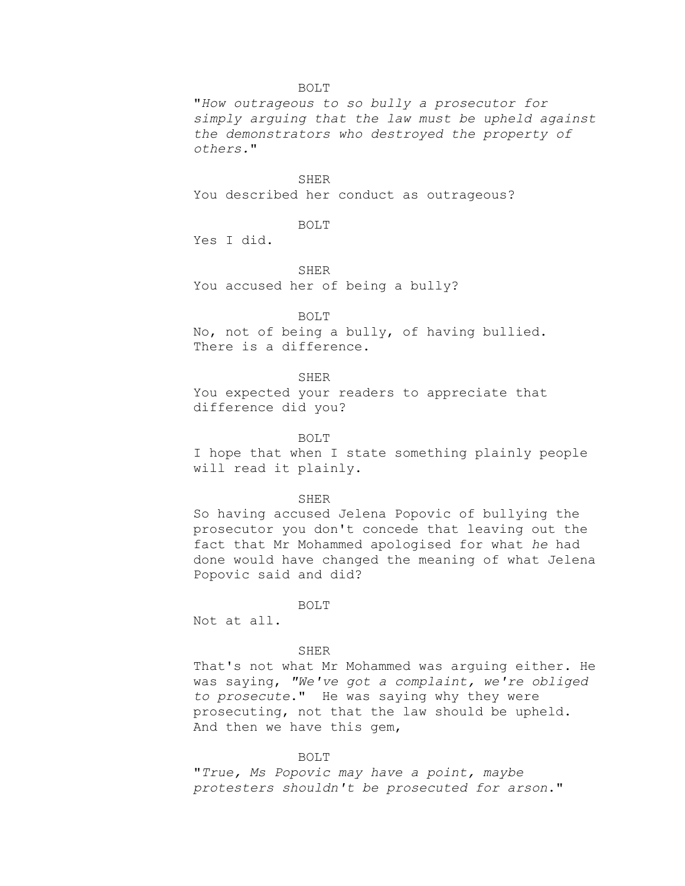BOLT

"*How outrageous to so bully a prosecutor for simply arguing that the law must be upheld against the demonstrators who destroyed the property of others.*"

SHER

You described her conduct as outrageous?

BOLT

Yes I did.

SHER

You accused her of being a bully?

BOLT

No, not of being a bully, of having bullied. There is a difference.

SHER

You expected your readers to appreciate that difference did you?

BOLT

I hope that when I state something plainly people will read it plainly.

SHER

So having accused Jelena Popovic of bullying the prosecutor you don't concede that leaving out the fact that Mr Mohammed apologised for what *he* had done would have changed the meaning of what Jelena Popovic said and did?

BOLT

Not at all.

SHER

That's not what Mr Mohammed was arguing either. He was saying, *"We've got a complaint, we're obliged to prosecute.*" He was saying why they were prosecuting, not that the law should be upheld. And then we have this gem,

BOLT

"*True, Ms Popovic may have a point, maybe protesters shouldn't be prosecuted for arson.*"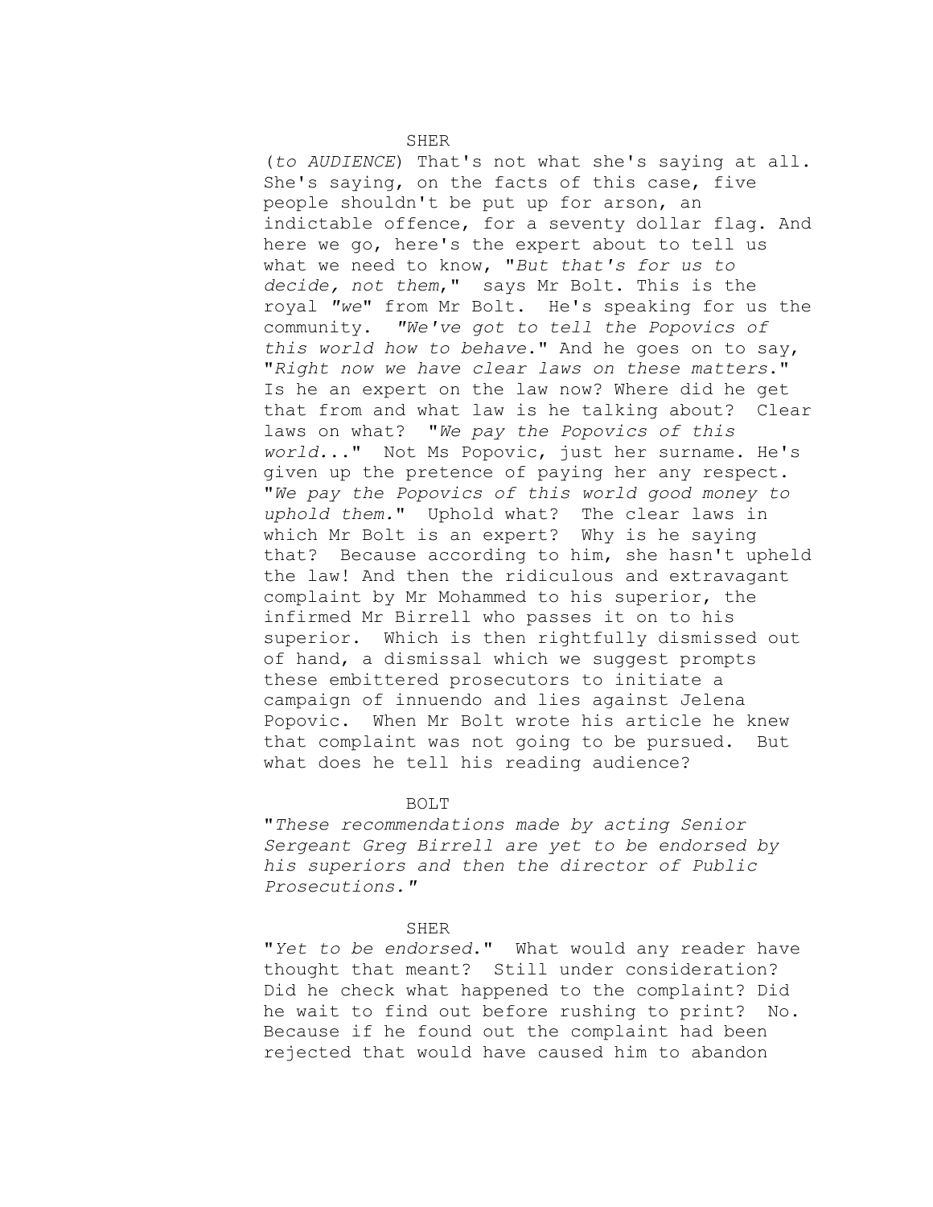SHER

(*to AUDIENCE*) That's not what she's saying at all. She's saying, on the facts of this case, five people shouldn't be put up for arson, an indictable offence, for a seventy dollar flag. And here we go, here's the expert about to tell us what we need to know, "*But that's for us to decide, not them*," says Mr Bolt. This is the royal "*we*" from Mr Bolt. He's speaking for us the community. "*We've got to tell the Popovics of this world how to behave*." And he goes on to say, "*Right now we have clear laws on these matters*." Is he an expert on the law now? Where did he get that from and what law is he talking about? Clear laws on what? "*We pay the Popovics of this world...*" Not Ms Popovic, just her surname. He's given up the pretence of paying her any respect. "*We pay the Popovics of this world good money to uphold them.*" Uphold what? The clear laws in which Mr Bolt is an expert? Why is he saying that? Because according to him, she hasn't upheld the law! And then the ridiculous and extravagant complaint by Mr Mohammed to his superior, the infirmed Mr Birrell who passes it on to his superior. Which is then rightfully dismissed out of hand, a dismissal which we suggest prompts these embittered prosecutors to initiate a campaign of innuendo and lies against Jelena Popovic. When Mr Bolt wrote his article he knew that complaint was not going to be pursued. But what does he tell his reading audience?

BOLT

"*These recommendations made by acting Senior Sergeant Greg Birrell are yet to be endorsed by his superiors and then the director of Public Prosecutions.*"

SHER

"*Yet to be endorsed*." What would any reader have thought that meant? Still under consideration? Did he check what happened to the complaint? Did he wait to find out before rushing to print? No. Because if he found out the complaint had been rejected that would have caused him to abandon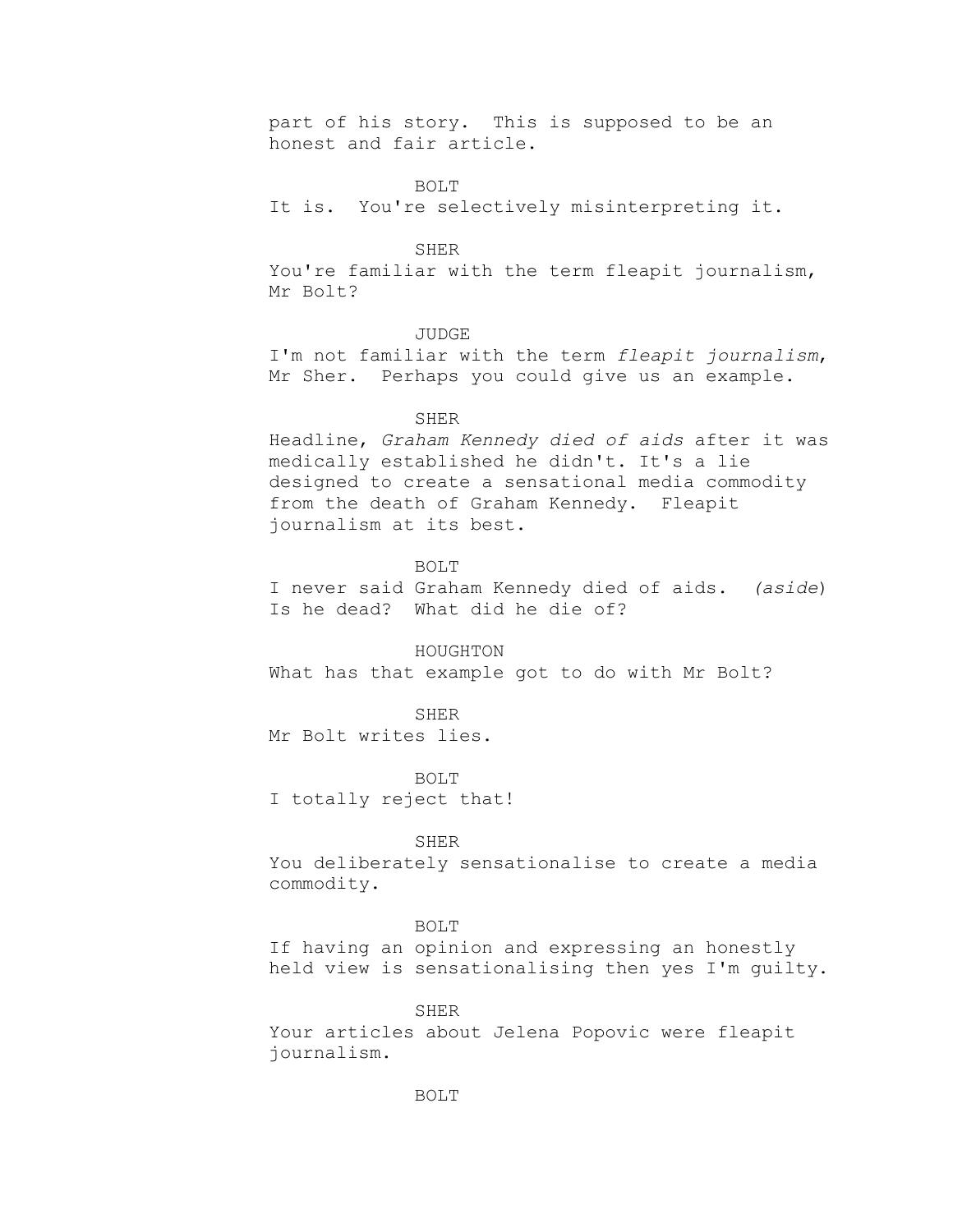part of his story. This is supposed to be an honest and fair article.

BOLT

It is. You're selectively misinterpreting it.

SHER

You're familiar with the term fleapit journalism, Mr Bolt?

JUDGE

I'm not familiar with the term *fleapit journalism*, Mr Sher. Perhaps you could give us an example.

SHER

Headline, *Graham Kennedy died of aids* after it was medically established he didn't. It's a lie designed to create a sensational media commodity from the death of Graham Kennedy. Fleapit journalism at its best.

BOLT

I never said Graham Kennedy died of aids. (*aside*) Is he dead? What did he die of?

HOUGHTON

What has that example got to do with Mr Bolt?

SHER

Mr Bolt writes lies.

BOLT

I totally reject that!

SHER

You deliberately sensationalise to create a media commodity.

BOLT

If having an opinion and expressing an honestly held view is sensationalising then yes I'm guilty.

SHER

Your articles about Jelena Popovic were fleapit journalism.

BOLT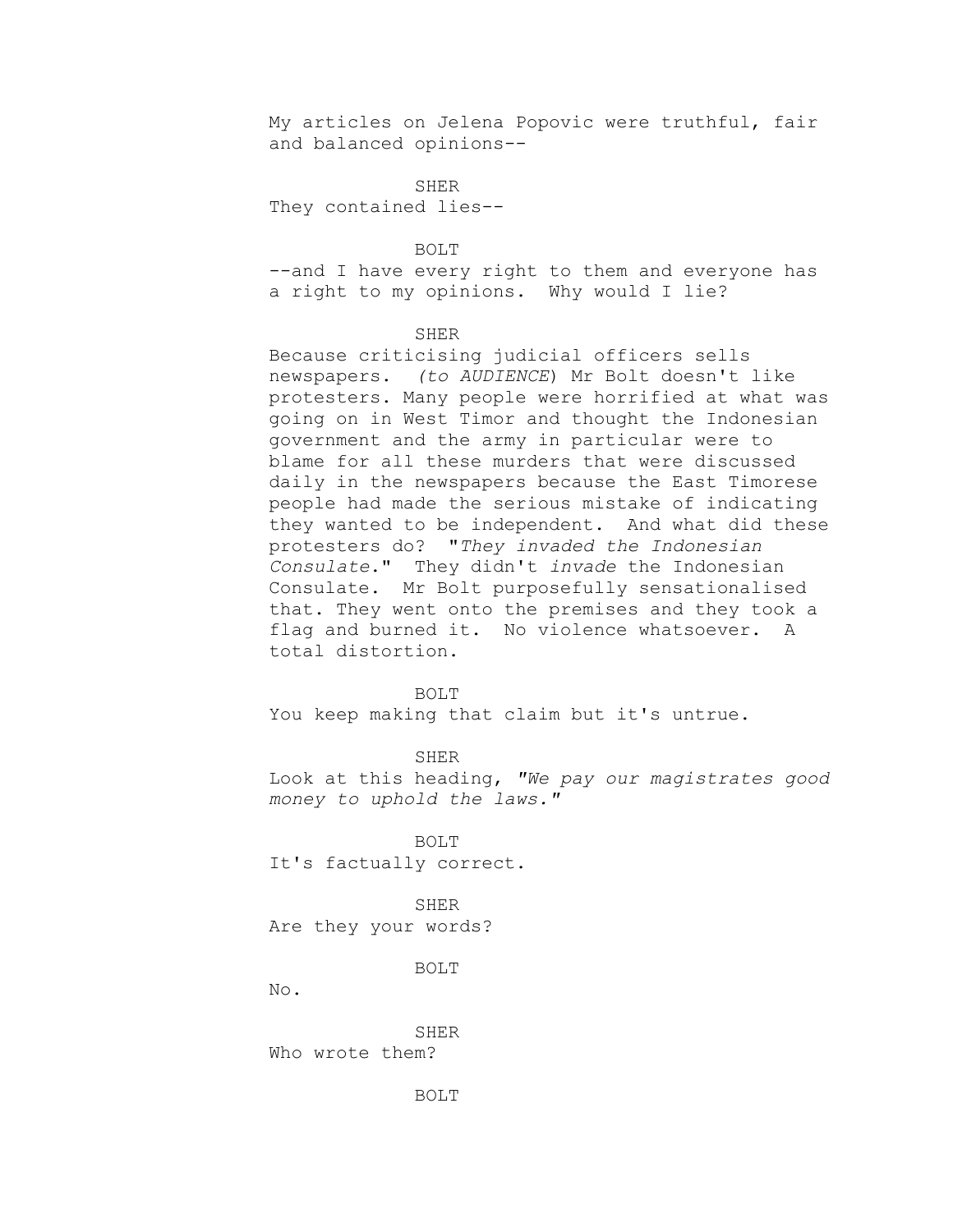My articles on Jelena Popovic were truthful, fair and balanced opinions--

SHER

They contained lies--

BOLT

--and I have every right to them and everyone has a right to my opinions. Why would I lie?

SHER

Because criticising judicial officers sells newspapers. *(to AUDIENCE*) Mr Bolt doesn't like protesters. Many people were horrified at what was going on in West Timor and thought the Indonesian government and the army in particular were to blame for all these murders that were discussed daily in the newspapers because the East Timorese people had made the serious mistake of indicating they wanted to be independent. And what did these protesters do? "*They invaded the Indonesian Consulate*." They didn't *invade* the Indonesian Consulate. Mr Bolt purposefully sensationalised that. They went onto the premises and they took a flag and burned it. No violence whatsoever. A total distortion.

BOLT

You keep making that claim but it's untrue.

SHER

Look at this heading, *"We pay our magistrates good money to uphold the laws."*

BOLT

It's factually correct.

SHER

Are they your words?

BOLT

No.

SHER

Who wrote them?

BOLT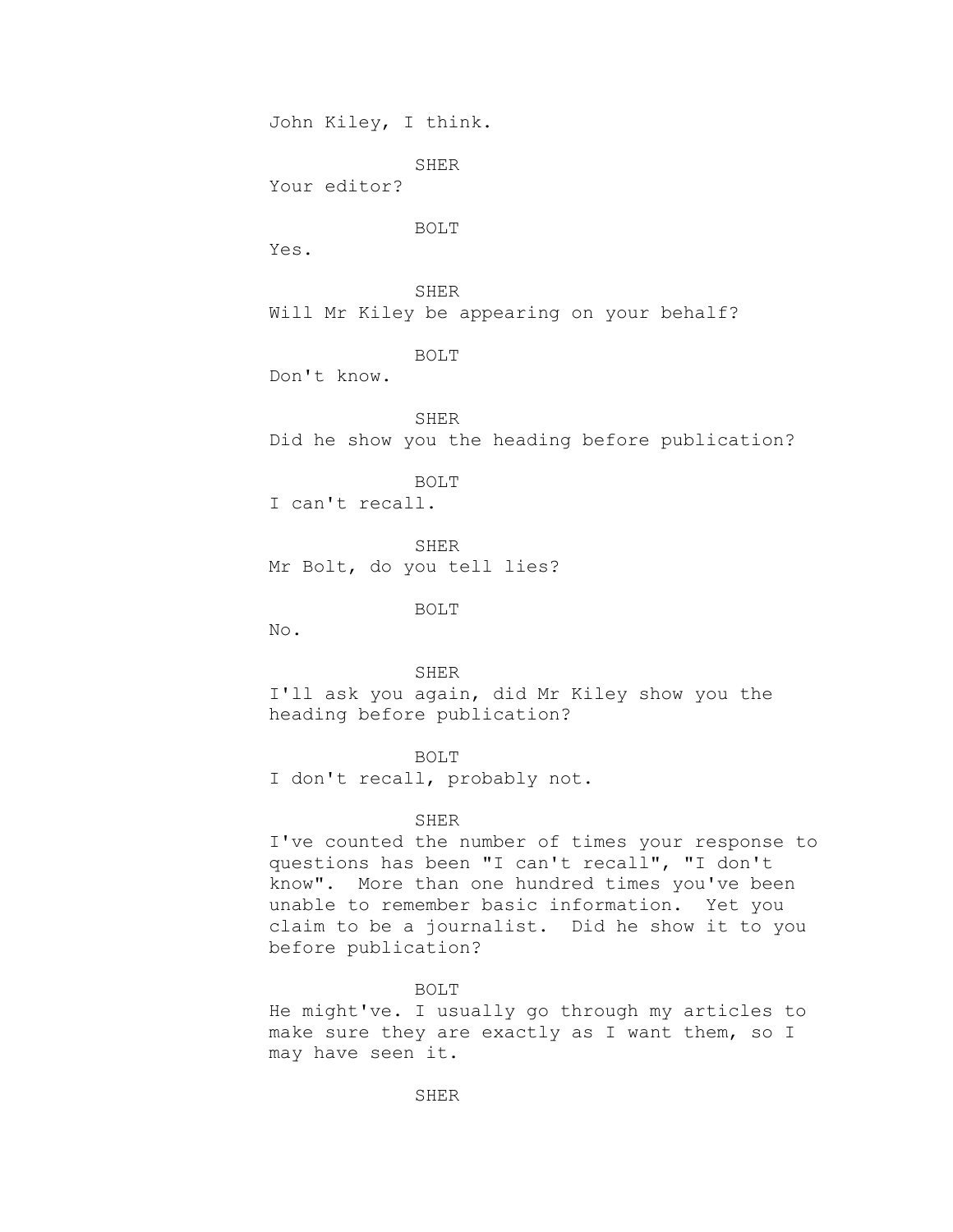John Kiley, I think.

SHER
Your editor?

BOLT
Yes.

SHER
Will Mr Kiley be appearing on your behalf?

BOLT
Don't know.

SHER
Did he show you the heading before publication?

BOLT
I can't recall.

SHER
Mr Bolt, do you tell lies?

BOLT
No.

SHER
I'll ask you again, did Mr Kiley show you the heading before publication?

BOLT
I don't recall, probably not.

SHER
I've counted the number of times your response to questions has been "I can't recall", "I don't know". More than one hundred times you've been unable to remember basic information. Yet you claim to be a journalist. Did he show it to you before publication?

BOLT
He might've. I usually go through my articles to make sure they are exactly as I want them, so I may have seen it.

SHER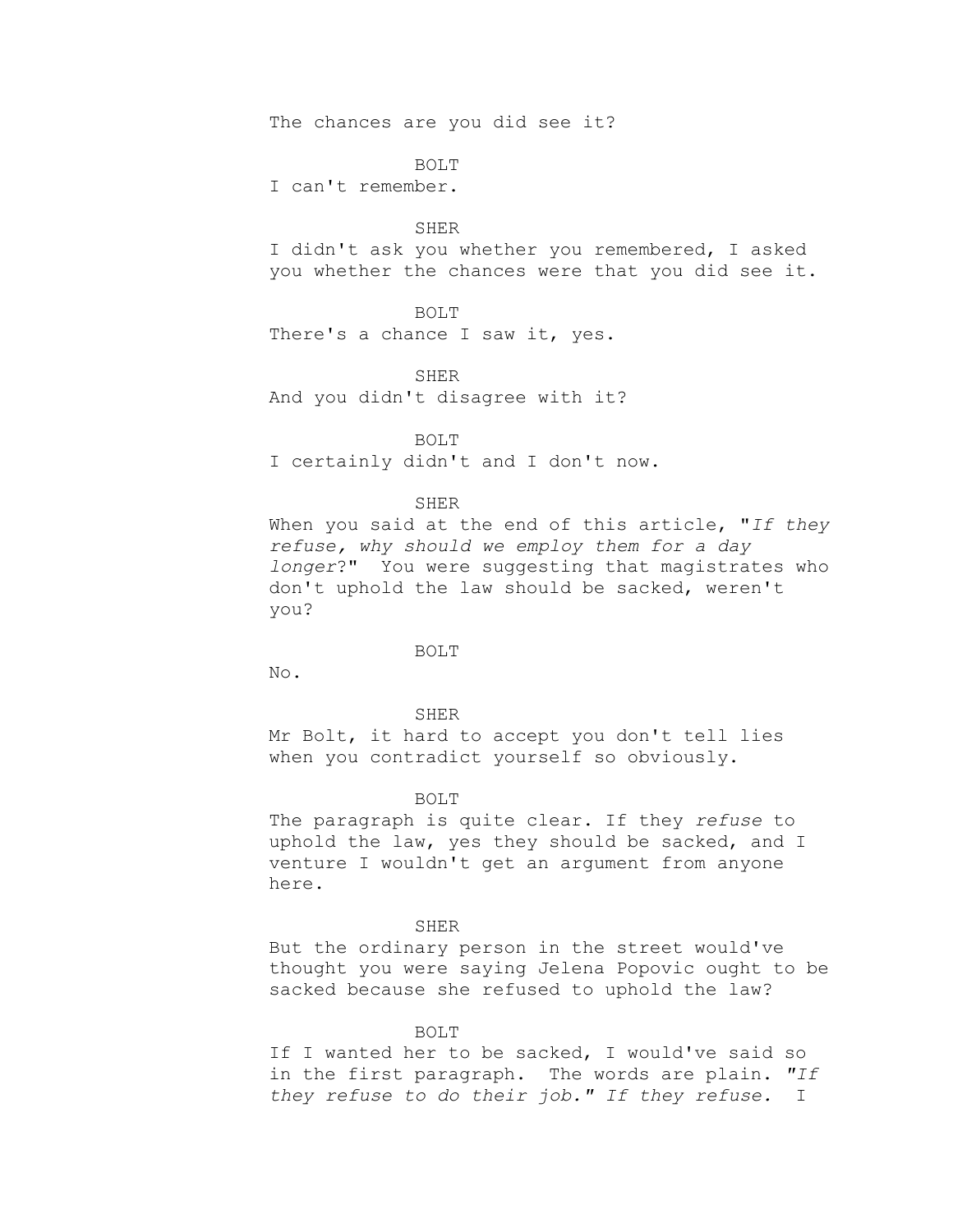The chances are you did see it?

BOLT

I can't remember.

SHER

I didn't ask you whether you remembered, I asked you whether the chances were that you did see it.

BOLT

There's a chance I saw it, yes.

SHER

And you didn't disagree with it?

BOLT

I certainly didn't and I don't now.

SHER

When you said at the end of this article, "*If they refuse, why should we employ them for a day longer*?" You were suggesting that magistrates who don't uphold the law should be sacked, weren't you?

BOLT

No.

SHER

Mr Bolt, it hard to accept you don't tell lies when you contradict yourself so obviously.

BOLT

The paragraph is quite clear. If they *refuse* to uphold the law, yes they should be sacked, and I venture I wouldn't get an argument from anyone here.

SHER

But the ordinary person in the street would've thought you were saying Jelena Popovic ought to be sacked because she refused to uphold the law?

BOLT

If I wanted her to be sacked, I would've said so in the first paragraph. The words are plain. *"If they refuse to do their job." If they refuse.* I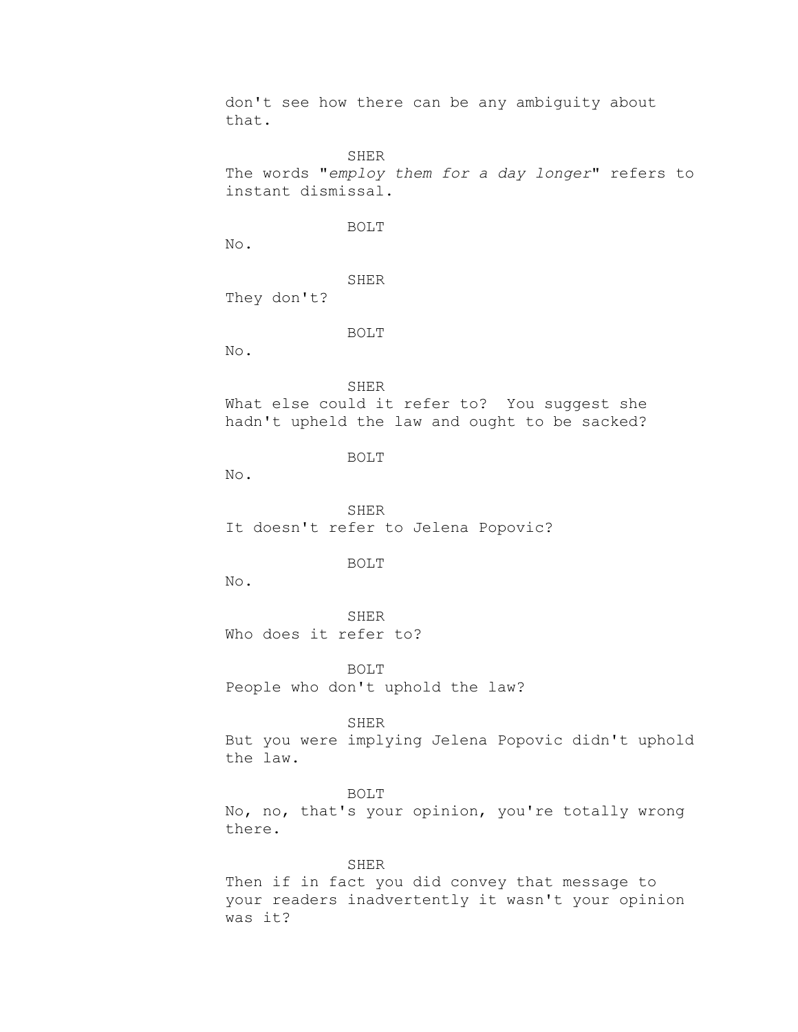don't see how there can be any ambiguity about that.

SHER

The words "*employ them for a day longer*" refers to instant dismissal.

BOLT

No.

SHER

They don't?

BOLT

No.

SHER

What else could it refer to? You suggest she hadn't upheld the law and ought to be sacked?

BOLT

No.

SHER

It doesn't refer to Jelena Popovic?

BOLT

No.

SHER

Who does it refer to?

BOLT

People who don't uphold the law?

SHER

But you were implying Jelena Popovic didn't uphold the law.

BOLT

No, no, that's your opinion, you're totally wrong there.

SHER

Then if in fact you did convey that message to your readers inadvertently it wasn't your opinion was it?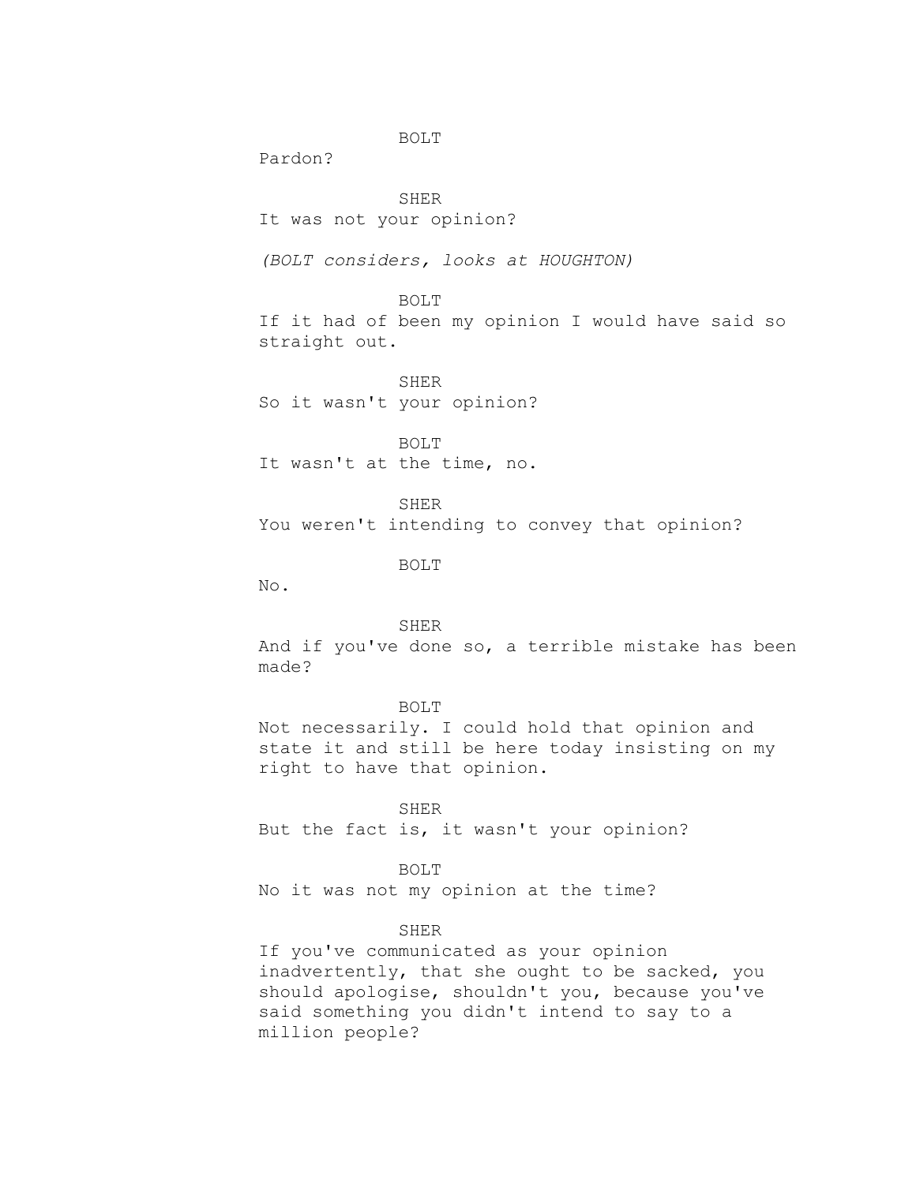BOLT

Pardon?

SHER

It was not your opinion?

*(BOLT considers, looks at HOUGHTON)*

BOLT

If it had of been my opinion I would have said so straight out.

SHER

So it wasn't your opinion?

BOLT

It wasn't at the time, no.

SHER

You weren't intending to convey that opinion?

BOLT

No.

SHER

And if you've done so, a terrible mistake has been made?

BOLT

Not necessarily. I could hold that opinion and state it and still be here today insisting on my right to have that opinion.

SHER

But the fact is, it wasn't your opinion?

BOLT

No it was not my opinion at the time?

SHER

If you've communicated as your opinion inadvertently, that she ought to be sacked, you should apologise, shouldn't you, because you've said something you didn't intend to say to a million people?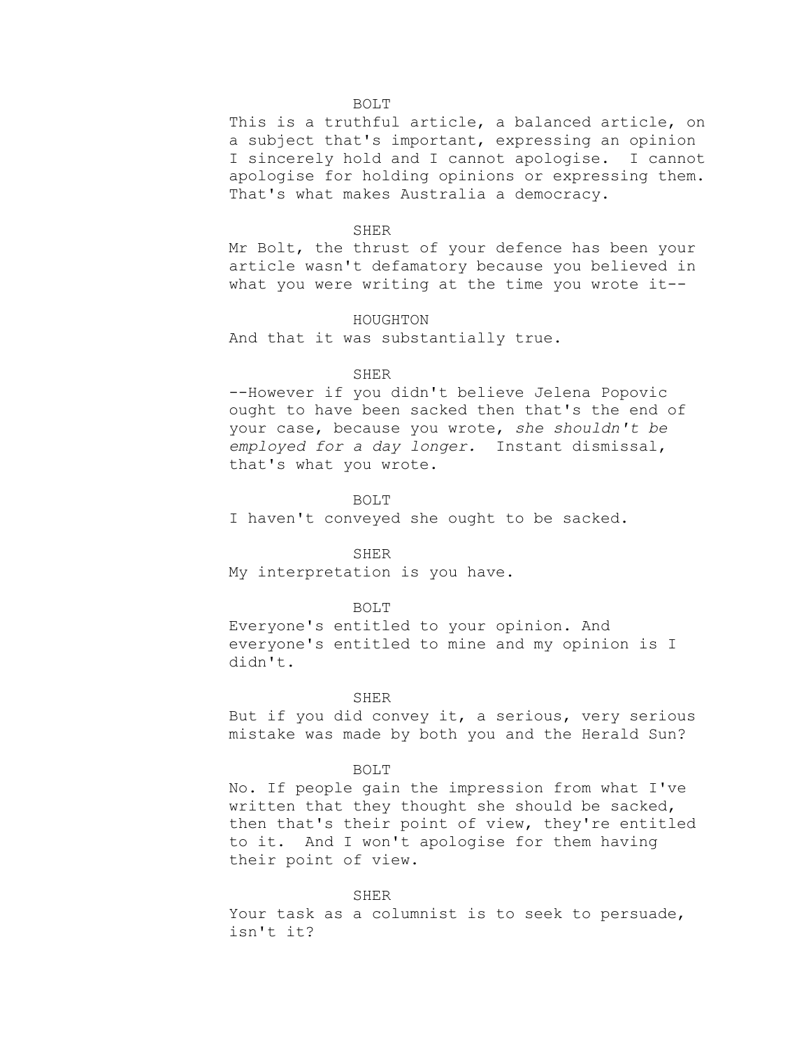BOLT

This is a truthful article, a balanced article, on a subject that's important, expressing an opinion I sincerely hold and I cannot apologise. I cannot apologise for holding opinions or expressing them. That's what makes Australia a democracy.

SHER

Mr Bolt, the thrust of your defence has been your article wasn't defamatory because you believed in what you were writing at the time you wrote it--

HOUGHTON

And that it was substantially true.

SHER

--However if you didn't believe Jelena Popovic ought to have been sacked then that's the end of your case, because you wrote, *she shouldn't be employed for a day longer.* Instant dismissal, that's what you wrote.

BOLT

I haven't conveyed she ought to be sacked.

SHER

My interpretation is you have.

BOLT

Everyone's entitled to your opinion. And everyone's entitled to mine and my opinion is I didn't.

SHER

But if you did convey it, a serious, very serious mistake was made by both you and the Herald Sun?

BOLT

No. If people gain the impression from what I've written that they thought she should be sacked, then that's their point of view, they're entitled to it. And I won't apologise for them having their point of view.

SHER

Your task as a columnist is to seek to persuade, isn't it?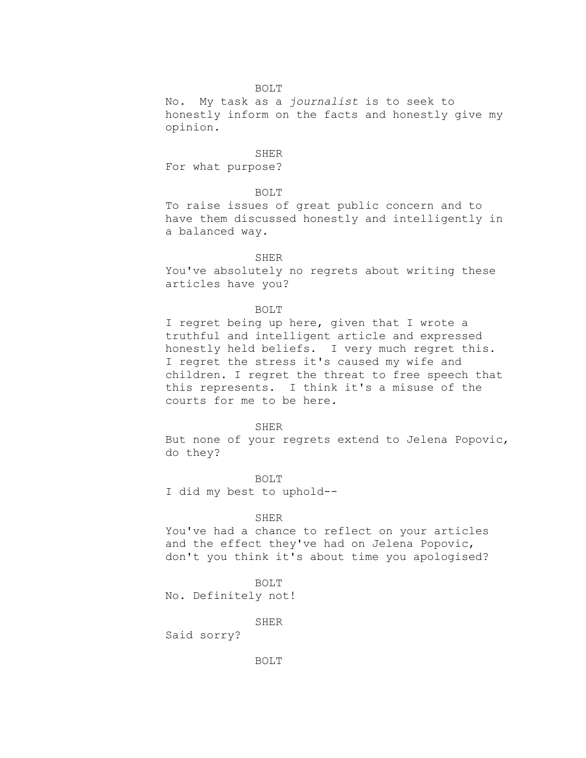BOLT

No. My task as a *journalist* is to seek to honestly inform on the facts and honestly give my opinion.

SHER

For what purpose?

BOLT

To raise issues of great public concern and to have them discussed honestly and intelligently in a balanced way.

SHER

You've absolutely no regrets about writing these articles have you?

BOLT

I regret being up here, given that I wrote a truthful and intelligent article and expressed honestly held beliefs. I very much regret this. I regret the stress it's caused my wife and children. I regret the threat to free speech that this represents. I think it's a misuse of the courts for me to be here.

SHER

But none of your regrets extend to Jelena Popovic, do they?

BOLT

I did my best to uphold--

SHER

You've had a chance to reflect on your articles and the effect they've had on Jelena Popovic, don't you think it's about time you apologised?

BOLT

No. Definitely not!

SHER

Said sorry?

BOLT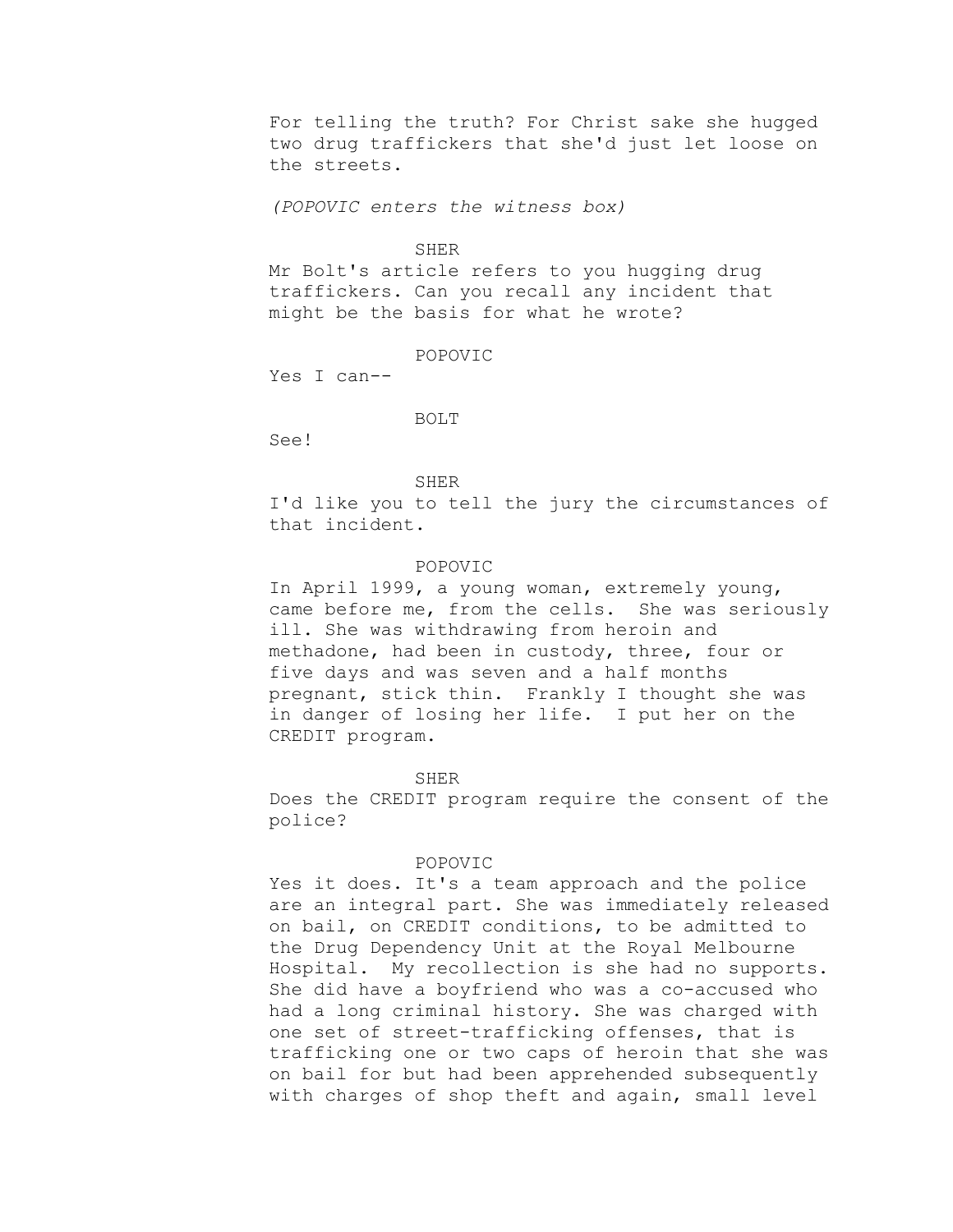For telling the truth? For Christ sake she hugged two drug traffickers that she'd just let loose on the streets.

*(POPOVIC enters the witness box)*

SHER

Mr Bolt's article refers to you hugging drug traffickers. Can you recall any incident that might be the basis for what he wrote?

POPOVIC

Yes I can--

BOLT

See!

SHER

I'd like you to tell the jury the circumstances of that incident.

POPOVIC

In April 1999, a young woman, extremely young, came before me, from the cells. She was seriously ill. She was withdrawing from heroin and methadone, had been in custody, three, four or five days and was seven and a half months pregnant, stick thin. Frankly I thought she was in danger of losing her life. I put her on the CREDIT program.

SHER

Does the CREDIT program require the consent of the police?

POPOVIC

Yes it does. It's a team approach and the police are an integral part. She was immediately released on bail, on CREDIT conditions, to be admitted to the Drug Dependency Unit at the Royal Melbourne Hospital. My recollection is she had no supports. She did have a boyfriend who was a co-accused who had a long criminal history. She was charged with one set of street-trafficking offenses, that is trafficking one or two caps of heroin that she was on bail for but had been apprehended subsequently with charges of shop theft and again, small level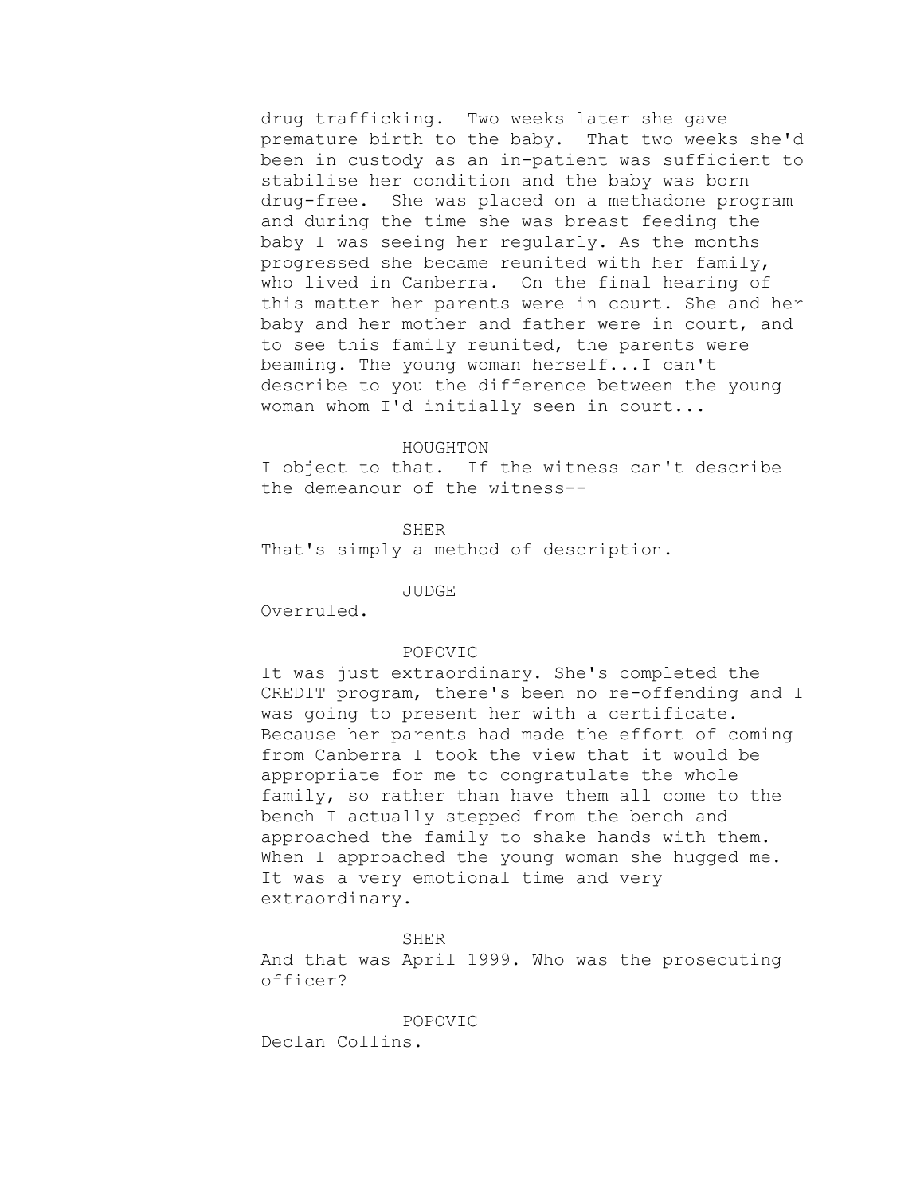drug trafficking. Two weeks later she gave premature birth to the baby. That two weeks she'd been in custody as an in-patient was sufficient to stabilise her condition and the baby was born drug-free. She was placed on a methadone program and during the time she was breast feeding the baby I was seeing her regularly. As the months progressed she became reunited with her family, who lived in Canberra. On the final hearing of this matter her parents were in court. She and her baby and her mother and father were in court, and to see this family reunited, the parents were beaming. The young woman herself...I can't describe to you the difference between the young woman whom I'd initially seen in court...

HOUGHTON

I object to that. If the witness can't describe the demeanour of the witness--

SHER

That's simply a method of description.

JUDGE

Overruled.

POPOVIC

It was just extraordinary. She's completed the CREDIT program, there's been no re-offending and I was going to present her with a certificate. Because her parents had made the effort of coming from Canberra I took the view that it would be appropriate for me to congratulate the whole family, so rather than have them all come to the bench I actually stepped from the bench and approached the family to shake hands with them. When I approached the young woman she hugged me. It was a very emotional time and very extraordinary.

SHER

And that was April 1999. Who was the prosecuting officer?

POPOVIC

Declan Collins.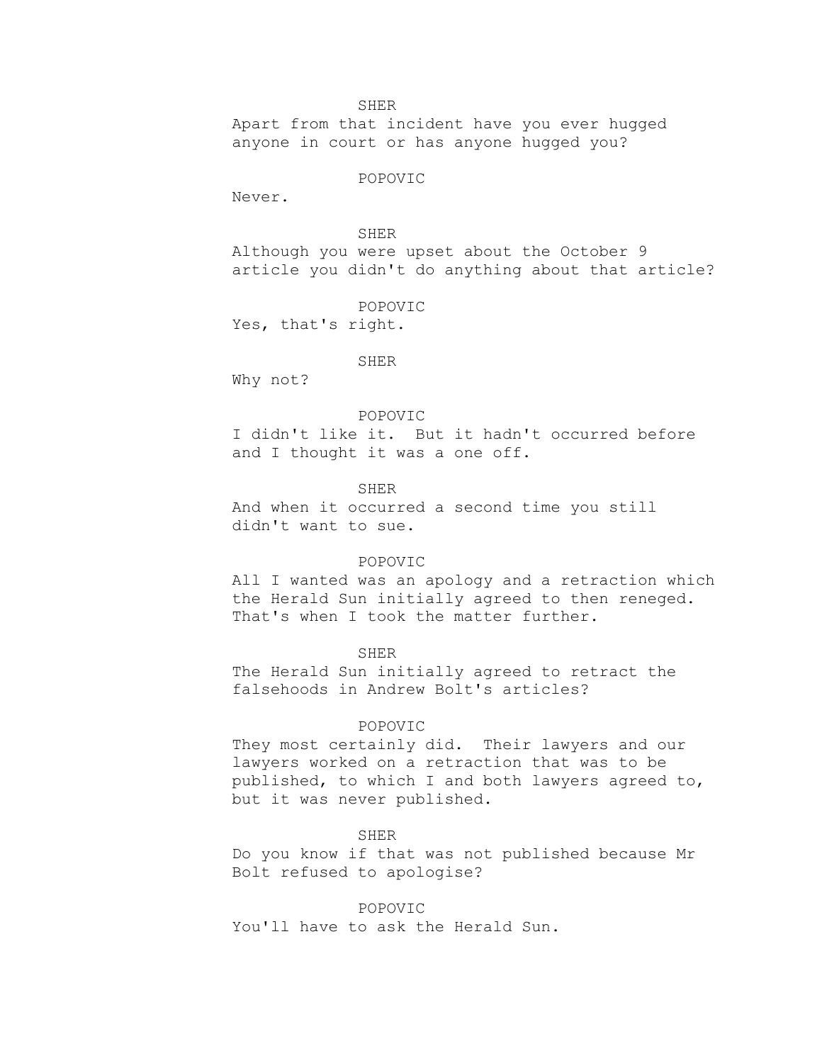SHER

Apart from that incident have you ever hugged anyone in court or has anyone hugged you?

POPOVIC

Never.

SHER

Although you were upset about the October 9 article you didn't do anything about that article?

POPOVIC

Yes, that's right.

SHER

Why not?

POPOVIC

I didn't like it. But it hadn't occurred before and I thought it was a one off.

SHER

And when it occurred a second time you still didn't want to sue.

POPOVIC

All I wanted was an apology and a retraction which the Herald Sun initially agreed to then reneged. That's when I took the matter further.

SHER

The Herald Sun initially agreed to retract the falsehoods in Andrew Bolt's articles?

POPOVIC

They most certainly did. Their lawyers and our lawyers worked on a retraction that was to be published, to which I and both lawyers agreed to, but it was never published.

SHER

Do you know if that was not published because Mr Bolt refused to apologise?

POPOVIC

You'll have to ask the Herald Sun.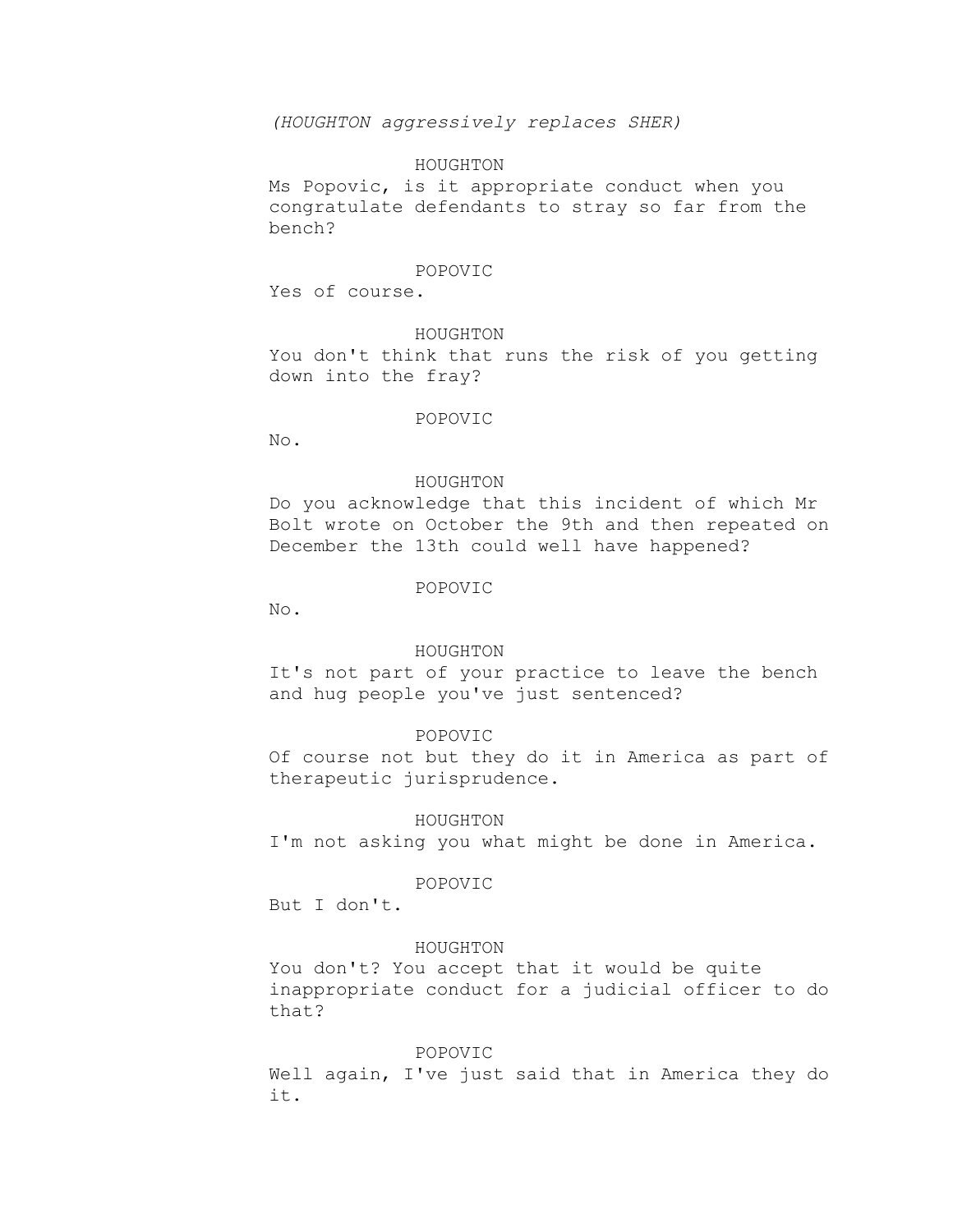*(HOUGHTON aggressively replaces SHER)*

HOUGHTON

Ms Popovic, is it appropriate conduct when you congratulate defendants to stray so far from the bench?

POPOVIC

Yes of course.

HOUGHTON

You don't think that runs the risk of you getting down into the fray?

POPOVIC

No.

HOUGHTON

Do you acknowledge that this incident of which Mr Bolt wrote on October the 9th and then repeated on December the 13th could well have happened?

POPOVIC

No.

HOUGHTON

It's not part of your practice to leave the bench and hug people you've just sentenced?

POPOVIC

Of course not but they do it in America as part of therapeutic jurisprudence.

HOUGHTON

I'm not asking you what might be done in America.

POPOVIC

But I don't.

HOUGHTON

You don't? You accept that it would be quite inappropriate conduct for a judicial officer to do that?

POPOVIC

Well again, I've just said that in America they do it.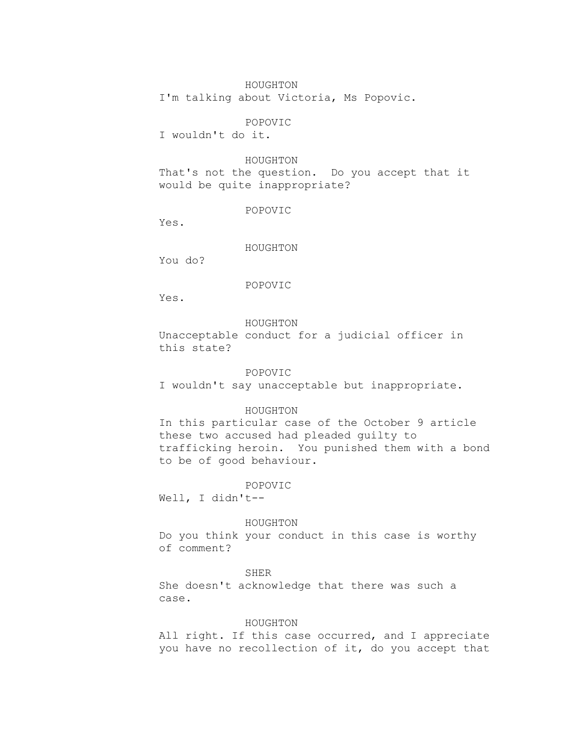HOUGHTON

I'm talking about Victoria, Ms Popovic.

POPOVIC

I wouldn't do it.

HOUGHTON

That's not the question. Do you accept that it would be quite inappropriate?

POPOVIC

Yes.

HOUGHTON

You do?

POPOVIC

Yes.

HOUGHTON

Unacceptable conduct for a judicial officer in this state?

POPOVIC

I wouldn't say unacceptable but inappropriate.

HOUGHTON

In this particular case of the October 9 article these two accused had pleaded guilty to trafficking heroin. You punished them with a bond to be of good behaviour.

POPOVIC

Well, I didn't--

HOUGHTON

Do you think your conduct in this case is worthy of comment?

SHER

She doesn't acknowledge that there was such a case.

HOUGHTON

All right. If this case occurred, and I appreciate you have no recollection of it, do you accept that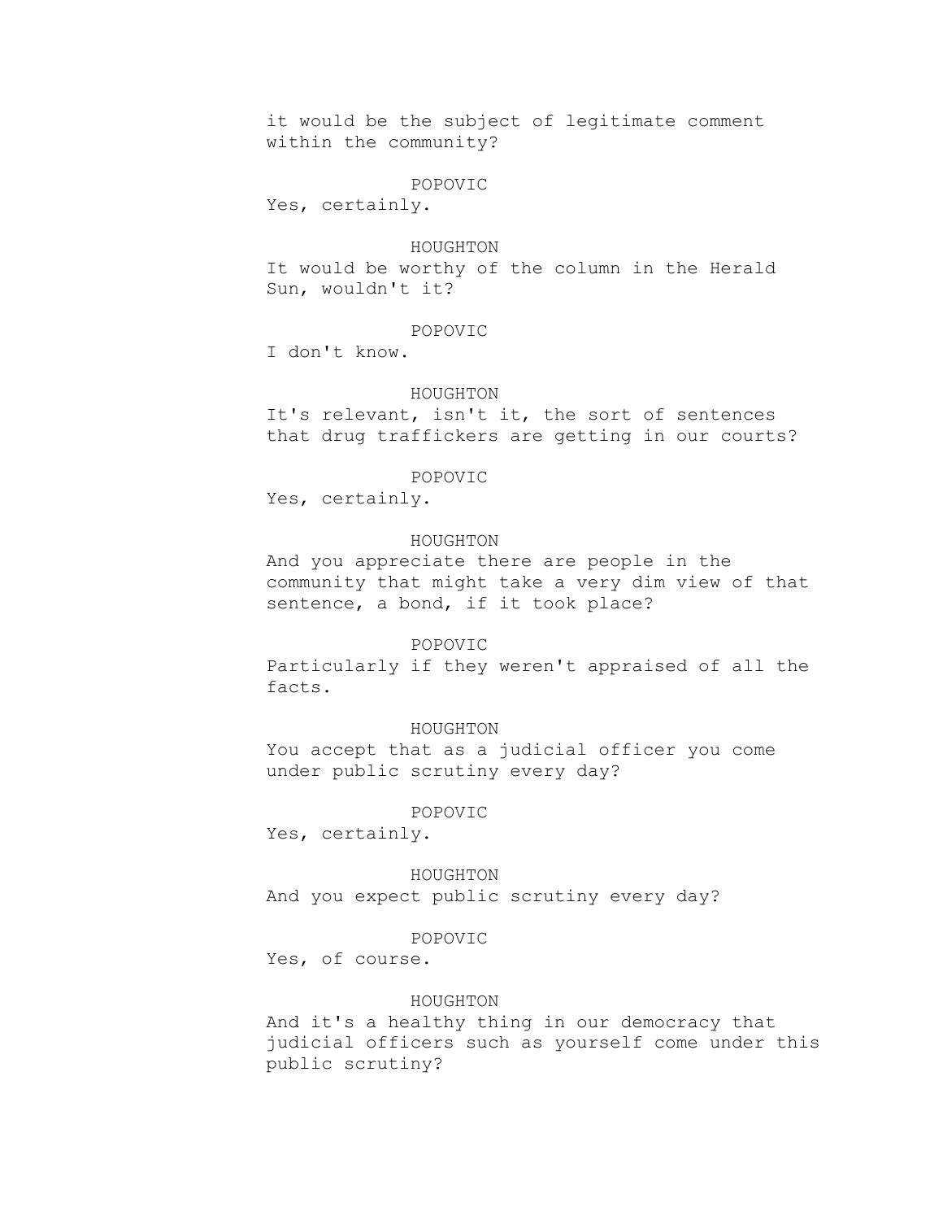it would be the subject of legitimate comment within the community?

POPOVIC
Yes, certainly.

HOUGHTON
It would be worthy of the column in the Herald Sun, wouldn't it?

POPOVIC
I don't know.

HOUGHTON
It's relevant, isn't it, the sort of sentences that drug traffickers are getting in our courts?

POPOVIC
Yes, certainly.

HOUGHTON
And you appreciate there are people in the community that might take a very dim view of that sentence, a bond, if it took place?

POPOVIC
Particularly if they weren't appraised of all the facts.

HOUGHTON
You accept that as a judicial officer you come under public scrutiny every day?

POPOVIC
Yes, certainly.

HOUGHTON
And you expect public scrutiny every day?

POPOVIC
Yes, of course.

HOUGHTON
And it's a healthy thing in our democracy that judicial officers such as yourself come under this public scrutiny?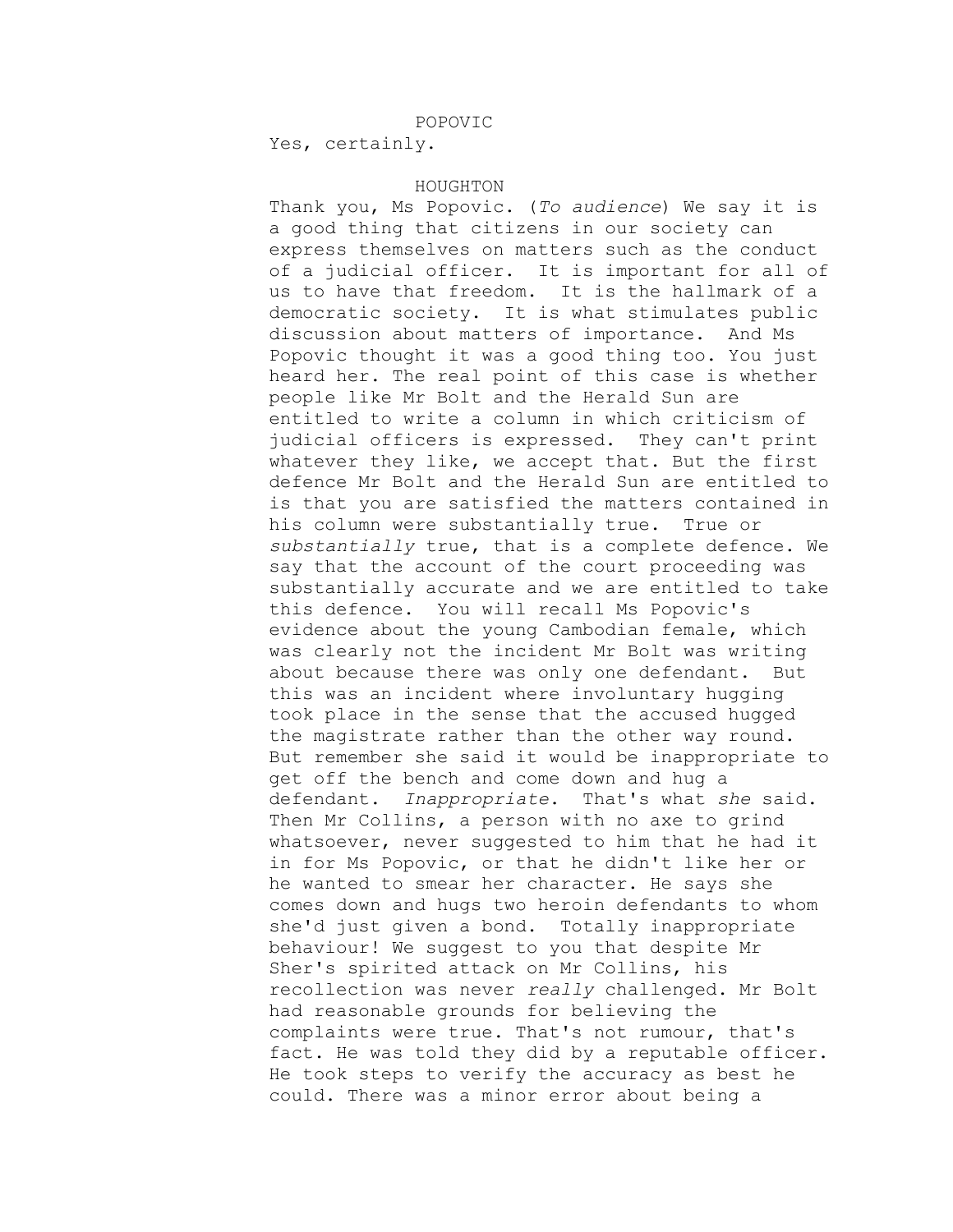POPOVIC

Yes, certainly.

HOUGHTON

Thank you, Ms Popovic. (*To audience*) We say it is a good thing that citizens in our society can express themselves on matters such as the conduct of a judicial officer. It is important for all of us to have that freedom. It is the hallmark of a democratic society. It is what stimulates public discussion about matters of importance. And Ms Popovic thought it was a good thing too. You just heard her. The real point of this case is whether people like Mr Bolt and the Herald Sun are entitled to write a column in which criticism of judicial officers is expressed. They can't print whatever they like, we accept that. But the first defence Mr Bolt and the Herald Sun are entitled to is that you are satisfied the matters contained in his column were substantially true. True or *substantially* true, that is a complete defence. We say that the account of the court proceeding was substantially accurate and we are entitled to take this defence. You will recall Ms Popovic's evidence about the young Cambodian female, which was clearly not the incident Mr Bolt was writing about because there was only one defendant. But this was an incident where involuntary hugging took place in the sense that the accused hugged the magistrate rather than the other way round. But remember she said it would be inappropriate to get off the bench and come down and hug a defendant. *Inappropriate*. That's what *she* said. Then Mr Collins, a person with no axe to grind whatsoever, never suggested to him that he had it in for Ms Popovic, or that he didn't like her or he wanted to smear her character. He says she comes down and hugs two heroin defendants to whom she'd just given a bond. Totally inappropriate behaviour! We suggest to you that despite Mr Sher's spirited attack on Mr Collins, his recollection was never *really* challenged. Mr Bolt had reasonable grounds for believing the complaints were true. That's not rumour, that's fact. He was told they did by a reputable officer. He took steps to verify the accuracy as best he could. There was a minor error about being a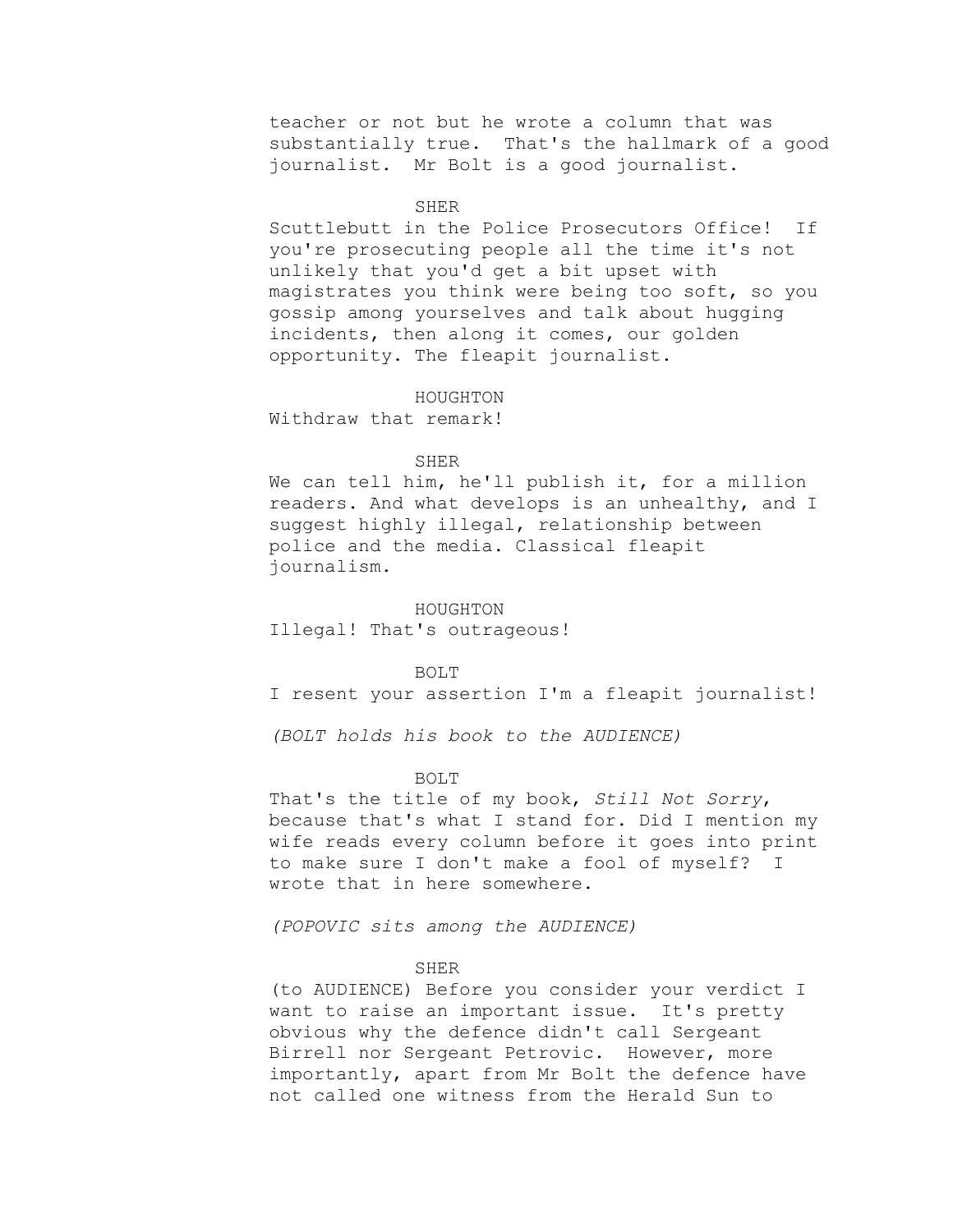teacher or not but he wrote a column that was substantially true. That's the hallmark of a good journalist. Mr Bolt is a good journalist.

SHER

Scuttlebutt in the Police Prosecutors Office! If you're prosecuting people all the time it's not unlikely that you'd get a bit upset with magistrates you think were being too soft, so you gossip among yourselves and talk about hugging incidents, then along it comes, our golden opportunity. The fleapit journalist.

HOUGHTON

Withdraw that remark!

SHER

We can tell him, he'll publish it, for a million readers. And what develops is an unhealthy, and I suggest highly illegal, relationship between police and the media. Classical fleapit journalism.

HOUGHTON

Illegal! That's outrageous!

BOLT

I resent your assertion I'm a fleapit journalist!

*(BOLT holds his book to the AUDIENCE)*

BOLT

That's the title of my book, *Still Not Sorry*, because that's what I stand for. Did I mention my wife reads every column before it goes into print to make sure I don't make a fool of myself? I wrote that in here somewhere.

*(POPOVIC sits among the AUDIENCE)*

SHER

(to AUDIENCE) Before you consider your verdict I want to raise an important issue. It's pretty obvious why the defence didn't call Sergeant Birrell nor Sergeant Petrovic. However, more importantly, apart from Mr Bolt the defence have not called one witness from the Herald Sun to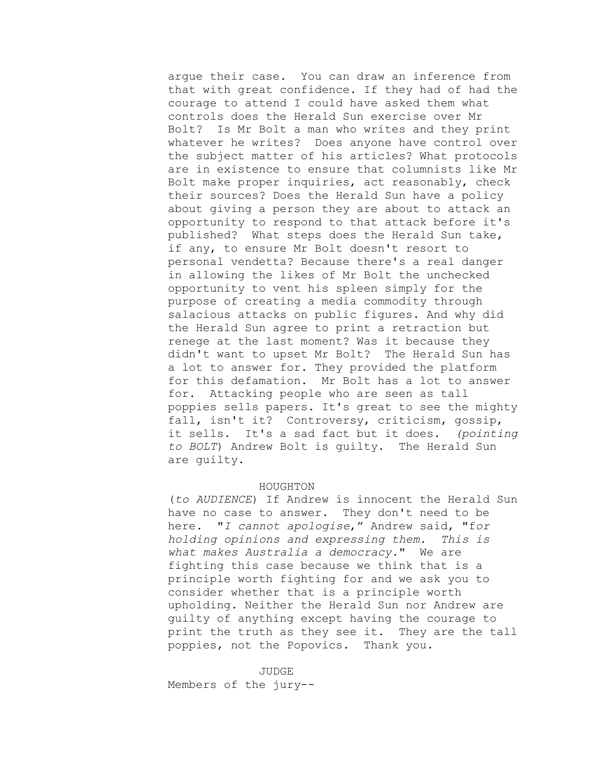argue their case. You can draw an inference from that with great confidence. If they had of had the courage to attend I could have asked them what controls does the Herald Sun exercise over Mr Bolt? Is Mr Bolt a man who writes and they print whatever he writes? Does anyone have control over the subject matter of his articles? What protocols are in existence to ensure that columnists like Mr Bolt make proper inquiries, act reasonably, check their sources? Does the Herald Sun have a policy about giving a person they are about to attack an opportunity to respond to that attack before it's published? What steps does the Herald Sun take, if any, to ensure Mr Bolt doesn't resort to personal vendetta? Because there's a real danger in allowing the likes of Mr Bolt the unchecked opportunity to vent his spleen simply for the purpose of creating a media commodity through salacious attacks on public figures. And why did the Herald Sun agree to print a retraction but renege at the last moment? Was it because they didn't want to upset Mr Bolt? The Herald Sun has a lot to answer for. They provided the platform for this defamation. Mr Bolt has a lot to answer for. Attacking people who are seen as tall poppies sells papers. It's great to see the mighty fall, isn't it? Controversy, criticism, gossip, it sells. It's a sad fact but it does. *(pointing to BOLT)* Andrew Bolt is guilty. The Herald Sun are guilty.

HOUGHTON

(*to AUDIENCE*) If Andrew is innocent the Herald Sun have no case to answer. They don't need to be here. "*I cannot apologise,*" Andrew said, "*for holding opinions and expressing them. This is what makes Australia a democracy.*" We are fighting this case because we think that is a principle worth fighting for and we ask you to consider whether that is a principle worth upholding. Neither the Herald Sun nor Andrew are guilty of anything except having the courage to print the truth as they see it. They are the tall poppies, not the Popovics. Thank you.

JUDGE

Members of the jury--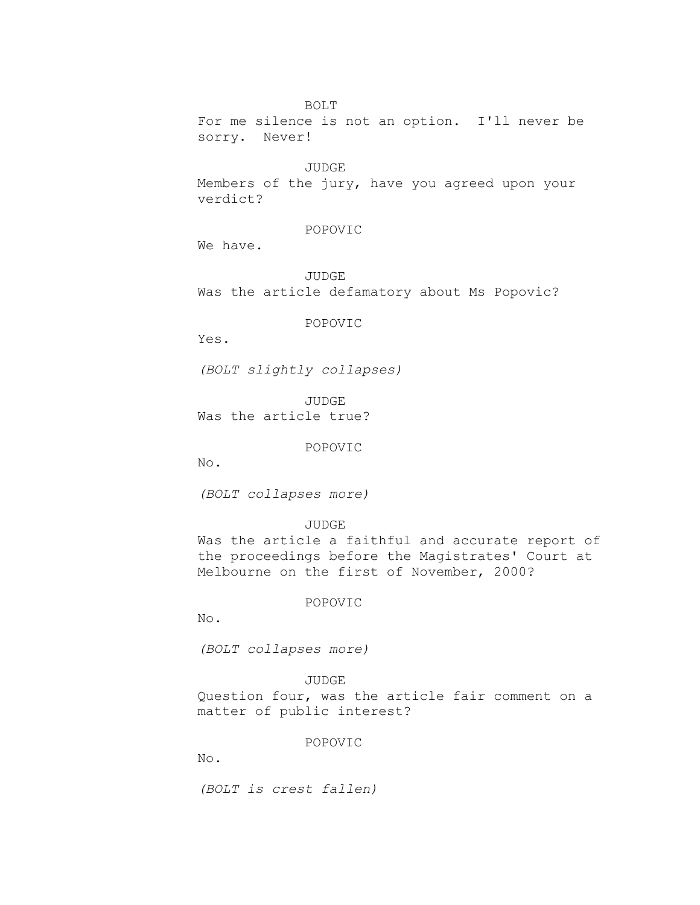BOLT

For me silence is not an option. I'll never be sorry. Never!

JUDGE

Members of the jury, have you agreed upon your verdict?

POPOVIC

We have.

JUDGE

Was the article defamatory about Ms Popovic?

POPOVIC

Yes.

*(BOLT slightly collapses)*

JUDGE

Was the article true?

POPOVIC

No.

*(BOLT collapses more)*

JUDGE

Was the article a faithful and accurate report of the proceedings before the Magistrates' Court at Melbourne on the first of November, 2000?

POPOVIC

No.

*(BOLT collapses more)*

JUDGE

Question four, was the article fair comment on a matter of public interest?

POPOVIC

No.

*(BOLT is crest fallen)*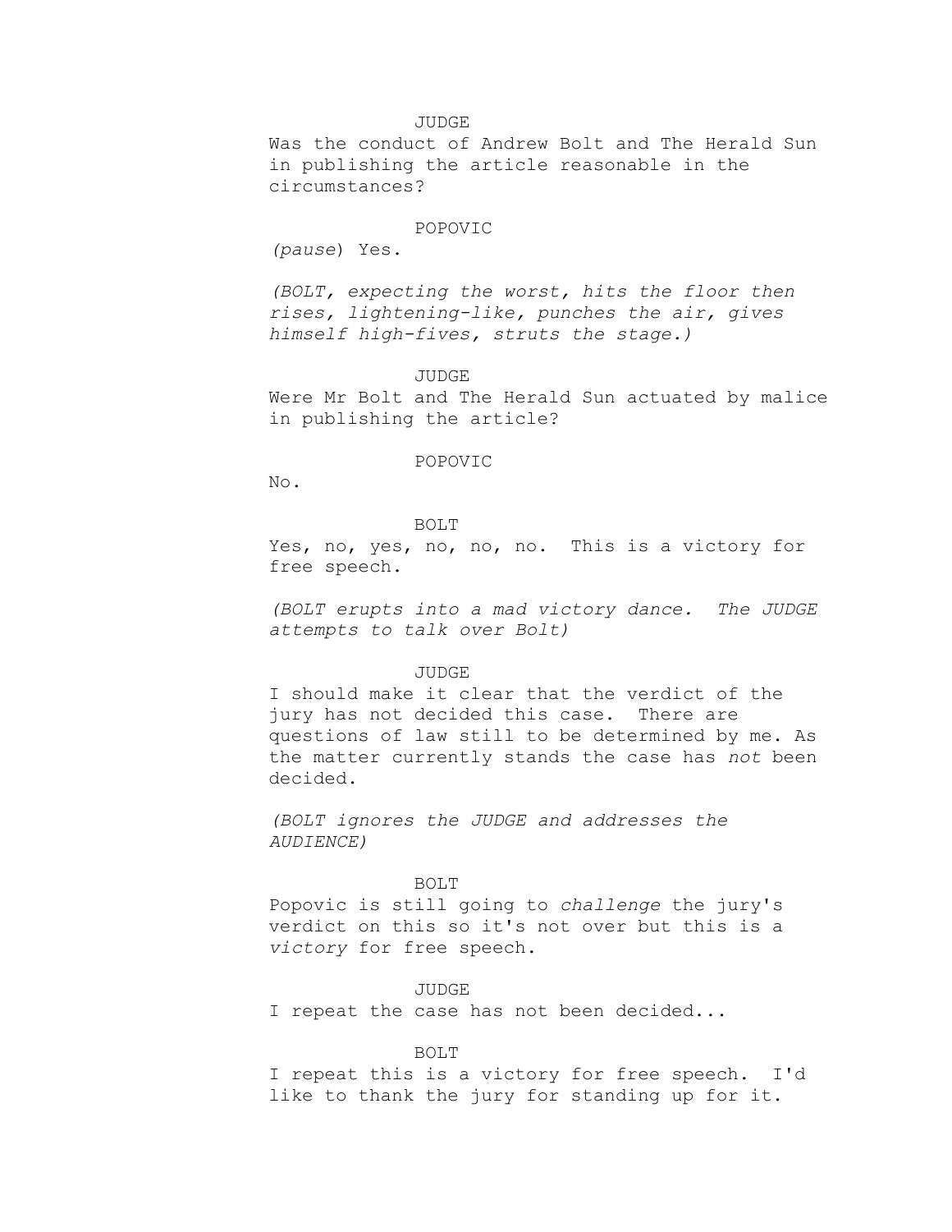JUDGE

Was the conduct of Andrew Bolt and The Herald Sun in publishing the article reasonable in the circumstances?

POPOVIC

*(pause*) Yes.

*(BOLT, expecting the worst, hits the floor then rises, lightening-like, punches the air, gives himself high-fives, struts the stage.)*

JUDGE

Were Mr Bolt and The Herald Sun actuated by malice in publishing the article?

POPOVIC

No.

BOLT

Yes, no, yes, no, no, no. This is a victory for free speech.

*(BOLT erupts into a mad victory dance. The JUDGE attempts to talk over Bolt)*

JUDGE

I should make it clear that the verdict of the jury has not decided this case. There are questions of law still to be determined by me. As the matter currently stands the case has *not* been decided.

*(BOLT ignores the JUDGE and addresses the AUDIENCE)*

BOLT

Popovic is still going to *challenge* the jury's verdict on this so it's not over but this is a *victory* for free speech.

JUDGE

I repeat the case has not been decided...

BOLT

I repeat this is a victory for free speech. I'd like to thank the jury for standing up for it.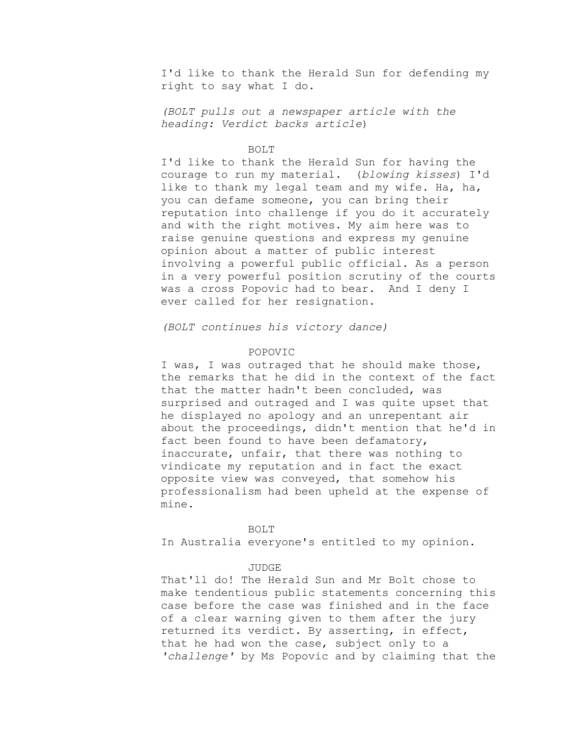I'd like to thank the Herald Sun for defending my right to say what I do.

*(BOLT pulls out a newspaper article with the heading: Verdict backs article*)

BOLT

I'd like to thank the Herald Sun for having the courage to run my material. (*blowing kisses*) I'd like to thank my legal team and my wife. Ha, ha, you can defame someone, you can bring their reputation into challenge if you do it accurately and with the right motives. My aim here was to raise genuine questions and express my genuine opinion about a matter of public interest involving a powerful public official. As a person in a very powerful position scrutiny of the courts was a cross Popovic had to bear. And I deny I ever called for her resignation.

*(BOLT continues his victory dance)*

POPOVIC

I was, I was outraged that he should make those, the remarks that he did in the context of the fact that the matter hadn't been concluded, was surprised and outraged and I was quite upset that he displayed no apology and an unrepentant air about the proceedings, didn't mention that he'd in fact been found to have been defamatory, inaccurate, unfair, that there was nothing to vindicate my reputation and in fact the exact opposite view was conveyed, that somehow his professionalism had been upheld at the expense of mine.

BOLT

In Australia everyone's entitled to my opinion.

JUDGE

That'll do! The Herald Sun and Mr Bolt chose to make tendentious public statements concerning this case before the case was finished and in the face of a clear warning given to them after the jury returned its verdict. By asserting, in effect, that he had won the case, subject only to a '*challenge*' by Ms Popovic and by claiming that the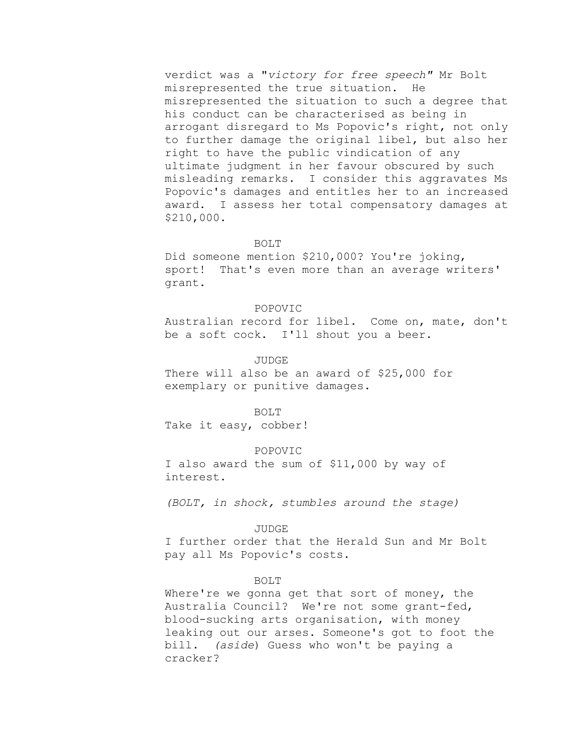verdict was a "*victory for free speech*" Mr Bolt misrepresented the true situation. He misrepresented the situation to such a degree that his conduct can be characterised as being in arrogant disregard to Ms Popovic's right, not only to further damage the original libel, but also her right to have the public vindication of any ultimate judgment in her favour obscured by such misleading remarks. I consider this aggravates Ms Popovic's damages and entitles her to an increased award. I assess her total compensatory damages at $210,000.

BOLT

Did someone mention $210,000? You're joking, sport! That's even more than an average writers' grant.

POPOVIC

Australian record for libel. Come on, mate, don't be a soft cock. I'll shout you a beer.

JUDGE

There will also be an award of $25,000 for exemplary or punitive damages.

BOLT

Take it easy, cobber!

POPOVIC

I also award the sum of $11,000 by way of interest.

*(BOLT, in shock, stumbles around the stage)*

JUDGE

I further order that the Herald Sun and Mr Bolt pay all Ms Popovic's costs.

BOLT

Where're we gonna get that sort of money, the Australia Council? We're not some grant-fed, blood-sucking arts organisation, with money leaking out our arses. Someone's got to foot the bill. *(aside*) Guess who won't be paying a cracker?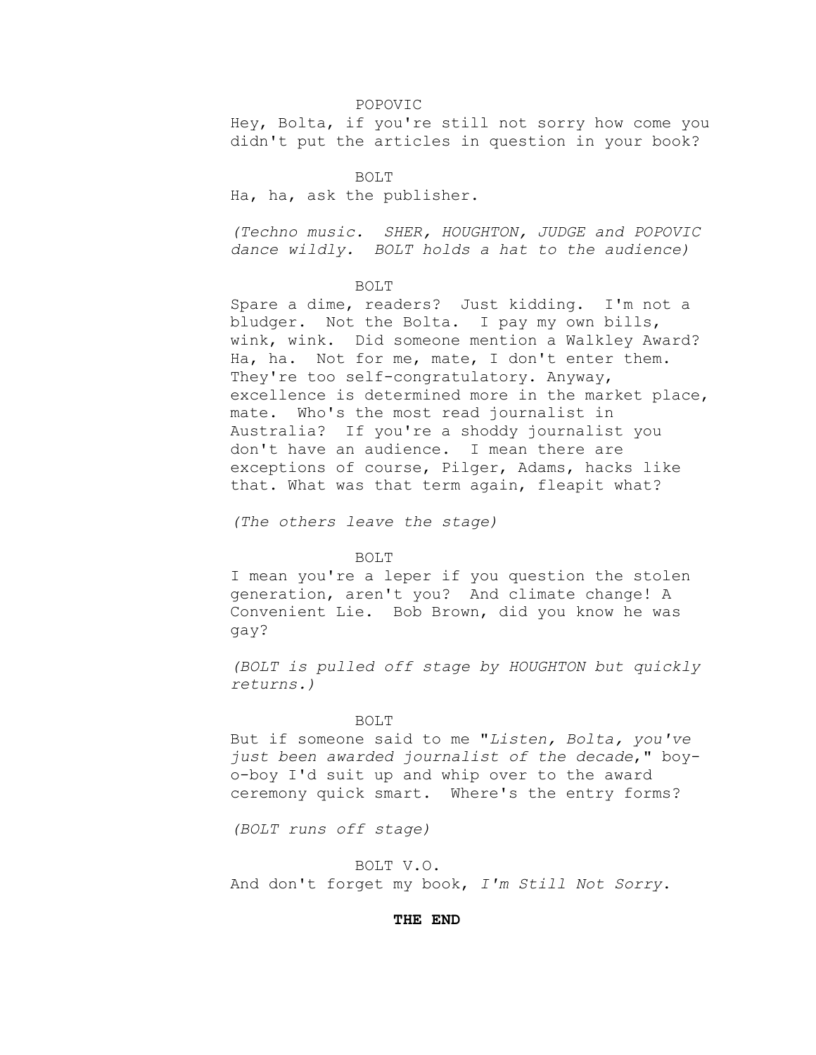POPOVIC

Hey, Bolta, if you're still not sorry how come you didn't put the articles in question in your book?

BOLT

Ha, ha, ask the publisher.

*(Techno music. SHER, HOUGHTON, JUDGE and POPOVIC dance wildly. BOLT holds a hat to the audience)*

BOLT

Spare a dime, readers? Just kidding. I'm not a bludger. Not the Bolta. I pay my own bills, wink, wink. Did someone mention a Walkley Award? Ha, ha. Not for me, mate, I don't enter them. They're too self-congratulatory. Anyway, excellence is determined more in the market place, mate. Who's the most read journalist in Australia? If you're a shoddy journalist you don't have an audience. I mean there are exceptions of course, Pilger, Adams, hacks like that. What was that term again, fleapit what?

*(The others leave the stage)*

BOLT

I mean you're a leper if you question the stolen generation, aren't you? And climate change! A Convenient Lie. Bob Brown, did you know he was gay?

*(BOLT is pulled off stage by HOUGHTON but quickly returns.)*

BOLT

But if someone said to me "*Listen, Bolta, you've just been awarded journalist of the decade*," boy-o-boy I'd suit up and whip over to the award ceremony quick smart. Where's the entry forms?

*(BOLT runs off stage)*

BOLT V.O.

And don't forget my book, *I'm Still Not Sorry*.

**THE END**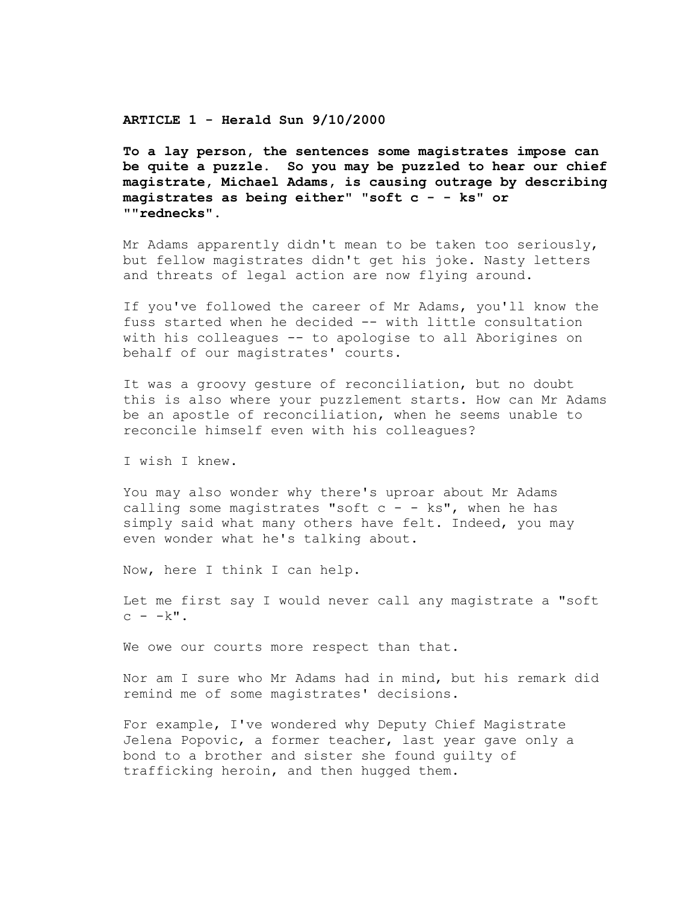**ARTICLE 1 - Herald Sun 9/10/2000**

**To a lay person, the sentences some magistrates impose can be quite a puzzle. So you may be puzzled to hear our chief magistrate, Michael Adams, is causing outrage by describing magistrates as being either" "soft c - - ks" or ""rednecks".**

Mr Adams apparently didn't mean to be taken too seriously, but fellow magistrates didn't get his joke. Nasty letters and threats of legal action are now flying around.

If you've followed the career of Mr Adams, you'll know the fuss started when he decided -- with little consultation with his colleagues -- to apologise to all Aborigines on behalf of our magistrates' courts.

It was a groovy gesture of reconciliation, but no doubt this is also where your puzzlement starts. How can Mr Adams be an apostle of reconciliation, when he seems unable to reconcile himself even with his colleagues?

I wish I knew.

You may also wonder why there's uproar about Mr Adams calling some magistrates "soft c - - ks", when he has simply said what many others have felt. Indeed, you may even wonder what he's talking about.

Now, here I think I can help.

Let me first say I would never call any magistrate a "soft c - -k".

We owe our courts more respect than that.

Nor am I sure who Mr Adams had in mind, but his remark did remind me of some magistrates' decisions.

For example, I've wondered why Deputy Chief Magistrate Jelena Popovic, a former teacher, last year gave only a bond to a brother and sister she found guilty of trafficking heroin, and then hugged them.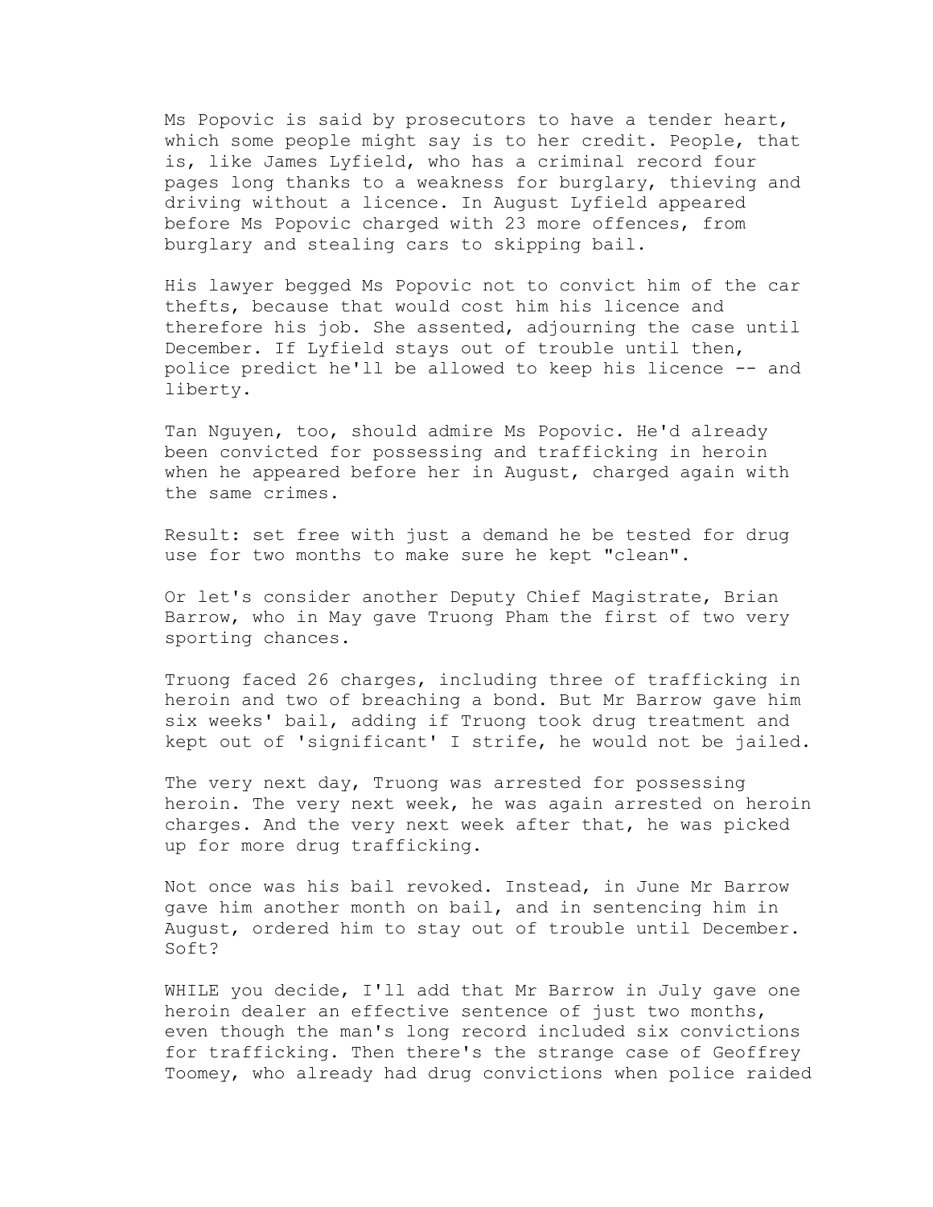Ms Popovic is said by prosecutors to have a tender heart, which some people might say is to her credit. People, that is, like James Lyfield, who has a criminal record four pages long thanks to a weakness for burglary, thieving and driving without a licence. In August Lyfield appeared before Ms Popovic charged with 23 more offences, from burglary and stealing cars to skipping bail.

His lawyer begged Ms Popovic not to convict him of the car thefts, because that would cost him his licence and therefore his job. She assented, adjourning the case until December. If Lyfield stays out of trouble until then, police predict he'll be allowed to keep his licence -- and liberty.

Tan Nguyen, too, should admire Ms Popovic. He'd already been convicted for possessing and trafficking in heroin when he appeared before her in August, charged again with the same crimes.

Result: set free with just a demand he be tested for drug use for two months to make sure he kept "clean".

Or let's consider another Deputy Chief Magistrate, Brian Barrow, who in May gave Truong Pham the first of two very sporting chances.

Truong faced 26 charges, including three of trafficking in heroin and two of breaching a bond. But Mr Barrow gave him six weeks' bail, adding if Truong took drug treatment and kept out of 'significant' I strife, he would not be jailed.

The very next day, Truong was arrested for possessing heroin. The very next week, he was again arrested on heroin charges. And the very next week after that, he was picked up for more drug trafficking.

Not once was his bail revoked. Instead, in June Mr Barrow gave him another month on bail, and in sentencing him in August, ordered him to stay out of trouble until December. Soft?

WHILE you decide, I'll add that Mr Barrow in July gave one heroin dealer an effective sentence of just two months, even though the man's long record included six convictions for trafficking. Then there's the strange case of Geoffrey Toomey, who already had drug convictions when police raided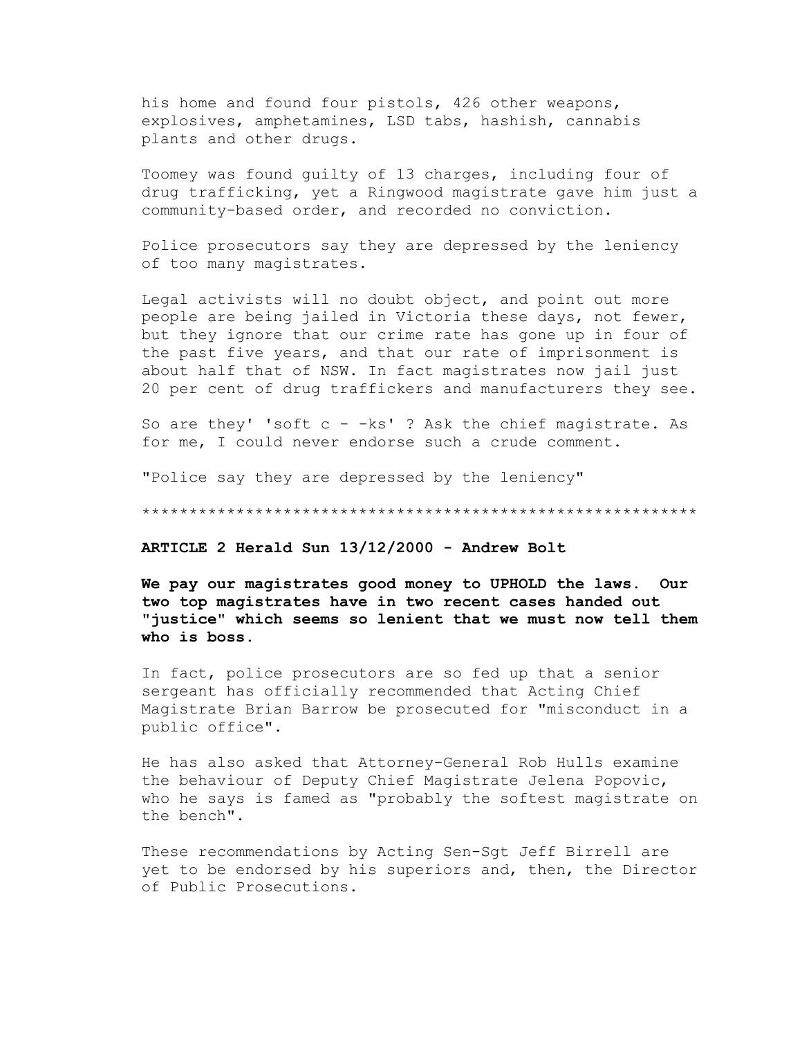his home and found four pistols, 426 other weapons, explosives, amphetamines, LSD tabs, hashish, cannabis plants and other drugs.

Toomey was found guilty of 13 charges, including four of drug trafficking, yet a Ringwood magistrate gave him just a community-based order, and recorded no conviction.

Police prosecutors say they are depressed by the leniency of too many magistrates.

Legal activists will no doubt object, and point out more people are being jailed in Victoria these days, not fewer, but they ignore that our crime rate has gone up in four of the past five years, and that our rate of imprisonment is about half that of NSW. In fact magistrates now jail just 20 per cent of drug traffickers and manufacturers they see.

So are they' 'soft c - -ks' ? Ask the chief magistrate. As for me, I could never endorse such a crude comment.

"Police say they are depressed by the leniency"

*********************************************************

**ARTICLE 2 Herald Sun 13/12/2000 - Andrew Bolt**

**We pay our magistrates good money to UPHOLD the laws. Our two top magistrates have in two recent cases handed out "justice" which seems so lenient that we must now tell them who is boss.**

In fact, police prosecutors are so fed up that a senior sergeant has officially recommended that Acting Chief Magistrate Brian Barrow be prosecuted for "misconduct in a public office".

He has also asked that Attorney-General Rob Hulls examine the behaviour of Deputy Chief Magistrate Jelena Popovic, who he says is famed as "probably the softest magistrate on the bench".

These recommendations by Acting Sen-Sgt Jeff Birrell are yet to be endorsed by his superiors and, then, the Director of Public Prosecutions.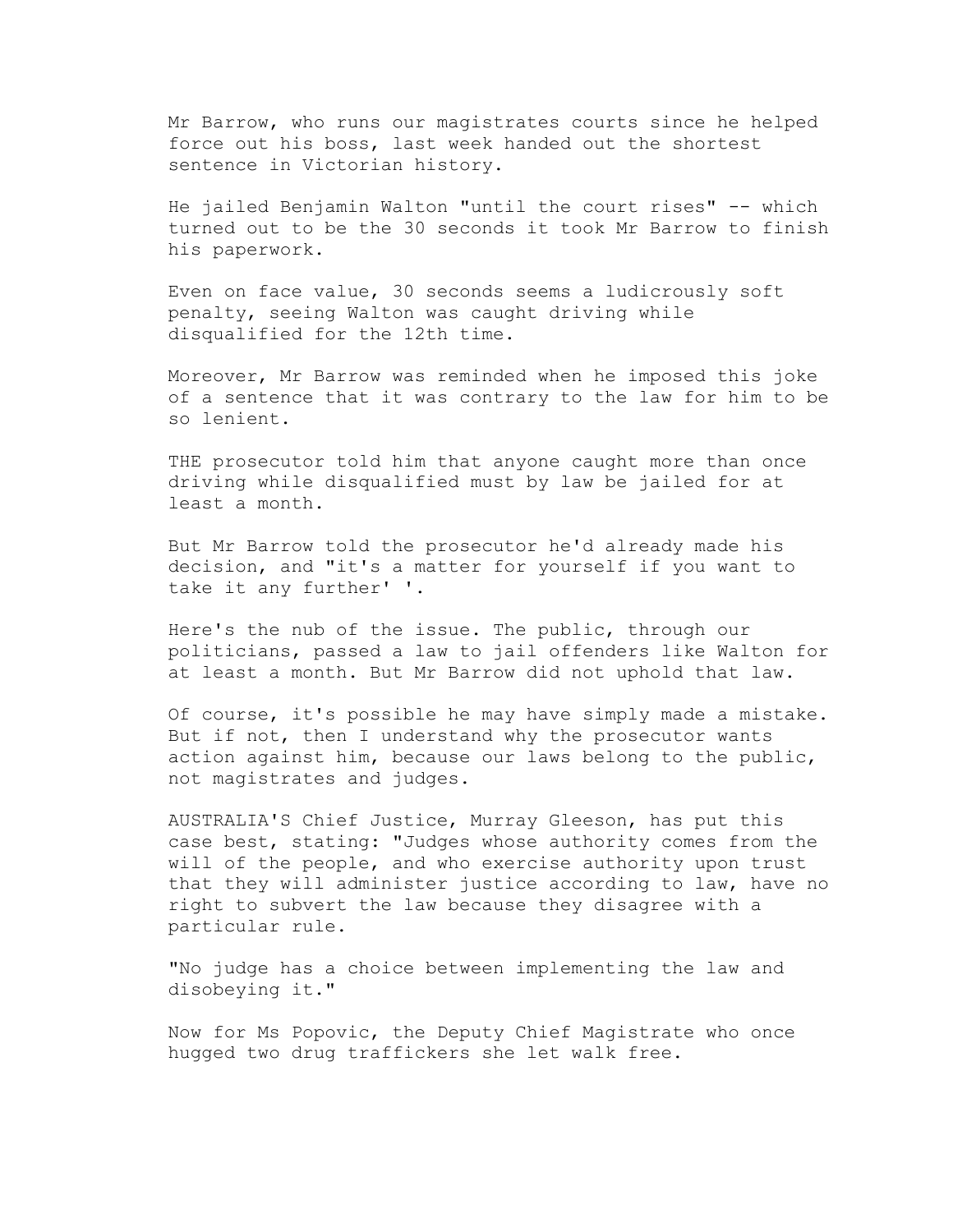Mr Barrow, who runs our magistrates courts since he helped force out his boss, last week handed out the shortest sentence in Victorian history.

He jailed Benjamin Walton "until the court rises" -- which turned out to be the 30 seconds it took Mr Barrow to finish his paperwork.

Even on face value, 30 seconds seems a ludicrously soft penalty, seeing Walton was caught driving while disqualified for the 12th time.

Moreover, Mr Barrow was reminded when he imposed this joke of a sentence that it was contrary to the law for him to be so lenient.

THE prosecutor told him that anyone caught more than once driving while disqualified must by law be jailed for at least a month.

But Mr Barrow told the prosecutor he'd already made his decision, and "it's a matter for yourself if you want to take it any further' '.

Here's the nub of the issue. The public, through our politicians, passed a law to jail offenders like Walton for at least a month. But Mr Barrow did not uphold that law.

Of course, it's possible he may have simply made a mistake. But if not, then I understand why the prosecutor wants action against him, because our laws belong to the public, not magistrates and judges.

AUSTRALIA'S Chief Justice, Murray Gleeson, has put this case best, stating: "Judges whose authority comes from the will of the people, and who exercise authority upon trust that they will administer justice according to law, have no right to subvert the law because they disagree with a particular rule.

"No judge has a choice between implementing the law and disobeying it."

Now for Ms Popovic, the Deputy Chief Magistrate who once hugged two drug traffickers she let walk free.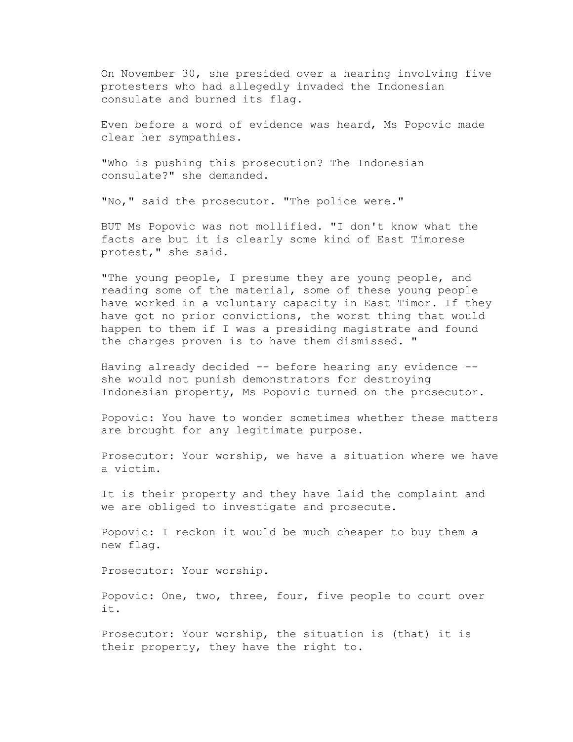On November 30, she presided over a hearing involving five protesters who had allegedly invaded the Indonesian consulate and burned its flag.

Even before a word of evidence was heard, Ms Popovic made clear her sympathies.

"Who is pushing this prosecution? The Indonesian consulate?" she demanded.

"No," said the prosecutor. "The police were."

BUT Ms Popovic was not mollified. "I don't know what the facts are but it is clearly some kind of East Timorese protest," she said.

"The young people, I presume they are young people, and reading some of the material, some of these young people have worked in a voluntary capacity in East Timor. If they have got no prior convictions, the worst thing that would happen to them if I was a presiding magistrate and found the charges proven is to have them dismissed. "

Having already decided -- before hearing any evidence -- she would not punish demonstrators for destroying Indonesian property, Ms Popovic turned on the prosecutor.

Popovic: You have to wonder sometimes whether these matters are brought for any legitimate purpose.

Prosecutor: Your worship, we have a situation where we have a victim.

It is their property and they have laid the complaint and we are obliged to investigate and prosecute.

Popovic: I reckon it would be much cheaper to buy them a new flag.

Prosecutor: Your worship.

Popovic: One, two, three, four, five people to court over it.

Prosecutor: Your worship, the situation is (that) it is their property, they have the right to.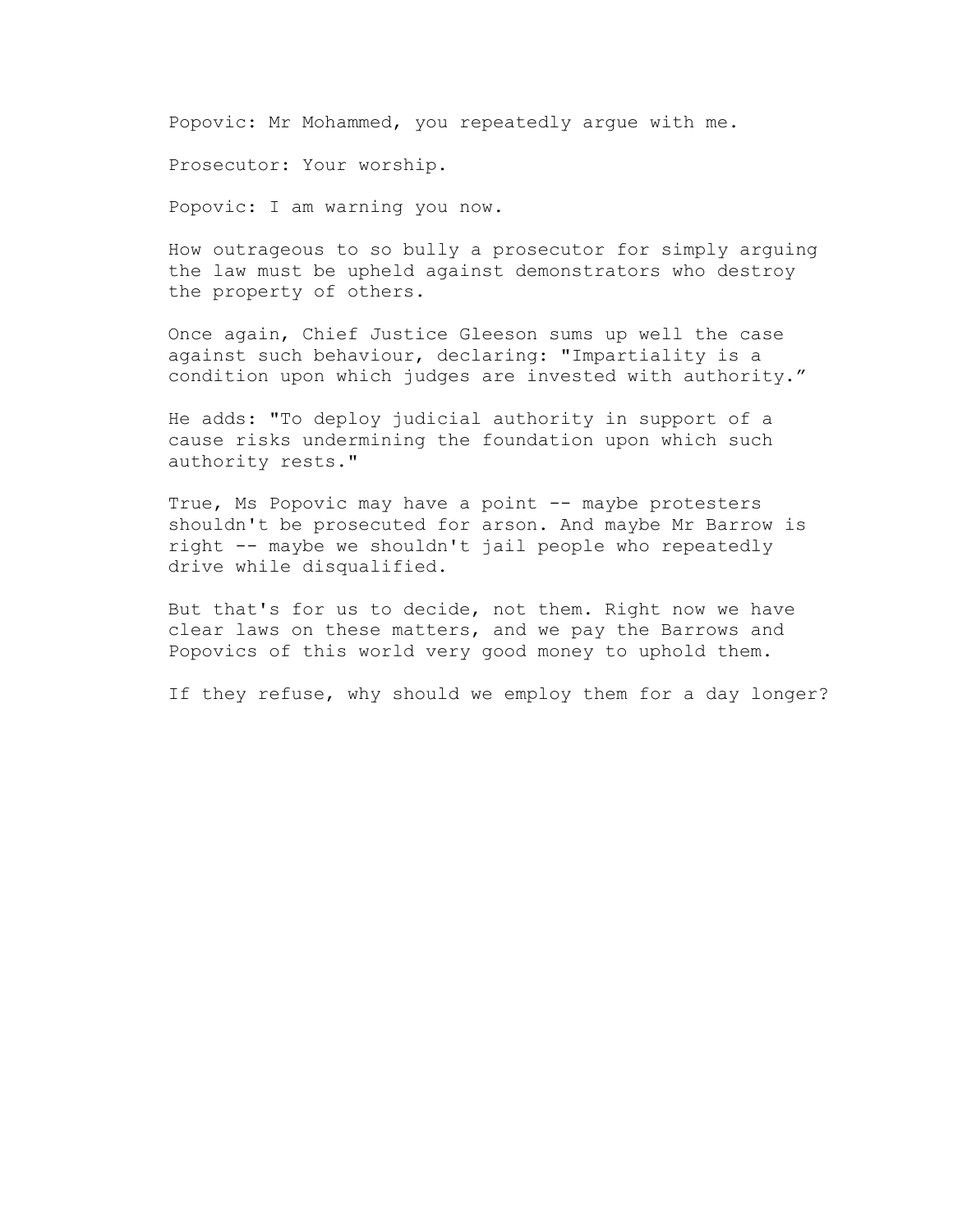Popovic: Mr Mohammed, you repeatedly argue with me.

Prosecutor: Your worship.

Popovic: I am warning you now.

How outrageous to so bully a prosecutor for simply arguing the law must be upheld against demonstrators who destroy the property of others.

Once again, Chief Justice Gleeson sums up well the case against such behaviour, declaring: "Impartiality is a condition upon which judges are invested with authority."

He adds: "To deploy judicial authority in support of a cause risks undermining the foundation upon which such authority rests."

True, Ms Popovic may have a point -- maybe protesters shouldn't be prosecuted for arson. And maybe Mr Barrow is right -- maybe we shouldn't jail people who repeatedly drive while disqualified.

But that's for us to decide, not them. Right now we have clear laws on these matters, and we pay the Barrows and Popovics of this world very good money to uphold them.

If they refuse, why should we employ them for a day longer?